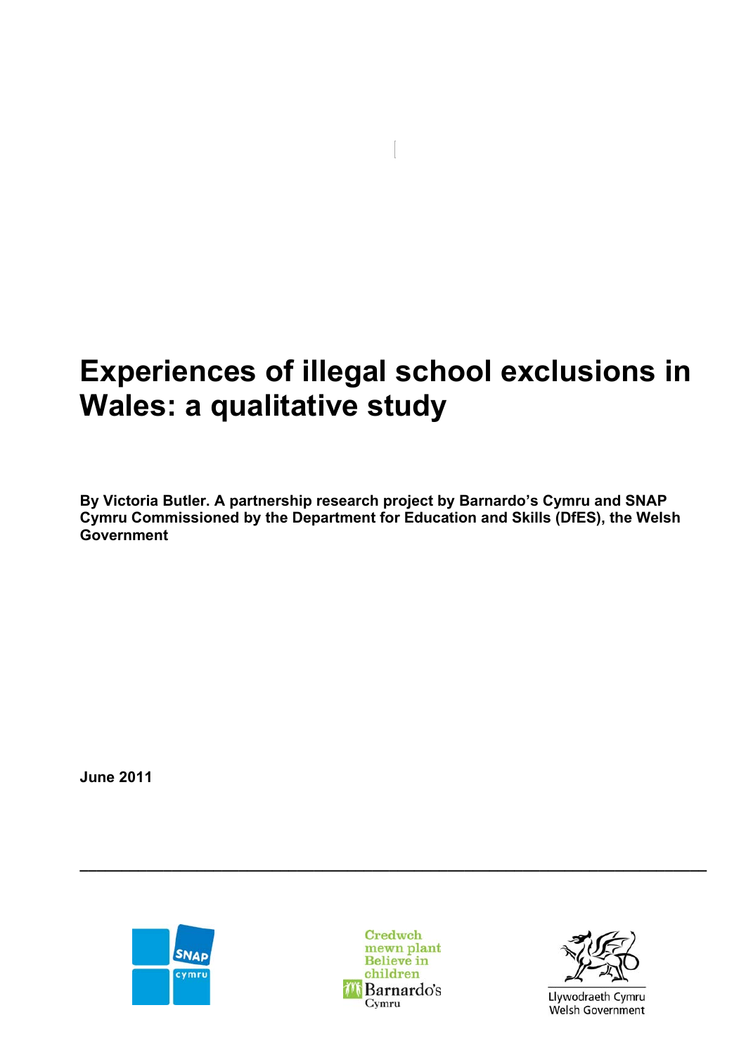# Experiences of illegal school exclusions in Wales: a qualitative study

**By Victoria Butler. A partnership research project by Barnardo's Cymru and SNAP Cymru Commissioned by the Department for Education and Skills (DfES), the Welsh Government**

**June 2011**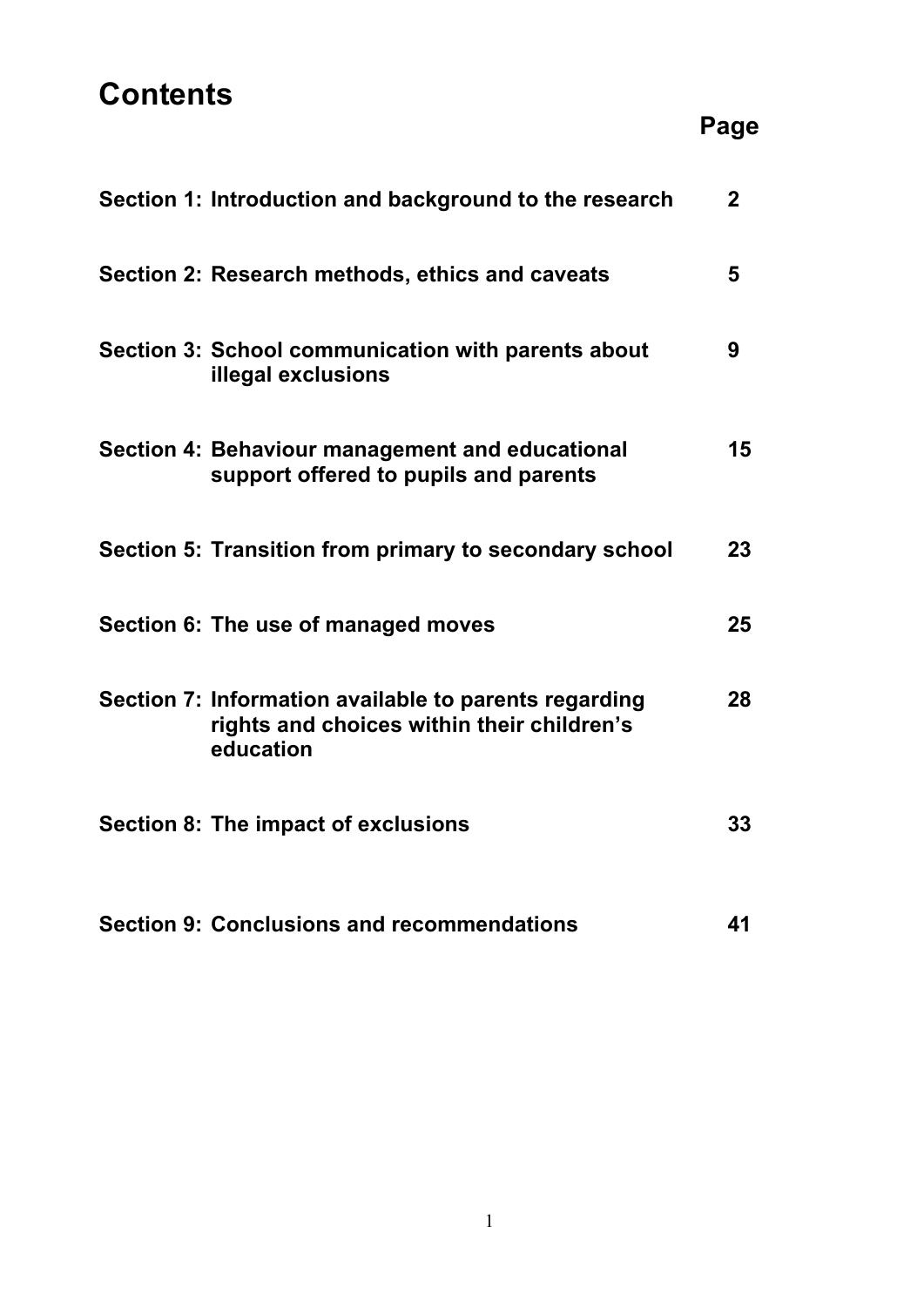# Contents

| | Page |
|---|---|
| **Section 1: Introduction and background to the research** | **2** |
| **Section 2: Research methods, ethics and caveats** | **5** |
| **Section 3: School communication with parents about illegal exclusions** | **9** |
| **Section 4: Behaviour management and educational support offered to pupils and parents** | **15** |
| **Section 5: Transition from primary to secondary school** | **23** |
| **Section 6: The use of managed moves** | **25** |
| **Section 7: Information available to parents regarding rights and choices within their children's education** | **28** |
| **Section 8: The impact of exclusions** | **33** |
| **Section 9: Conclusions and recommendations** | **41** |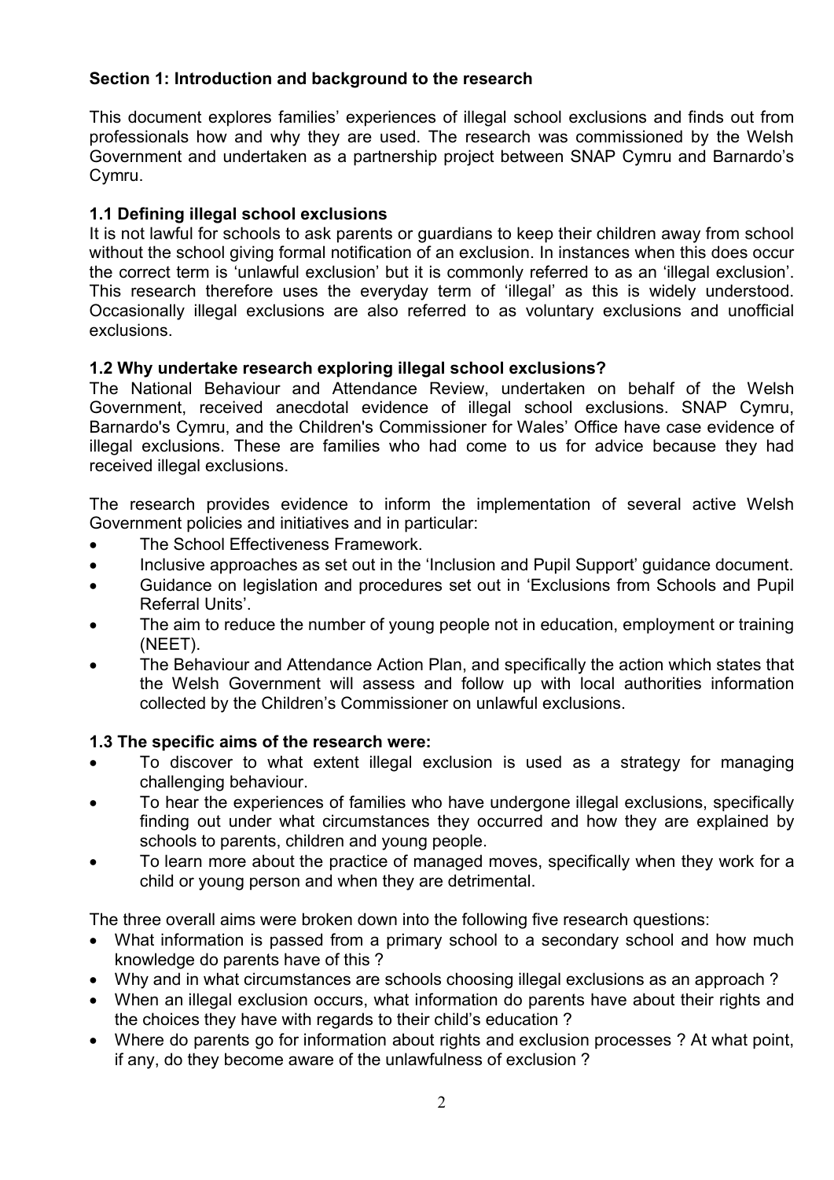## Section 1: Introduction and background to the research

This document explores families' experiences of illegal school exclusions and finds out from professionals how and why they are used. The research was commissioned by the Welsh Government and undertaken as a partnership project between SNAP Cymru and Barnardo's Cymru.

### 1.1 Defining illegal school exclusions

It is not lawful for schools to ask parents or guardians to keep their children away from school without the school giving formal notification of an exclusion. In instances when this does occur the correct term is 'unlawful exclusion' but it is commonly referred to as an 'illegal exclusion'. This research therefore uses the everyday term of 'illegal' as this is widely understood. Occasionally illegal exclusions are also referred to as voluntary exclusions and unofficial exclusions.

### 1.2 Why undertake research exploring illegal school exclusions?

The National Behaviour and Attendance Review, undertaken on behalf of the Welsh Government, received anecdotal evidence of illegal school exclusions. SNAP Cymru, Barnardo's Cymru, and the Children's Commissioner for Wales' Office have case evidence of illegal exclusions. These are families who had come to us for advice because they had received illegal exclusions.

The research provides evidence to inform the implementation of several active Welsh Government policies and initiatives and in particular:

- The School Effectiveness Framework.
- Inclusive approaches as set out in the 'Inclusion and Pupil Support' guidance document.
- Guidance on legislation and procedures set out in 'Exclusions from Schools and Pupil Referral Units'.
- The aim to reduce the number of young people not in education, employment or training (NEET).
- The Behaviour and Attendance Action Plan, and specifically the action which states that the Welsh Government will assess and follow up with local authorities information collected by the Children's Commissioner on unlawful exclusions.

### 1.3 The specific aims of the research were:

- To discover to what extent illegal exclusion is used as a strategy for managing challenging behaviour.
- To hear the experiences of families who have undergone illegal exclusions, specifically finding out under what circumstances they occurred and how they are explained by schools to parents, children and young people.
- To learn more about the practice of managed moves, specifically when they work for a child or young person and when they are detrimental.

The three overall aims were broken down into the following five research questions:

- What information is passed from a primary school to a secondary school and how much knowledge do parents have of this ?
- Why and in what circumstances are schools choosing illegal exclusions as an approach ?
- When an illegal exclusion occurs, what information do parents have about their rights and the choices they have with regards to their child's education ?
- Where do parents go for information about rights and exclusion processes ? At what point, if any, do they become aware of the unlawfulness of exclusion ?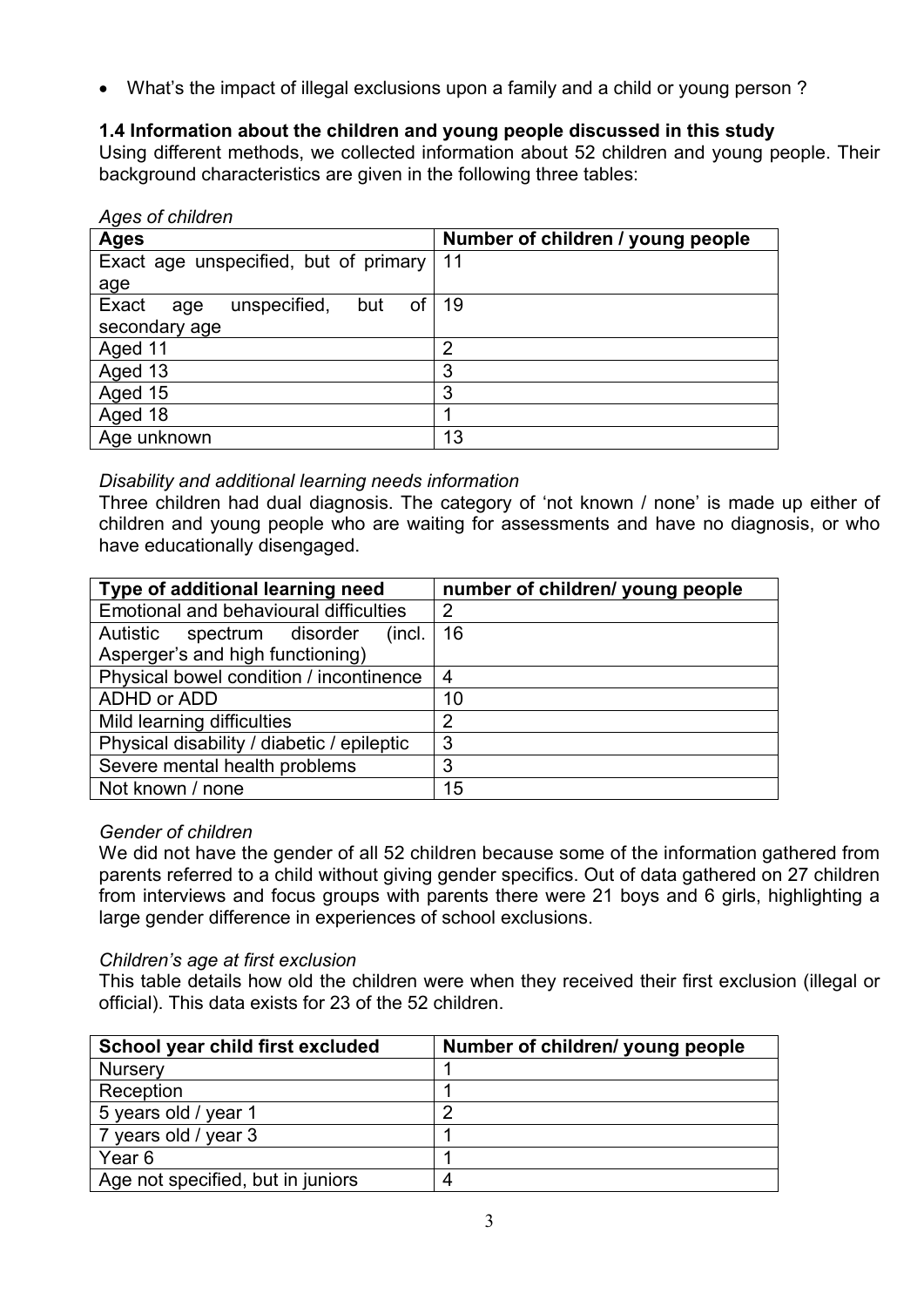- What's the impact of illegal exclusions upon a family and a child or young person ?

### 1.4 Information about the children and young people discussed in this study

Using different methods, we collected information about 52 children and young people. Their background characteristics are given in the following three tables:

*Ages of children*

| Ages | Number of children / young people |
| --- | --- |
| Exact age unspecified, but of primary age | 11 |
| Exact age unspecified, but of secondary age | 19 |
| Aged 11 | 2 |
| Aged 13 | 3 |
| Aged 15 | 3 |
| Aged 18 | 1 |
| Age unknown | 13 |

*Disability and additional learning needs information*

Three children had dual diagnosis. The category of 'not known / none' is made up either of children and young people who are waiting for assessments and have no diagnosis, or who have educationally disengaged.

| Type of additional learning need | number of children/ young people |
| --- | --- |
| Emotional and behavioural difficulties | 2 |
| Autistic spectrum disorder (incl. Asperger's and high functioning) | 16 |
| Physical bowel condition / incontinence | 4 |
| ADHD or ADD | 10 |
| Mild learning difficulties | 2 |
| Physical disability / diabetic / epileptic | 3 |
| Severe mental health problems | 3 |
| Not known / none | 15 |

*Gender of children*

We did not have the gender of all 52 children because some of the information gathered from parents referred to a child without giving gender specifics. Out of data gathered on 27 children from interviews and focus groups with parents there were 21 boys and 6 girls, highlighting a large gender difference in experiences of school exclusions.

*Children's age at first exclusion*

This table details how old the children were when they received their first exclusion (illegal or official). This data exists for 23 of the 52 children.

| School year child first excluded | Number of children/ young people |
| --- | --- |
| Nursery | 1 |
| Reception | 1 |
| 5 years old / year 1 | 2 |
| 7 years old / year 3 | 1 |
| Year 6 | 1 |
| Age not specified, but in juniors | 4 |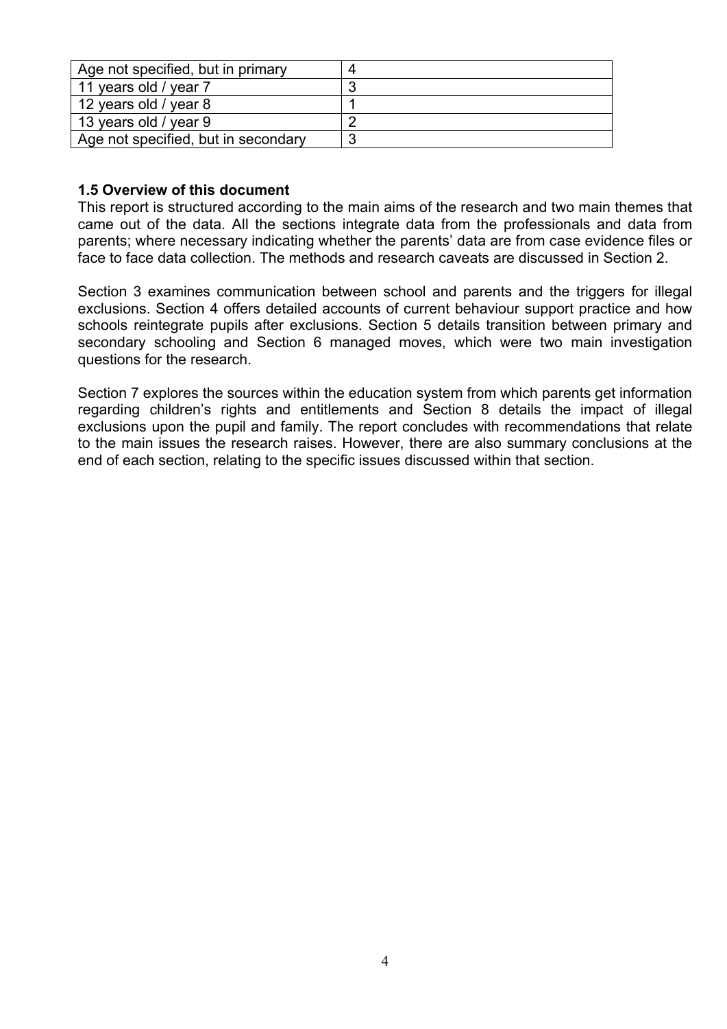| | |
|---|---|
| Age not specified, but in primary | 4 |
| 11 years old / year 7 | 3 |
| 12 years old / year 8 | 1 |
| 13 years old / year 9 | 2 |
| Age not specified, but in secondary | 3 |

### 1.5 Overview of this document

This report is structured according to the main aims of the research and two main themes that came out of the data. All the sections integrate data from the professionals and data from parents; where necessary indicating whether the parents' data are from case evidence files or face to face data collection. The methods and research caveats are discussed in Section 2.

Section 3 examines communication between school and parents and the triggers for illegal exclusions. Section 4 offers detailed accounts of current behaviour support practice and how schools reintegrate pupils after exclusions. Section 5 details transition between primary and secondary schooling and Section 6 managed moves, which were two main investigation questions for the research.

Section 7 explores the sources within the education system from which parents get information regarding children's rights and entitlements and Section 8 details the impact of illegal exclusions upon the pupil and family. The report concludes with recommendations that relate to the main issues the research raises. However, there are also summary conclusions at the end of each section, relating to the specific issues discussed within that section.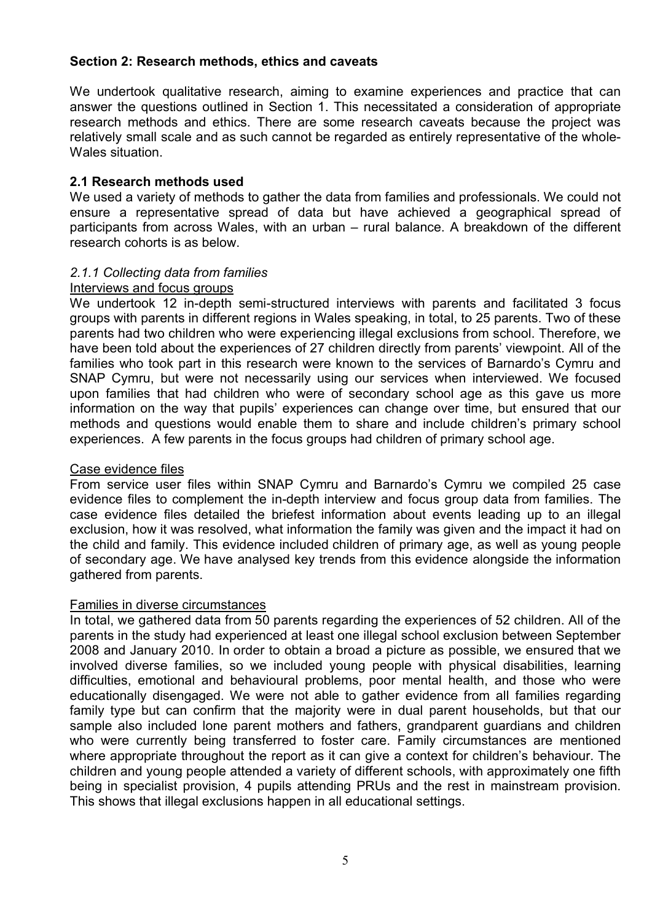## Section 2: Research methods, ethics and caveats

We undertook qualitative research, aiming to examine experiences and practice that can answer the questions outlined in Section 1. This necessitated a consideration of appropriate research methods and ethics. There are some research caveats because the project was relatively small scale and as such cannot be regarded as entirely representative of the whole-Wales situation.

### 2.1 Research methods used

We used a variety of methods to gather the data from families and professionals. We could not ensure a representative spread of data but have achieved a geographical spread of participants from across Wales, with an urban – rural balance. A breakdown of the different research cohorts is as below.

#### *2.1.1 Collecting data from families*

<u>Interviews and focus groups</u>

We undertook 12 in-depth semi-structured interviews with parents and facilitated 3 focus groups with parents in different regions in Wales speaking, in total, to 25 parents. Two of these parents had two children who were experiencing illegal exclusions from school. Therefore, we have been told about the experiences of 27 children directly from parents' viewpoint. All of the families who took part in this research were known to the services of Barnardo's Cymru and SNAP Cymru, but were not necessarily using our services when interviewed. We focused upon families that had children who were of secondary school age as this gave us more information on the way that pupils' experiences can change over time, but ensured that our methods and questions would enable them to share and include children's primary school experiences. A few parents in the focus groups had children of primary school age.

<u>Case evidence files</u>

From service user files within SNAP Cymru and Barnardo's Cymru we compiled 25 case evidence files to complement the in-depth interview and focus group data from families. The case evidence files detailed the briefest information about events leading up to an illegal exclusion, how it was resolved, what information the family was given and the impact it had on the child and family. This evidence included children of primary age, as well as young people of secondary age. We have analysed key trends from this evidence alongside the information gathered from parents.

<u>Families in diverse circumstances</u>

In total, we gathered data from 50 parents regarding the experiences of 52 children. All of the parents in the study had experienced at least one illegal school exclusion between September 2008 and January 2010. In order to obtain a broad a picture as possible, we ensured that we involved diverse families, so we included young people with physical disabilities, learning difficulties, emotional and behavioural problems, poor mental health, and those who were educationally disengaged. We were not able to gather evidence from all families regarding family type but can confirm that the majority were in dual parent households, but that our sample also included lone parent mothers and fathers, grandparent guardians and children who were currently being transferred to foster care. Family circumstances are mentioned where appropriate throughout the report as it can give a context for children's behaviour. The children and young people attended a variety of different schools, with approximately one fifth being in specialist provision, 4 pupils attending PRUs and the rest in mainstream provision. This shows that illegal exclusions happen in all educational settings.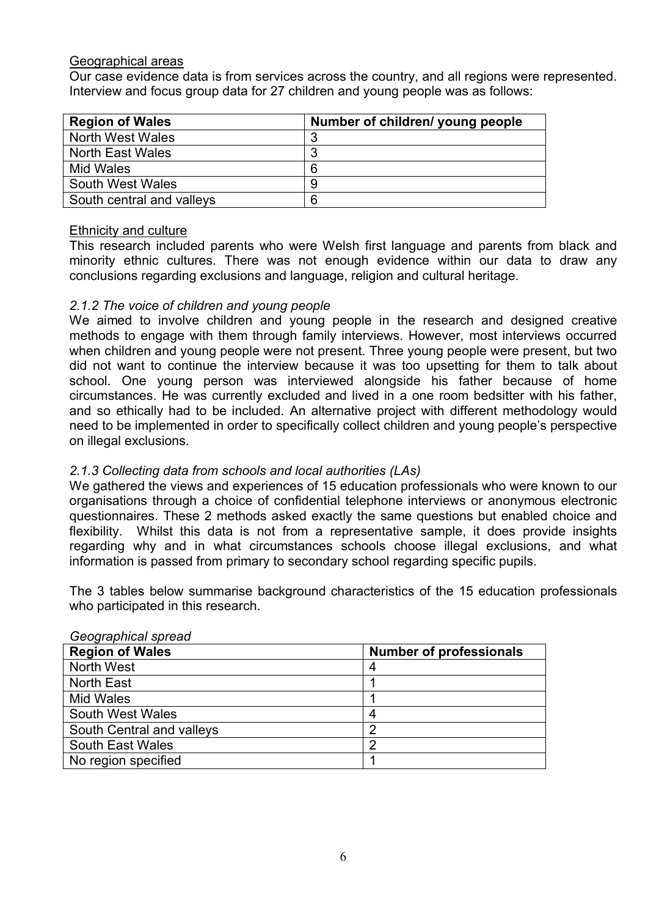Geographical areas

Our case evidence data is from services across the country, and all regions were represented. Interview and focus group data for 27 children and young people was as follows:

| Region of Wales | Number of children/ young people |
|---|---|
| North West Wales | 3 |
| North East Wales | 3 |
| Mid Wales | 6 |
| South West Wales | 9 |
| South central and valleys | 6 |

Ethnicity and culture

This research included parents who were Welsh first language and parents from black and minority ethnic cultures. There was not enough evidence within our data to draw any conclusions regarding exclusions and language, religion and cultural heritage.

*2.1.2 The voice of children and young people*

We aimed to involve children and young people in the research and designed creative methods to engage with them through family interviews. However, most interviews occurred when children and young people were not present. Three young people were present, but two did not want to continue the interview because it was too upsetting for them to talk about school. One young person was interviewed alongside his father because of home circumstances. He was currently excluded and lived in a one room bedsitter with his father, and so ethically had to be included. An alternative project with different methodology would need to be implemented in order to specifically collect children and young people's perspective on illegal exclusions.

*2.1.3 Collecting data from schools and local authorities (LAs)*

We gathered the views and experiences of 15 education professionals who were known to our organisations through a choice of confidential telephone interviews or anonymous electronic questionnaires. These 2 methods asked exactly the same questions but enabled choice and flexibility. Whilst this data is not from a representative sample, it does provide insights regarding why and in what circumstances schools choose illegal exclusions, and what information is passed from primary to secondary school regarding specific pupils.

The 3 tables below summarise background characteristics of the 15 education professionals who participated in this research.

*Geographical spread*

| Region of Wales | Number of professionals |
|---|---|
| North West | 4 |
| North East | 1 |
| Mid Wales | 1 |
| South West Wales | 4 |
| South Central and valleys | 2 |
| South East Wales | 2 |
| No region specified | 1 |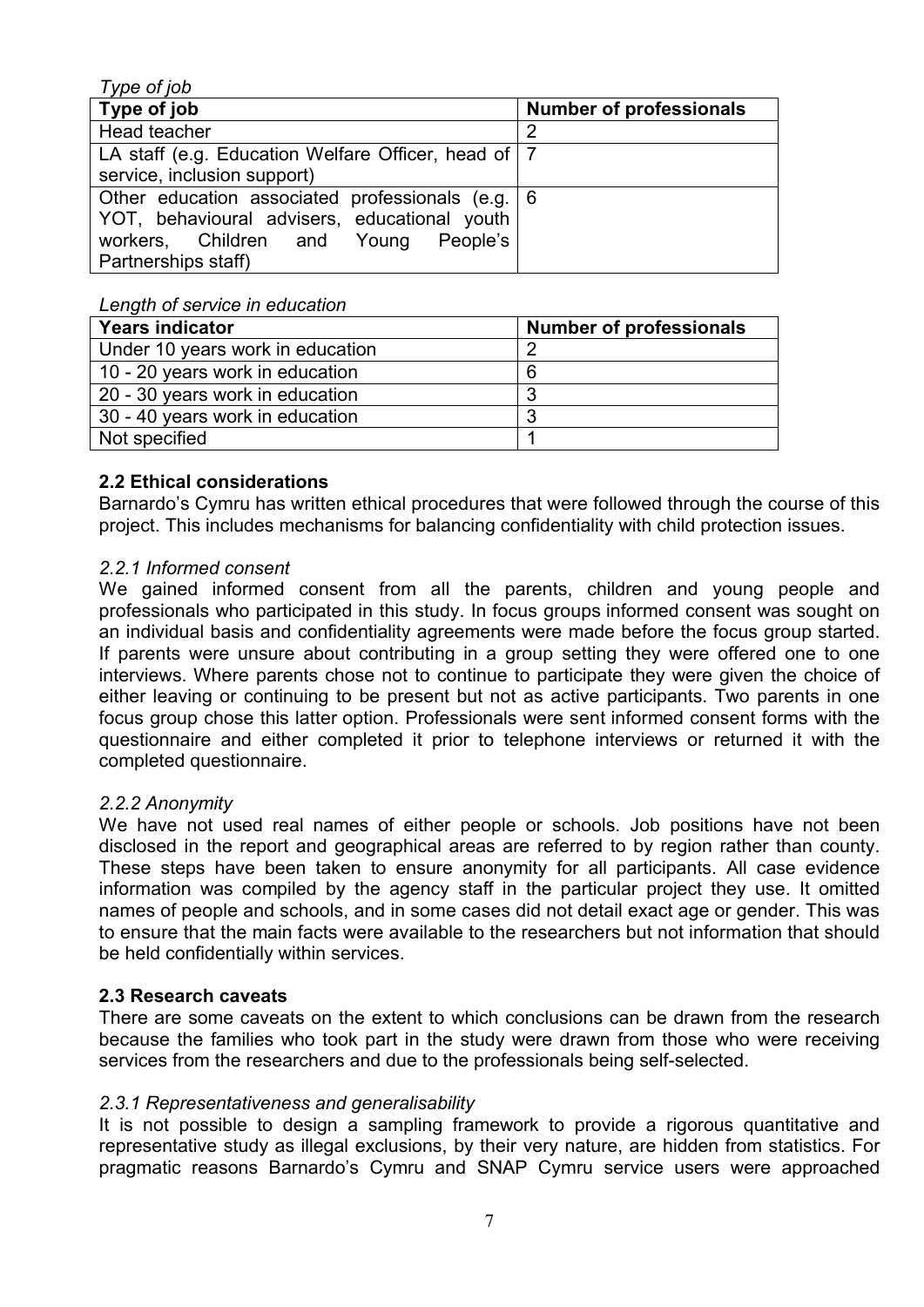*Type of job*

| Type of job | Number of professionals |
| --- | --- |
| Head teacher | 2 |
| LA staff (e.g. Education Welfare Officer, head of service, inclusion support) | 7 |
| Other education associated professionals (e.g. YOT, behavioural advisers, educational youth workers, Children and Young People's Partnerships staff) | 6 |

*Length of service in education*

| Years indicator | Number of professionals |
| --- | --- |
| Under 10 years work in education | 2 |
| 10 - 20 years work in education | 6 |
| 20 - 30 years work in education | 3 |
| 30 - 40 years work in education | 3 |
| Not specified | 1 |

### 2.2 Ethical considerations

Barnardo's Cymru has written ethical procedures that were followed through the course of this project. This includes mechanisms for balancing confidentiality with child protection issues.

#### *2.2.1 Informed consent*

We gained informed consent from all the parents, children and young people and professionals who participated in this study. In focus groups informed consent was sought on an individual basis and confidentiality agreements were made before the focus group started. If parents were unsure about contributing in a group setting they were offered one to one interviews. Where parents chose not to continue to participate they were given the choice of either leaving or continuing to be present but not as active participants. Two parents in one focus group chose this latter option. Professionals were sent informed consent forms with the questionnaire and either completed it prior to telephone interviews or returned it with the completed questionnaire.

#### *2.2.2 Anonymity*

We have not used real names of either people or schools. Job positions have not been disclosed in the report and geographical areas are referred to by region rather than county. These steps have been taken to ensure anonymity for all participants. All case evidence information was compiled by the agency staff in the particular project they use. It omitted names of people and schools, and in some cases did not detail exact age or gender. This was to ensure that the main facts were available to the researchers but not information that should be held confidentially within services.

### 2.3 Research caveats

There are some caveats on the extent to which conclusions can be drawn from the research because the families who took part in the study were drawn from those who were receiving services from the researchers and due to the professionals being self-selected.

#### *2.3.1 Representativeness and generalisability*

It is not possible to design a sampling framework to provide a rigorous quantitative and representative study as illegal exclusions, by their very nature, are hidden from statistics. For pragmatic reasons Barnardo's Cymru and SNAP Cymru service users were approached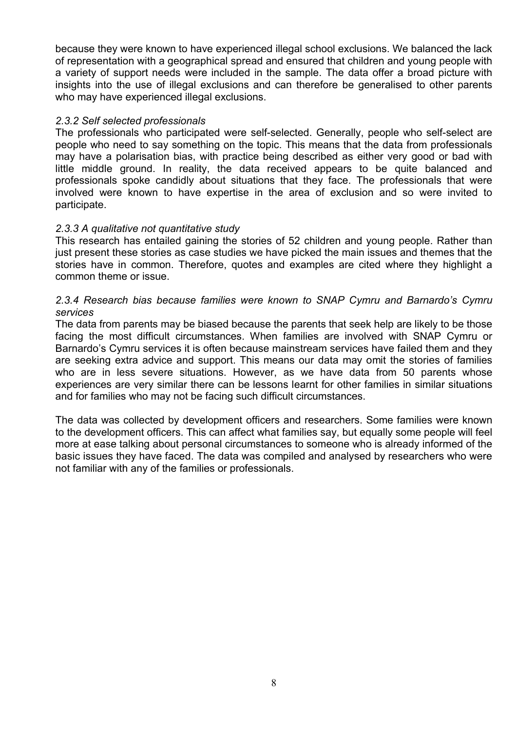because they were known to have experienced illegal school exclusions. We balanced the lack of representation with a geographical spread and ensured that children and young people with a variety of support needs were included in the sample. The data offer a broad picture with insights into the use of illegal exclusions and can therefore be generalised to other parents who may have experienced illegal exclusions.

#### *2.3.2 Self selected professionals*

The professionals who participated were self-selected. Generally, people who self-select are people who need to say something on the topic. This means that the data from professionals may have a polarisation bias, with practice being described as either very good or bad with little middle ground. In reality, the data received appears to be quite balanced and professionals spoke candidly about situations that they face. The professionals that were involved were known to have expertise in the area of exclusion and so were invited to participate.

#### *2.3.3 A qualitative not quantitative study*

This research has entailed gaining the stories of 52 children and young people. Rather than just present these stories as case studies we have picked the main issues and themes that the stories have in common. Therefore, quotes and examples are cited where they highlight a common theme or issue.

#### *2.3.4 Research bias because families were known to SNAP Cymru and Barnardo's Cymru services*

The data from parents may be biased because the parents that seek help are likely to be those facing the most difficult circumstances. When families are involved with SNAP Cymru or Barnardo's Cymru services it is often because mainstream services have failed them and they are seeking extra advice and support. This means our data may omit the stories of families who are in less severe situations. However, as we have data from 50 parents whose experiences are very similar there can be lessons learnt for other families in similar situations and for families who may not be facing such difficult circumstances.

The data was collected by development officers and researchers. Some families were known to the development officers. This can affect what families say, but equally some people will feel more at ease talking about personal circumstances to someone who is already informed of the basic issues they have faced. The data was compiled and analysed by researchers who were not familiar with any of the families or professionals.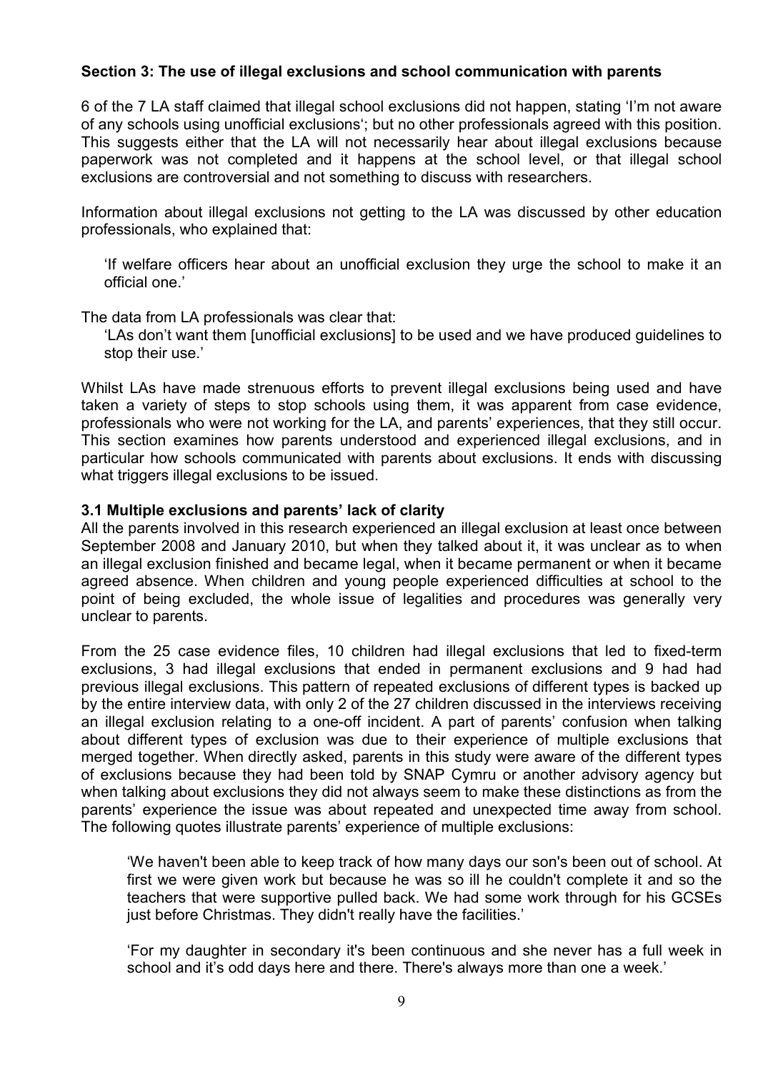### Section 3: The use of illegal exclusions and school communication with parents

6 of the 7 LA staff claimed that illegal school exclusions did not happen, stating 'I'm not aware of any schools using unofficial exclusions'; but no other professionals agreed with this position. This suggests either that the LA will not necessarily hear about illegal exclusions because paperwork was not completed and it happens at the school level, or that illegal school exclusions are controversial and not something to discuss with researchers.

Information about illegal exclusions not getting to the LA was discussed by other education professionals, who explained that:

> 'If welfare officers hear about an unofficial exclusion they urge the school to make it an official one.'

The data from LA professionals was clear that:

> 'LAs don't want them [unofficial exclusions] to be used and we have produced guidelines to stop their use.'

Whilst LAs have made strenuous efforts to prevent illegal exclusions being used and have taken a variety of steps to stop schools using them, it was apparent from case evidence, professionals who were not working for the LA, and parents' experiences, that they still occur. This section examines how parents understood and experienced illegal exclusions, and in particular how schools communicated with parents about exclusions. It ends with discussing what triggers illegal exclusions to be issued.

#### 3.1 Multiple exclusions and parents' lack of clarity

All the parents involved in this research experienced an illegal exclusion at least once between September 2008 and January 2010, but when they talked about it, it was unclear as to when an illegal exclusion finished and became legal, when it became permanent or when it became agreed absence. When children and young people experienced difficulties at school to the point of being excluded, the whole issue of legalities and procedures was generally very unclear to parents.

From the 25 case evidence files, 10 children had illegal exclusions that led to fixed-term exclusions, 3 had illegal exclusions that ended in permanent exclusions and 9 had had previous illegal exclusions. This pattern of repeated exclusions of different types is backed up by the entire interview data, with only 2 of the 27 children discussed in the interviews receiving an illegal exclusion relating to a one-off incident. A part of parents' confusion when talking about different types of exclusion was due to their experience of multiple exclusions that merged together. When directly asked, parents in this study were aware of the different types of exclusions because they had been told by SNAP Cymru or another advisory agency but when talking about exclusions they did not always seem to make these distinctions as from the parents' experience the issue was about repeated and unexpected time away from school. The following quotes illustrate parents' experience of multiple exclusions:

> 'We haven't been able to keep track of how many days our son's been out of school. At first we were given work but because he was so ill he couldn't complete it and so the teachers that were supportive pulled back. We had some work through for his GCSEs just before Christmas. They didn't really have the facilities.'

> 'For my daughter in secondary it's been continuous and she never has a full week in school and it's odd days here and there. There's always more than one a week.'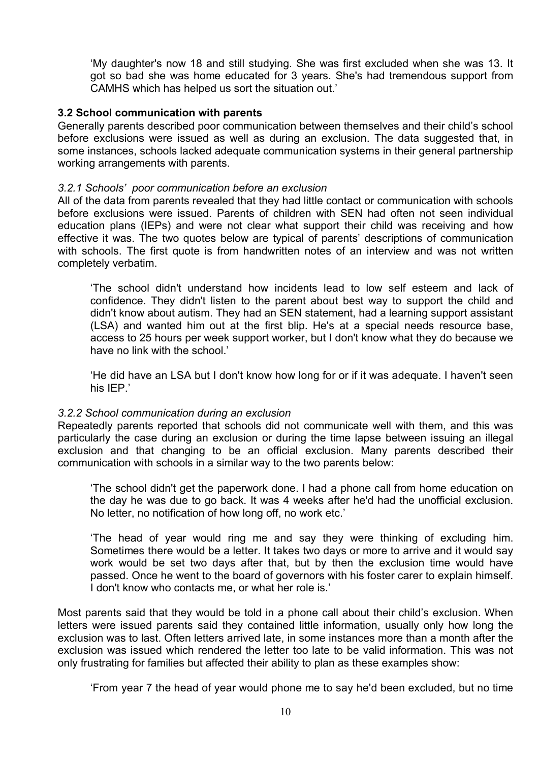'My daughter's now 18 and still studying. She was first excluded when she was 13. It got so bad she was home educated for 3 years. She's had tremendous support from CAMHS which has helped us sort the situation out.'

### 3.2 School communication with parents

Generally parents described poor communication between themselves and their child's school before exclusions were issued as well as during an exclusion. The data suggested that, in some instances, schools lacked adequate communication systems in their general partnership working arrangements with parents.

#### *3.2.1 Schools' poor communication before an exclusion*

All of the data from parents revealed that they had little contact or communication with schools before exclusions were issued. Parents of children with SEN had often not seen individual education plans (IEPs) and were not clear what support their child was receiving and how effective it was. The two quotes below are typical of parents' descriptions of communication with schools. The first quote is from handwritten notes of an interview and was not written completely verbatim.

> 'The school didn't understand how incidents lead to low self esteem and lack of confidence. They didn't listen to the parent about best way to support the child and didn't know about autism. They had an SEN statement, had a learning support assistant (LSA) and wanted him out at the first blip. He's at a special needs resource base, access to 25 hours per week support worker, but I don't know what they do because we have no link with the school.'

> 'He did have an LSA but I don't know how long for or if it was adequate. I haven't seen his IEP.'

#### *3.2.2 School communication during an exclusion*

Repeatedly parents reported that schools did not communicate well with them, and this was particularly the case during an exclusion or during the time lapse between issuing an illegal exclusion and that changing to be an official exclusion. Many parents described their communication with schools in a similar way to the two parents below:

> 'The school didn't get the paperwork done. I had a phone call from home education on the day he was due to go back. It was 4 weeks after he'd had the unofficial exclusion. No letter, no notification of how long off, no work etc.'

> 'The head of year would ring me and say they were thinking of excluding him. Sometimes there would be a letter. It takes two days or more to arrive and it would say work would be set two days after that, but by then the exclusion time would have passed. Once he went to the board of governors with his foster carer to explain himself. I don't know who contacts me, or what her role is.'

Most parents said that they would be told in a phone call about their child's exclusion. When letters were issued parents said they contained little information, usually only how long the exclusion was to last. Often letters arrived late, in some instances more than a month after the exclusion was issued which rendered the letter too late to be valid information. This was not only frustrating for families but affected their ability to plan as these examples show:

> 'From year 7 the head of year would phone me to say he'd been excluded, but no time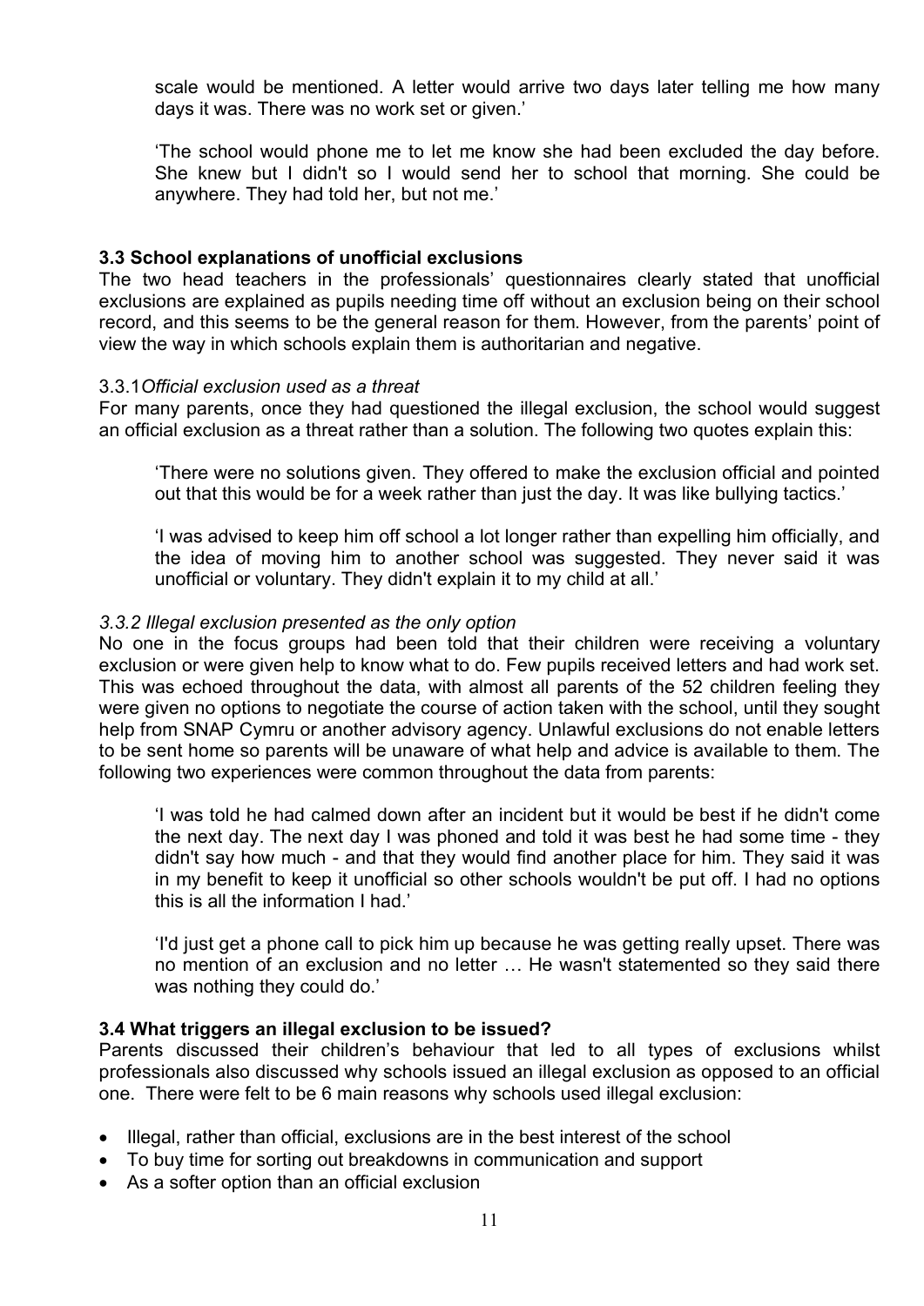scale would be mentioned. A letter would arrive two days later telling me how many days it was. There was no work set or given.'

'The school would phone me to let me know she had been excluded the day before. She knew but I didn't so I would send her to school that morning. She could be anywhere. They had told her, but not me.'

### 3.3 School explanations of unofficial exclusions

The two head teachers in the professionals' questionnaires clearly stated that unofficial exclusions are explained as pupils needing time off without an exclusion being on their school record, and this seems to be the general reason for them. However, from the parents' point of view the way in which schools explain them is authoritarian and negative.

#### 3.3.1 *Official exclusion used as a threat*

For many parents, once they had questioned the illegal exclusion, the school would suggest an official exclusion as a threat rather than a solution. The following two quotes explain this:

> 'There were no solutions given. They offered to make the exclusion official and pointed out that this would be for a week rather than just the day. It was like bullying tactics.'

> 'I was advised to keep him off school a lot longer rather than expelling him officially, and the idea of moving him to another school was suggested. They never said it was unofficial or voluntary. They didn't explain it to my child at all.'

#### *3.3.2 Illegal exclusion presented as the only option*

No one in the focus groups had been told that their children were receiving a voluntary exclusion or were given help to know what to do. Few pupils received letters and had work set. This was echoed throughout the data, with almost all parents of the 52 children feeling they were given no options to negotiate the course of action taken with the school, until they sought help from SNAP Cymru or another advisory agency. Unlawful exclusions do not enable letters to be sent home so parents will be unaware of what help and advice is available to them. The following two experiences were common throughout the data from parents:

> 'I was told he had calmed down after an incident but it would be best if he didn't come the next day. The next day I was phoned and told it was best he had some time - they didn't say how much - and that they would find another place for him. They said it was in my benefit to keep it unofficial so other schools wouldn't be put off. I had no options this is all the information I had.'

> 'I'd just get a phone call to pick him up because he was getting really upset. There was no mention of an exclusion and no letter … He wasn't statemented so they said there was nothing they could do.'

### 3.4 What triggers an illegal exclusion to be issued?

Parents discussed their children's behaviour that led to all types of exclusions whilst professionals also discussed why schools issued an illegal exclusion as opposed to an official one. There were felt to be 6 main reasons why schools used illegal exclusion:

- Illegal, rather than official, exclusions are in the best interest of the school
- To buy time for sorting out breakdowns in communication and support
- As a softer option than an official exclusion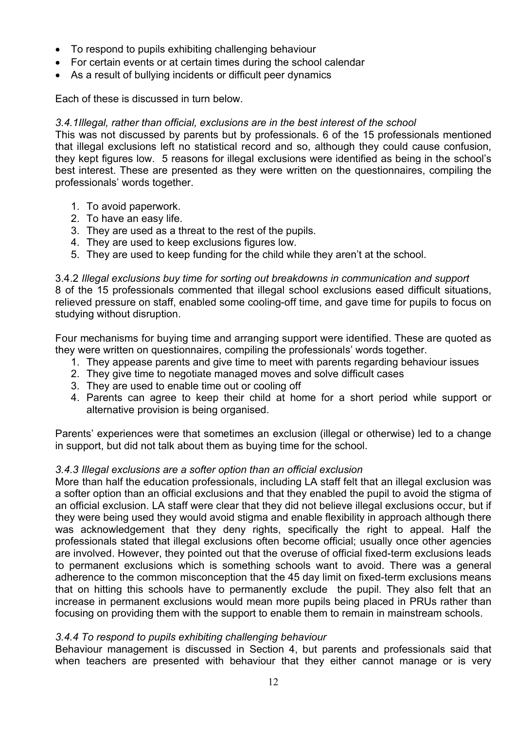- To respond to pupils exhibiting challenging behaviour
- For certain events or at certain times during the school calendar
- As a result of bullying incidents or difficult peer dynamics

Each of these is discussed in turn below.

*3.4.1Illegal, rather than official, exclusions are in the best interest of the school*

This was not discussed by parents but by professionals. 6 of the 15 professionals mentioned that illegal exclusions left no statistical record and so, although they could cause confusion, they kept figures low. 5 reasons for illegal exclusions were identified as being in the school's best interest. These are presented as they were written on the questionnaires, compiling the professionals' words together.

1. To avoid paperwork.
2. To have an easy life.
3. They are used as a threat to the rest of the pupils.
4. They are used to keep exclusions figures low.
5. They are used to keep funding for the child while they aren't at the school.

3.4.2 *Illegal exclusions buy time for sorting out breakdowns in communication and support*

8 of the 15 professionals commented that illegal school exclusions eased difficult situations, relieved pressure on staff, enabled some cooling-off time, and gave time for pupils to focus on studying without disruption.

Four mechanisms for buying time and arranging support were identified. These are quoted as they were written on questionnaires, compiling the professionals' words together.

1. They appease parents and give time to meet with parents regarding behaviour issues
2. They give time to negotiate managed moves and solve difficult cases
3. They are used to enable time out or cooling off
4. Parents can agree to keep their child at home for a short period while support or alternative provision is being organised.

Parents' experiences were that sometimes an exclusion (illegal or otherwise) led to a change in support, but did not talk about them as buying time for the school.

*3.4.3 Illegal exclusions are a softer option than an official exclusion*

More than half the education professionals, including LA staff felt that an illegal exclusion was a softer option than an official exclusions and that they enabled the pupil to avoid the stigma of an official exclusion. LA staff were clear that they did not believe illegal exclusions occur, but if they were being used they would avoid stigma and enable flexibility in approach although there was acknowledgement that they deny rights, specifically the right to appeal. Half the professionals stated that illegal exclusions often become official; usually once other agencies are involved. However, they pointed out that the overuse of official fixed-term exclusions leads to permanent exclusions which is something schools want to avoid. There was a general adherence to the common misconception that the 45 day limit on fixed-term exclusions means that on hitting this schools have to permanently exclude the pupil. They also felt that an increase in permanent exclusions would mean more pupils being placed in PRUs rather than focusing on providing them with the support to enable them to remain in mainstream schools.

*3.4.4 To respond to pupils exhibiting challenging behaviour*

Behaviour management is discussed in Section 4, but parents and professionals said that when teachers are presented with behaviour that they either cannot manage or is very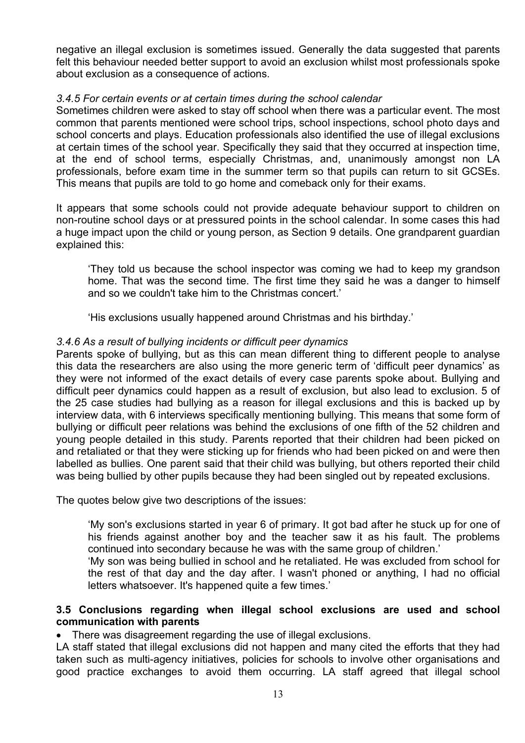negative an illegal exclusion is sometimes issued. Generally the data suggested that parents felt this behaviour needed better support to avoid an exclusion whilst most professionals spoke about exclusion as a consequence of actions.

#### *3.4.5 For certain events or at certain times during the school calendar*

Sometimes children were asked to stay off school when there was a particular event. The most common that parents mentioned were school trips, school inspections, school photo days and school concerts and plays. Education professionals also identified the use of illegal exclusions at certain times of the school year. Specifically they said that they occurred at inspection time, at the end of school terms, especially Christmas, and, unanimously amongst non LA professionals, before exam time in the summer term so that pupils can return to sit GCSEs. This means that pupils are told to go home and comeback only for their exams.

It appears that some schools could not provide adequate behaviour support to children on non-routine school days or at pressured points in the school calendar. In some cases this had a huge impact upon the child or young person, as Section 9 details. One grandparent guardian explained this:

> 'They told us because the school inspector was coming we had to keep my grandson home. That was the second time. The first time they said he was a danger to himself and so we couldn't take him to the Christmas concert.'
>
> 'His exclusions usually happened around Christmas and his birthday.'

#### *3.4.6 As a result of bullying incidents or difficult peer dynamics*

Parents spoke of bullying, but as this can mean different thing to different people to analyse this data the researchers are also using the more generic term of 'difficult peer dynamics' as they were not informed of the exact details of every case parents spoke about. Bullying and difficult peer dynamics could happen as a result of exclusion, but also lead to exclusion. 5 of the 25 case studies had bullying as a reason for illegal exclusions and this is backed up by interview data, with 6 interviews specifically mentioning bullying. This means that some form of bullying or difficult peer relations was behind the exclusions of one fifth of the 52 children and young people detailed in this study. Parents reported that their children had been picked on and retaliated or that they were sticking up for friends who had been picked on and were then labelled as bullies. One parent said that their child was bullying, but others reported their child was being bullied by other pupils because they had been singled out by repeated exclusions.

The quotes below give two descriptions of the issues:

> 'My son's exclusions started in year 6 of primary. It got bad after he stuck up for one of his friends against another boy and the teacher saw it as his fault. The problems continued into secondary because he was with the same group of children.'
>
> 'My son was being bullied in school and he retaliated. He was excluded from school for the rest of that day and the day after. I wasn't phoned or anything, I had no official letters whatsoever. It's happened quite a few times.'

### 3.5 Conclusions regarding when illegal school exclusions are used and school communication with parents

- There was disagreement regarding the use of illegal exclusions.

LA staff stated that illegal exclusions did not happen and many cited the efforts that they had taken such as multi-agency initiatives, policies for schools to involve other organisations and good practice exchanges to avoid them occurring. LA staff agreed that illegal school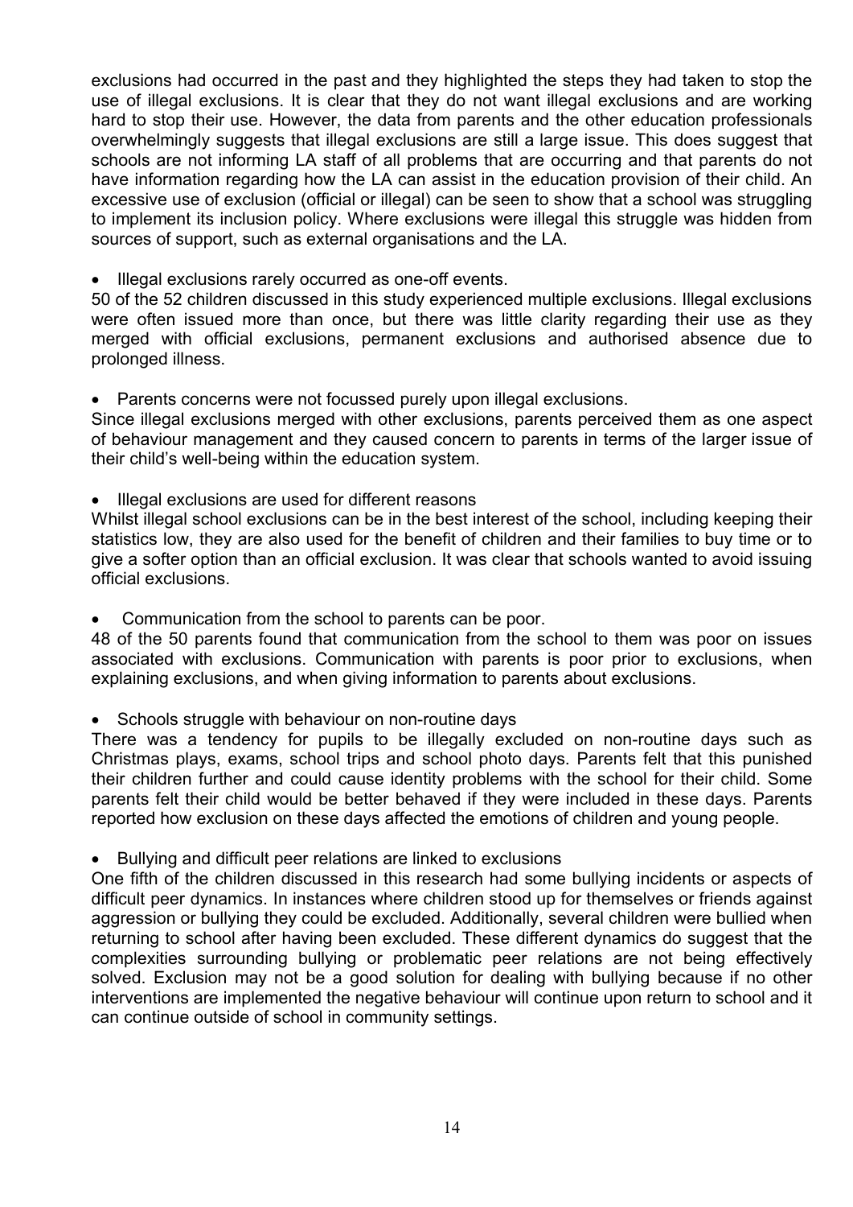exclusions had occurred in the past and they highlighted the steps they had taken to stop the use of illegal exclusions. It is clear that they do not want illegal exclusions and are working hard to stop their use. However, the data from parents and the other education professionals overwhelmingly suggests that illegal exclusions are still a large issue. This does suggest that schools are not informing LA staff of all problems that are occurring and that parents do not have information regarding how the LA can assist in the education provision of their child. An excessive use of exclusion (official or illegal) can be seen to show that a school was struggling to implement its inclusion policy. Where exclusions were illegal this struggle was hidden from sources of support, such as external organisations and the LA.

- Illegal exclusions rarely occurred as one-off events.

50 of the 52 children discussed in this study experienced multiple exclusions. Illegal exclusions were often issued more than once, but there was little clarity regarding their use as they merged with official exclusions, permanent exclusions and authorised absence due to prolonged illness.

- Parents concerns were not focussed purely upon illegal exclusions.

Since illegal exclusions merged with other exclusions, parents perceived them as one aspect of behaviour management and they caused concern to parents in terms of the larger issue of their child's well-being within the education system.

- Illegal exclusions are used for different reasons

Whilst illegal school exclusions can be in the best interest of the school, including keeping their statistics low, they are also used for the benefit of children and their families to buy time or to give a softer option than an official exclusion. It was clear that schools wanted to avoid issuing official exclusions.

- Communication from the school to parents can be poor.

48 of the 50 parents found that communication from the school to them was poor on issues associated with exclusions. Communication with parents is poor prior to exclusions, when explaining exclusions, and when giving information to parents about exclusions.

- Schools struggle with behaviour on non-routine days

There was a tendency for pupils to be illegally excluded on non-routine days such as Christmas plays, exams, school trips and school photo days. Parents felt that this punished their children further and could cause identity problems with the school for their child. Some parents felt their child would be better behaved if they were included in these days. Parents reported how exclusion on these days affected the emotions of children and young people.

- Bullying and difficult peer relations are linked to exclusions

One fifth of the children discussed in this research had some bullying incidents or aspects of difficult peer dynamics. In instances where children stood up for themselves or friends against aggression or bullying they could be excluded. Additionally, several children were bullied when returning to school after having been excluded. These different dynamics do suggest that the complexities surrounding bullying or problematic peer relations are not being effectively solved. Exclusion may not be a good solution for dealing with bullying because if no other interventions are implemented the negative behaviour will continue upon return to school and it can continue outside of school in community settings.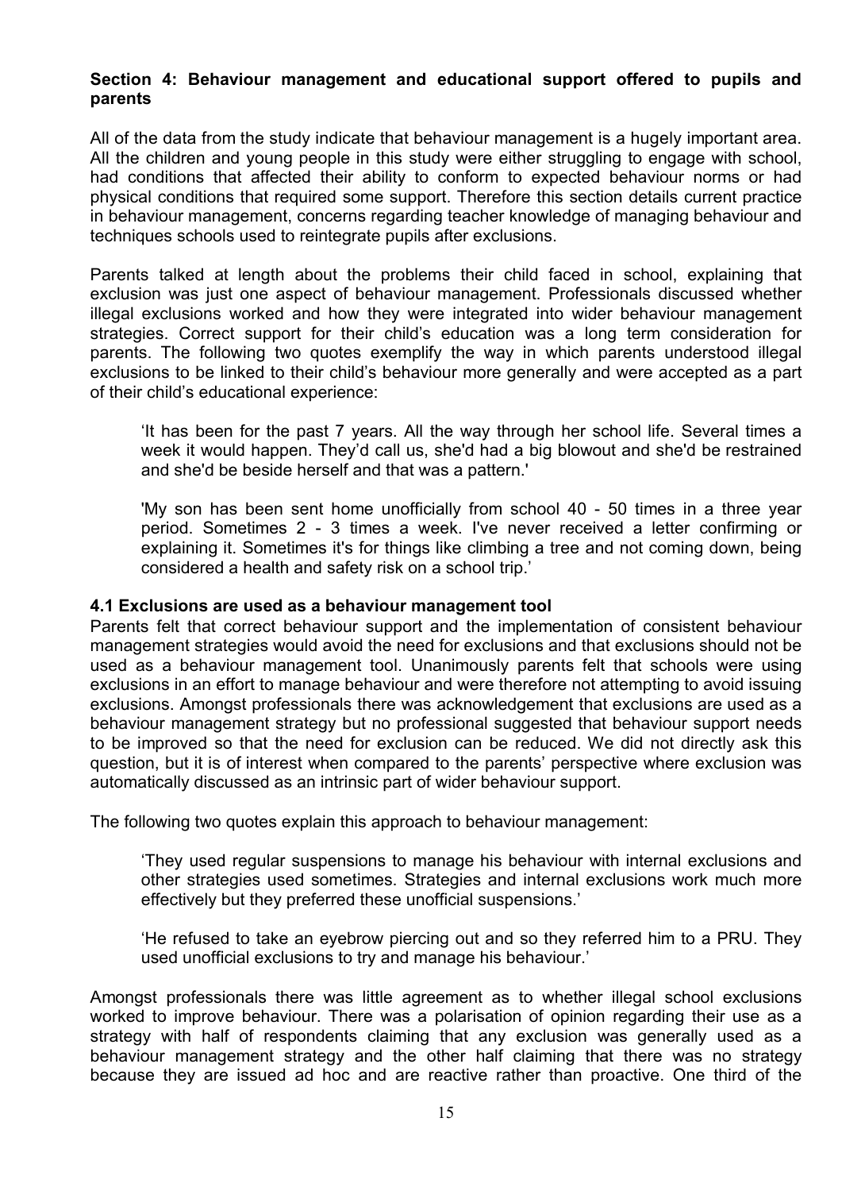## Section 4: Behaviour management and educational support offered to pupils and parents

All of the data from the study indicate that behaviour management is a hugely important area. All the children and young people in this study were either struggling to engage with school, had conditions that affected their ability to conform to expected behaviour norms or had physical conditions that required some support. Therefore this section details current practice in behaviour management, concerns regarding teacher knowledge of managing behaviour and techniques schools used to reintegrate pupils after exclusions.

Parents talked at length about the problems their child faced in school, explaining that exclusion was just one aspect of behaviour management. Professionals discussed whether illegal exclusions worked and how they were integrated into wider behaviour management strategies. Correct support for their child's education was a long term consideration for parents. The following two quotes exemplify the way in which parents understood illegal exclusions to be linked to their child's behaviour more generally and were accepted as a part of their child's educational experience:

> 'It has been for the past 7 years. All the way through her school life. Several times a week it would happen. They'd call us, she'd had a big blowout and she'd be restrained and she'd be beside herself and that was a pattern.'

> 'My son has been sent home unofficially from school 40 - 50 times in a three year period. Sometimes 2 - 3 times a week. I've never received a letter confirming or explaining it. Sometimes it's for things like climbing a tree and not coming down, being considered a health and safety risk on a school trip.'

### 4.1 Exclusions are used as a behaviour management tool

Parents felt that correct behaviour support and the implementation of consistent behaviour management strategies would avoid the need for exclusions and that exclusions should not be used as a behaviour management tool. Unanimously parents felt that schools were using exclusions in an effort to manage behaviour and were therefore not attempting to avoid issuing exclusions. Amongst professionals there was acknowledgement that exclusions are used as a behaviour management strategy but no professional suggested that behaviour support needs to be improved so that the need for exclusion can be reduced. We did not directly ask this question, but it is of interest when compared to the parents' perspective where exclusion was automatically discussed as an intrinsic part of wider behaviour support.

The following two quotes explain this approach to behaviour management:

> 'They used regular suspensions to manage his behaviour with internal exclusions and other strategies used sometimes. Strategies and internal exclusions work much more effectively but they preferred these unofficial suspensions.'

> 'He refused to take an eyebrow piercing out and so they referred him to a PRU. They used unofficial exclusions to try and manage his behaviour.'

Amongst professionals there was little agreement as to whether illegal school exclusions worked to improve behaviour. There was a polarisation of opinion regarding their use as a strategy with half of respondents claiming that any exclusion was generally used as a behaviour management strategy and the other half claiming that there was no strategy because they are issued ad hoc and are reactive rather than proactive. One third of the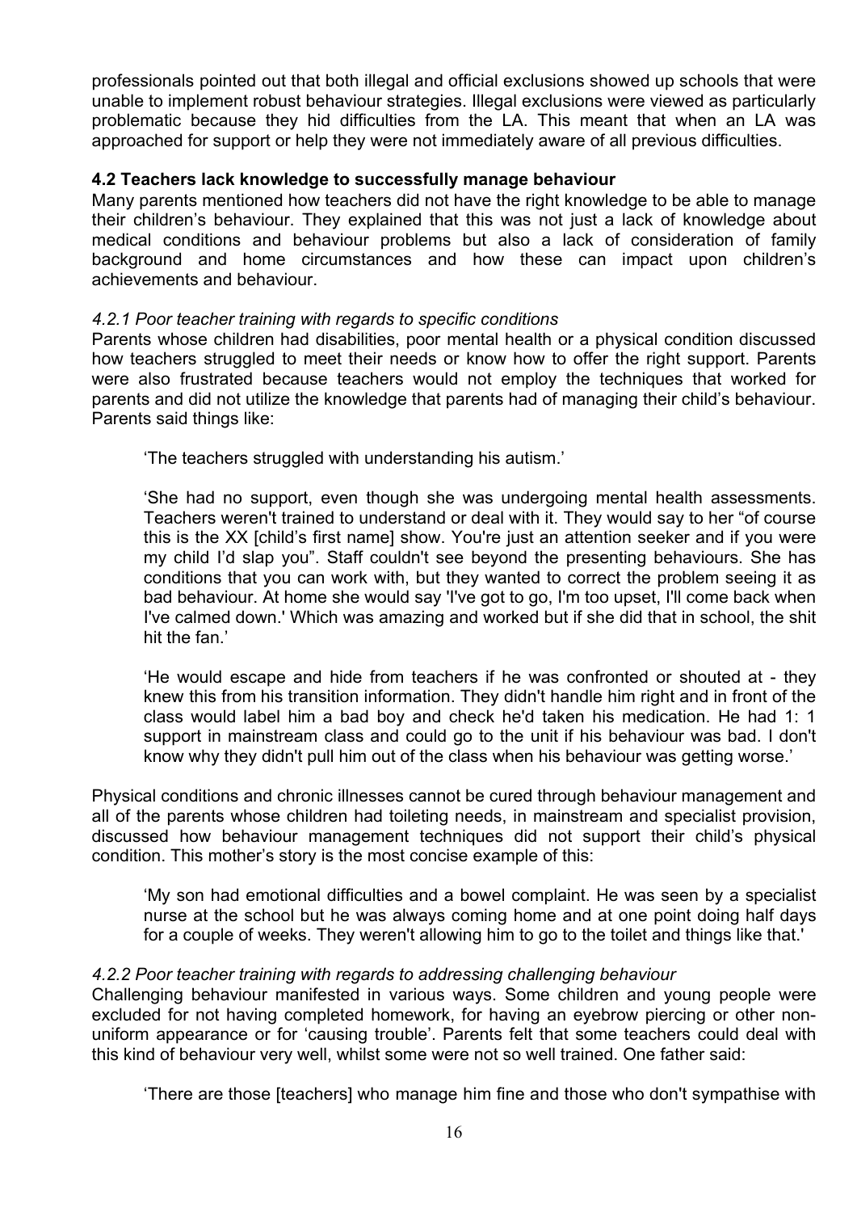professionals pointed out that both illegal and official exclusions showed up schools that were unable to implement robust behaviour strategies. Illegal exclusions were viewed as particularly problematic because they hid difficulties from the LA. This meant that when an LA was approached for support or help they were not immediately aware of all previous difficulties.

### 4.2 Teachers lack knowledge to successfully manage behaviour

Many parents mentioned how teachers did not have the right knowledge to be able to manage their children's behaviour. They explained that this was not just a lack of knowledge about medical conditions and behaviour problems but also a lack of consideration of family background and home circumstances and how these can impact upon children's achievements and behaviour.

#### *4.2.1 Poor teacher training with regards to specific conditions*

Parents whose children had disabilities, poor mental health or a physical condition discussed how teachers struggled to meet their needs or know how to offer the right support. Parents were also frustrated because teachers would not employ the techniques that worked for parents and did not utilize the knowledge that parents had of managing their child's behaviour. Parents said things like:

> 'The teachers struggled with understanding his autism.'
>
> 'She had no support, even though she was undergoing mental health assessments. Teachers weren't trained to understand or deal with it. They would say to her "of course this is the XX [child's first name] show. You're just an attention seeker and if you were my child I'd slap you". Staff couldn't see beyond the presenting behaviours. She has conditions that you can work with, but they wanted to correct the problem seeing it as bad behaviour. At home she would say 'I've got to go, I'm too upset, I'll come back when I've calmed down.' Which was amazing and worked but if she did that in school, the shit hit the fan.'
>
> 'He would escape and hide from teachers if he was confronted or shouted at - they knew this from his transition information. They didn't handle him right and in front of the class would label him a bad boy and check he'd taken his medication. He had 1: 1 support in mainstream class and could go to the unit if his behaviour was bad. I don't know why they didn't pull him out of the class when his behaviour was getting worse.'

Physical conditions and chronic illnesses cannot be cured through behaviour management and all of the parents whose children had toileting needs, in mainstream and specialist provision, discussed how behaviour management techniques did not support their child's physical condition. This mother's story is the most concise example of this:

> 'My son had emotional difficulties and a bowel complaint. He was seen by a specialist nurse at the school but he was always coming home and at one point doing half days for a couple of weeks. They weren't allowing him to go to the toilet and things like that.'

#### *4.2.2 Poor teacher training with regards to addressing challenging behaviour*

Challenging behaviour manifested in various ways. Some children and young people were excluded for not having completed homework, for having an eyebrow piercing or other non-uniform appearance or for 'causing trouble'. Parents felt that some teachers could deal with this kind of behaviour very well, whilst some were not so well trained. One father said:

> 'There are those [teachers] who manage him fine and those who don't sympathise with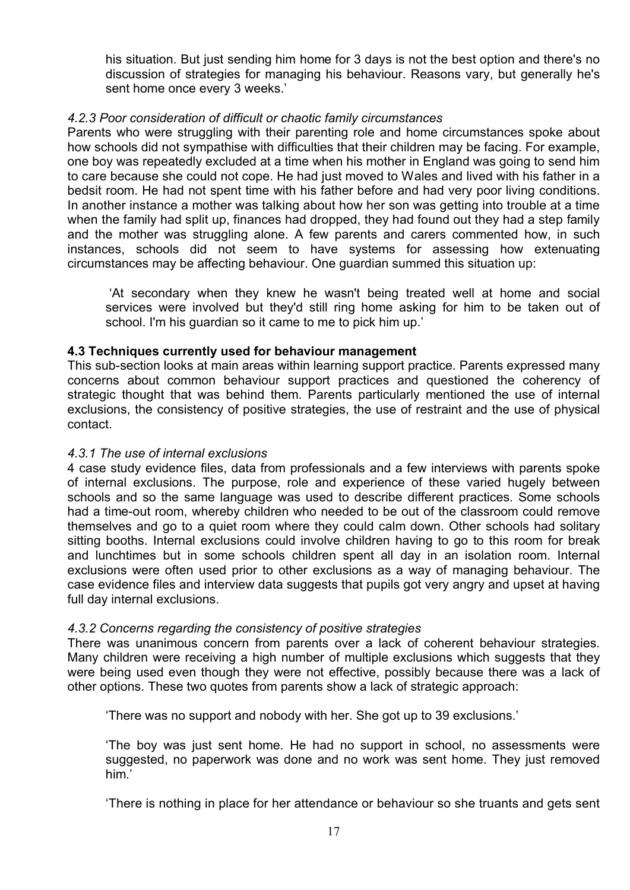his situation. But just sending him home for 3 days is not the best option and there's no discussion of strategies for managing his behaviour. Reasons vary, but generally he's sent home once every 3 weeks.'

*4.2.3 Poor consideration of difficult or chaotic family circumstances*

Parents who were struggling with their parenting role and home circumstances spoke about how schools did not sympathise with difficulties that their children may be facing. For example, one boy was repeatedly excluded at a time when his mother in England was going to send him to care because she could not cope. He had just moved to Wales and lived with his father in a bedsit room. He had not spent time with his father before and had very poor living conditions. In another instance a mother was talking about how her son was getting into trouble at a time when the family had split up, finances had dropped, they had found out they had a step family and the mother was struggling alone. A few parents and carers commented how, in such instances, schools did not seem to have systems for assessing how extenuating circumstances may be affecting behaviour. One guardian summed this situation up:

> 'At secondary when they knew he wasn't being treated well at home and social services were involved but they'd still ring home asking for him to be taken out of school. I'm his guardian so it came to me to pick him up.'

**4.3 Techniques currently used for behaviour management**

This sub-section looks at main areas within learning support practice. Parents expressed many concerns about common behaviour support practices and questioned the coherency of strategic thought that was behind them. Parents particularly mentioned the use of internal exclusions, the consistency of positive strategies, the use of restraint and the use of physical contact.

*4.3.1 The use of internal exclusions*

4 case study evidence files, data from professionals and a few interviews with parents spoke of internal exclusions. The purpose, role and experience of these varied hugely between schools and so the same language was used to describe different practices. Some schools had a time-out room, whereby children who needed to be out of the classroom could remove themselves and go to a quiet room where they could calm down. Other schools had solitary sitting booths. Internal exclusions could involve children having to go to this room for break and lunchtimes but in some schools children spent all day in an isolation room. Internal exclusions were often used prior to other exclusions as a way of managing behaviour. The case evidence files and interview data suggests that pupils got very angry and upset at having full day internal exclusions.

*4.3.2 Concerns regarding the consistency of positive strategies*

There was unanimous concern from parents over a lack of coherent behaviour strategies. Many children were receiving a high number of multiple exclusions which suggests that they were being used even though they were not effective, possibly because there was a lack of other options. These two quotes from parents show a lack of strategic approach:

> 'There was no support and nobody with her. She got up to 39 exclusions.'

> 'The boy was just sent home. He had no support in school, no assessments were suggested, no paperwork was done and no work was sent home. They just removed him.'

> 'There is nothing in place for her attendance or behaviour so she truants and gets sent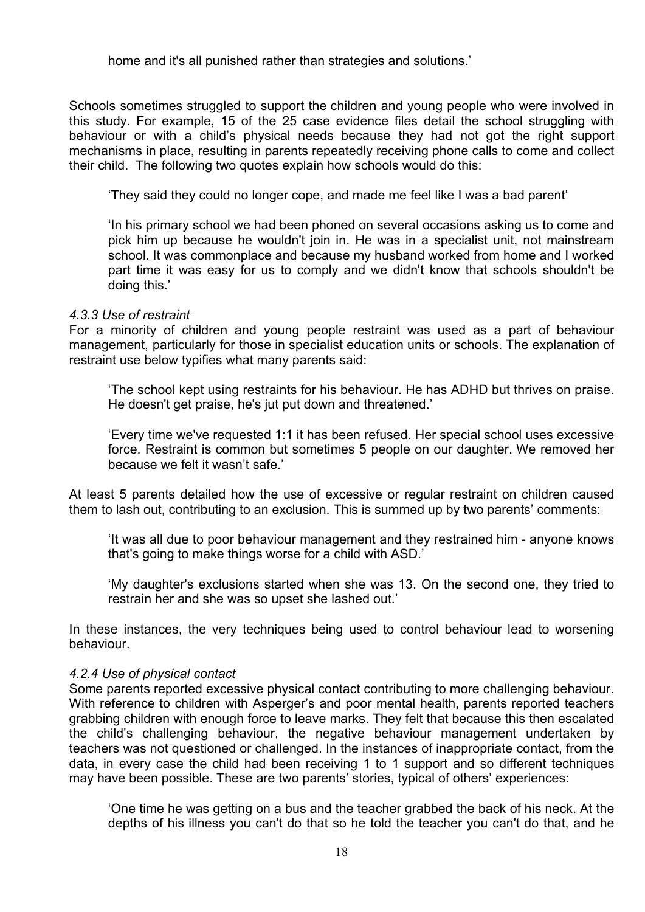home and it's all punished rather than strategies and solutions.'

Schools sometimes struggled to support the children and young people who were involved in this study. For example, 15 of the 25 case evidence files detail the school struggling with behaviour or with a child's physical needs because they had not got the right support mechanisms in place, resulting in parents repeatedly receiving phone calls to come and collect their child. The following two quotes explain how schools would do this:

> 'They said they could no longer cope, and made me feel like I was a bad parent'
>
> 'In his primary school we had been phoned on several occasions asking us to come and pick him up because he wouldn't join in. He was in a specialist unit, not mainstream school. It was commonplace and because my husband worked from home and I worked part time it was easy for us to comply and we didn't know that schools shouldn't be doing this.'

*4.3.3 Use of restraint*

For a minority of children and young people restraint was used as a part of behaviour management, particularly for those in specialist education units or schools. The explanation of restraint use below typifies what many parents said:

> 'The school kept using restraints for his behaviour. He has ADHD but thrives on praise. He doesn't get praise, he's jut put down and threatened.'
>
> 'Every time we've requested 1:1 it has been refused. Her special school uses excessive force. Restraint is common but sometimes 5 people on our daughter. We removed her because we felt it wasn't safe.'

At least 5 parents detailed how the use of excessive or regular restraint on children caused them to lash out, contributing to an exclusion. This is summed up by two parents' comments:

> 'It was all due to poor behaviour management and they restrained him - anyone knows that's going to make things worse for a child with ASD.'
>
> 'My daughter's exclusions started when she was 13. On the second one, they tried to restrain her and she was so upset she lashed out.'

In these instances, the very techniques being used to control behaviour lead to worsening behaviour.

*4.2.4 Use of physical contact*

Some parents reported excessive physical contact contributing to more challenging behaviour. With reference to children with Asperger's and poor mental health, parents reported teachers grabbing children with enough force to leave marks. They felt that because this then escalated the child's challenging behaviour, the negative behaviour management undertaken by teachers was not questioned or challenged. In the instances of inappropriate contact, from the data, in every case the child had been receiving 1 to 1 support and so different techniques may have been possible. These are two parents' stories, typical of others' experiences:

> 'One time he was getting on a bus and the teacher grabbed the back of his neck. At the depths of his illness you can't do that so he told the teacher you can't do that, and he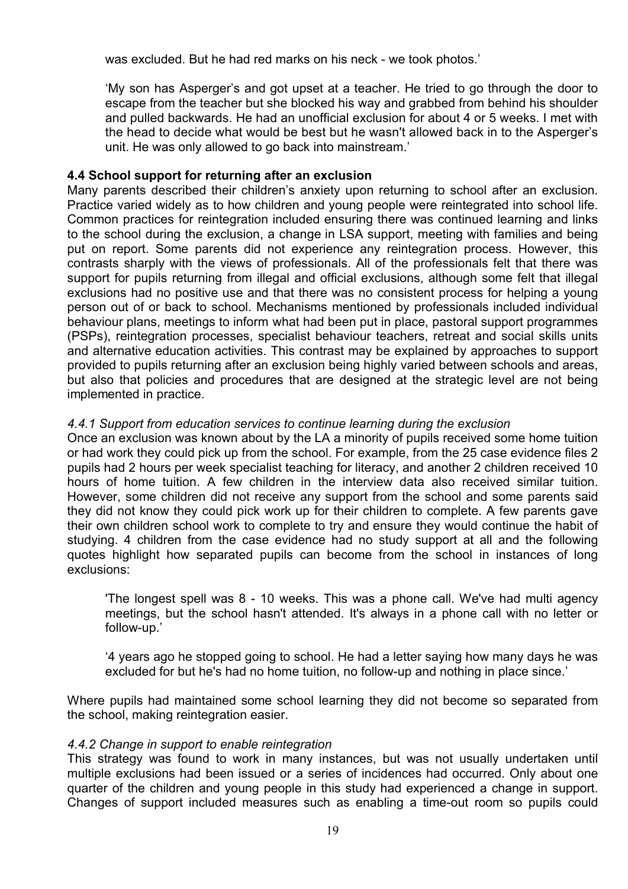was excluded. But he had red marks on his neck - we took photos.'

> 'My son has Asperger's and got upset at a teacher. He tried to go through the door to escape from the teacher but she blocked his way and grabbed from behind his shoulder and pulled backwards. He had an unofficial exclusion for about 4 or 5 weeks. I met with the head to decide what would be best but he wasn't allowed back in to the Asperger's unit. He was only allowed to go back into mainstream.'

### 4.4 School support for returning after an exclusion

Many parents described their children's anxiety upon returning to school after an exclusion. Practice varied widely as to how children and young people were reintegrated into school life. Common practices for reintegration included ensuring there was continued learning and links to the school during the exclusion, a change in LSA support, meeting with families and being put on report. Some parents did not experience any reintegration process. However, this contrasts sharply with the views of professionals. All of the professionals felt that there was support for pupils returning from illegal and official exclusions, although some felt that illegal exclusions had no positive use and that there was no consistent process for helping a young person out of or back to school. Mechanisms mentioned by professionals included individual behaviour plans, meetings to inform what had been put in place, pastoral support programmes (PSPs), reintegration processes, specialist behaviour teachers, retreat and social skills units and alternative education activities. This contrast may be explained by approaches to support provided to pupils returning after an exclusion being highly varied between schools and areas, but also that policies and procedures that are designed at the strategic level are not being implemented in practice.

#### *4.4.1 Support from education services to continue learning during the exclusion*

Once an exclusion was known about by the LA a minority of pupils received some home tuition or had work they could pick up from the school. For example, from the 25 case evidence files 2 pupils had 2 hours per week specialist teaching for literacy, and another 2 children received 10 hours of home tuition. A few children in the interview data also received similar tuition. However, some children did not receive any support from the school and some parents said they did not know they could pick work up for their children to complete. A few parents gave their own children school work to complete to try and ensure they would continue the habit of studying. 4 children from the case evidence had no study support at all and the following quotes highlight how separated pupils can become from the school in instances of long exclusions:

> 'The longest spell was 8 - 10 weeks. This was a phone call. We've had multi agency meetings, but the school hasn't attended. It's always in a phone call with no letter or follow-up.'

> '4 years ago he stopped going to school. He had a letter saying how many days he was excluded for but he's had no home tuition, no follow-up and nothing in place since.'

Where pupils had maintained some school learning they did not become so separated from the school, making reintegration easier.

#### *4.4.2 Change in support to enable reintegration*

This strategy was found to work in many instances, but was not usually undertaken until multiple exclusions had been issued or a series of incidences had occurred. Only about one quarter of the children and young people in this study had experienced a change in support. Changes of support included measures such as enabling a time-out room so pupils could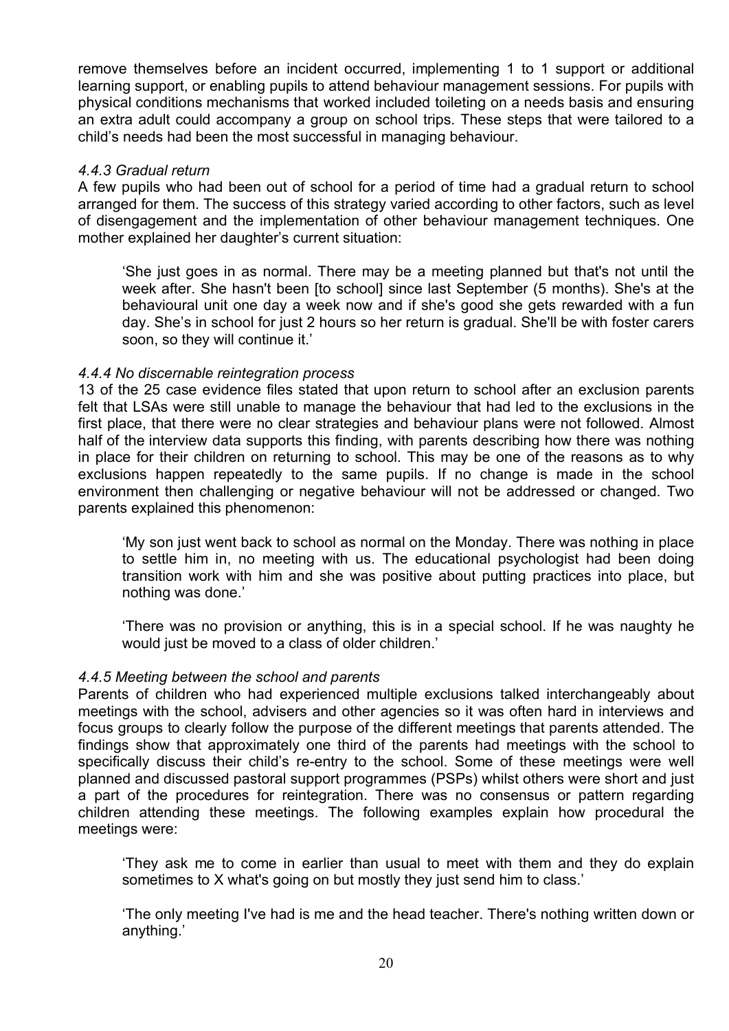remove themselves before an incident occurred, implementing 1 to 1 support or additional learning support, or enabling pupils to attend behaviour management sessions. For pupils with physical conditions mechanisms that worked included toileting on a needs basis and ensuring an extra adult could accompany a group on school trips. These steps that were tailored to a child's needs had been the most successful in managing behaviour.

#### *4.4.3 Gradual return*

A few pupils who had been out of school for a period of time had a gradual return to school arranged for them. The success of this strategy varied according to other factors, such as level of disengagement and the implementation of other behaviour management techniques. One mother explained her daughter's current situation:

> 'She just goes in as normal. There may be a meeting planned but that's not until the week after. She hasn't been [to school] since last September (5 months). She's at the behavioural unit one day a week now and if she's good she gets rewarded with a fun day. She's in school for just 2 hours so her return is gradual. She'll be with foster carers soon, so they will continue it.'

#### *4.4.4 No discernable reintegration process*

13 of the 25 case evidence files stated that upon return to school after an exclusion parents felt that LSAs were still unable to manage the behaviour that had led to the exclusions in the first place, that there were no clear strategies and behaviour plans were not followed. Almost half of the interview data supports this finding, with parents describing how there was nothing in place for their children on returning to school. This may be one of the reasons as to why exclusions happen repeatedly to the same pupils. If no change is made in the school environment then challenging or negative behaviour will not be addressed or changed. Two parents explained this phenomenon:

> 'My son just went back to school as normal on the Monday. There was nothing in place to settle him in, no meeting with us. The educational psychologist had been doing transition work with him and she was positive about putting practices into place, but nothing was done.'

> 'There was no provision or anything, this is in a special school. If he was naughty he would just be moved to a class of older children.'

#### *4.4.5 Meeting between the school and parents*

Parents of children who had experienced multiple exclusions talked interchangeably about meetings with the school, advisers and other agencies so it was often hard in interviews and focus groups to clearly follow the purpose of the different meetings that parents attended. The findings show that approximately one third of the parents had meetings with the school to specifically discuss their child's re-entry to the school. Some of these meetings were well planned and discussed pastoral support programmes (PSPs) whilst others were short and just a part of the procedures for reintegration. There was no consensus or pattern regarding children attending these meetings. The following examples explain how procedural the meetings were:

> 'They ask me to come in earlier than usual to meet with them and they do explain sometimes to X what's going on but mostly they just send him to class.'

> 'The only meeting I've had is me and the head teacher. There's nothing written down or anything.'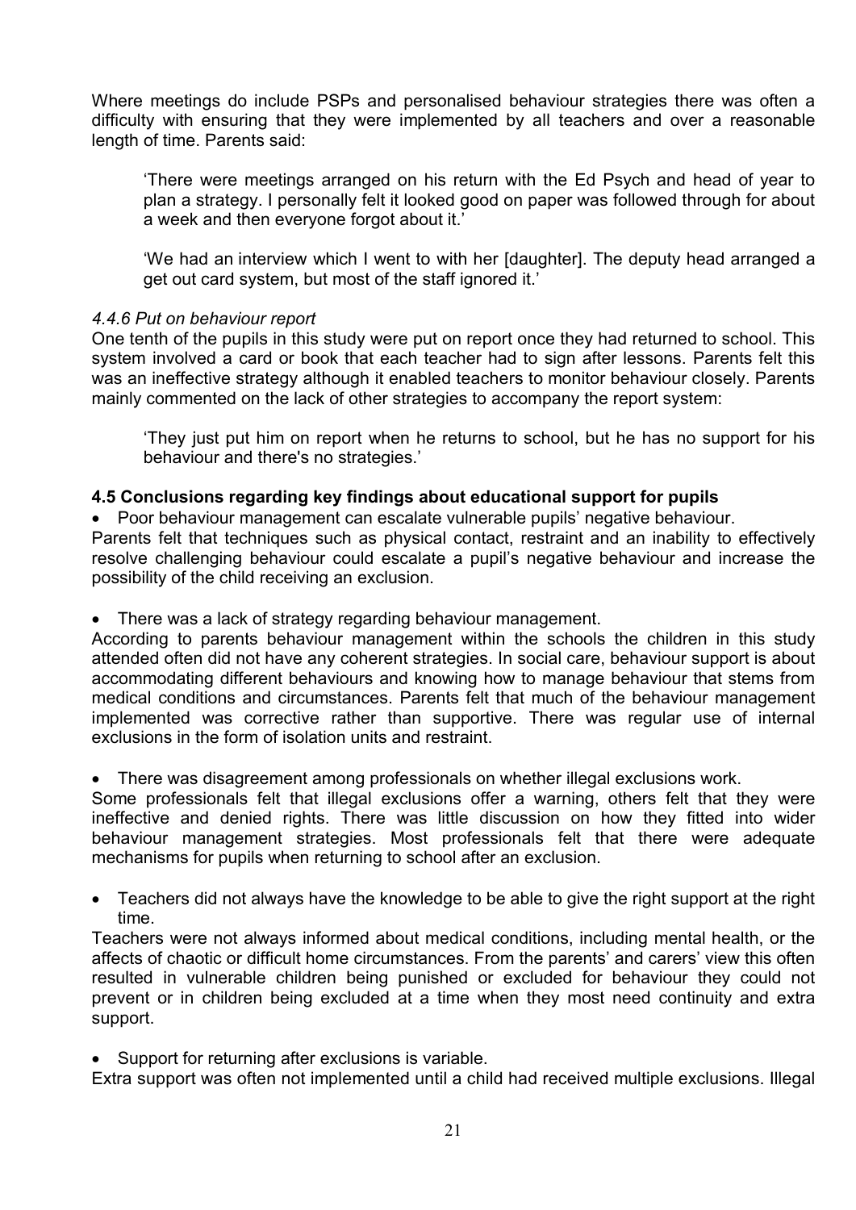Where meetings do include PSPs and personalised behaviour strategies there was often a difficulty with ensuring that they were implemented by all teachers and over a reasonable length of time. Parents said:

> 'There were meetings arranged on his return with the Ed Psych and head of year to plan a strategy. I personally felt it looked good on paper was followed through for about a week and then everyone forgot about it.'

> 'We had an interview which I went to with her [daughter]. The deputy head arranged a get out card system, but most of the staff ignored it.'

*4.4.6 Put on behaviour report*

One tenth of the pupils in this study were put on report once they had returned to school. This system involved a card or book that each teacher had to sign after lessons. Parents felt this was an ineffective strategy although it enabled teachers to monitor behaviour closely. Parents mainly commented on the lack of other strategies to accompany the report system:

> 'They just put him on report when he returns to school, but he has no support for his behaviour and there's no strategies.'

### 4.5 Conclusions regarding key findings about educational support for pupils

- Poor behaviour management can escalate vulnerable pupils' negative behaviour.

Parents felt that techniques such as physical contact, restraint and an inability to effectively resolve challenging behaviour could escalate a pupil's negative behaviour and increase the possibility of the child receiving an exclusion.

- There was a lack of strategy regarding behaviour management.

According to parents behaviour management within the schools the children in this study attended often did not have any coherent strategies. In social care, behaviour support is about accommodating different behaviours and knowing how to manage behaviour that stems from medical conditions and circumstances. Parents felt that much of the behaviour management implemented was corrective rather than supportive. There was regular use of internal exclusions in the form of isolation units and restraint.

- There was disagreement among professionals on whether illegal exclusions work.

Some professionals felt that illegal exclusions offer a warning, others felt that they were ineffective and denied rights. There was little discussion on how they fitted into wider behaviour management strategies. Most professionals felt that there were adequate mechanisms for pupils when returning to school after an exclusion.

- Teachers did not always have the knowledge to be able to give the right support at the right time.

Teachers were not always informed about medical conditions, including mental health, or the affects of chaotic or difficult home circumstances. From the parents' and carers' view this often resulted in vulnerable children being punished or excluded for behaviour they could not prevent or in children being excluded at a time when they most need continuity and extra support.

- Support for returning after exclusions is variable.

Extra support was often not implemented until a child had received multiple exclusions. Illegal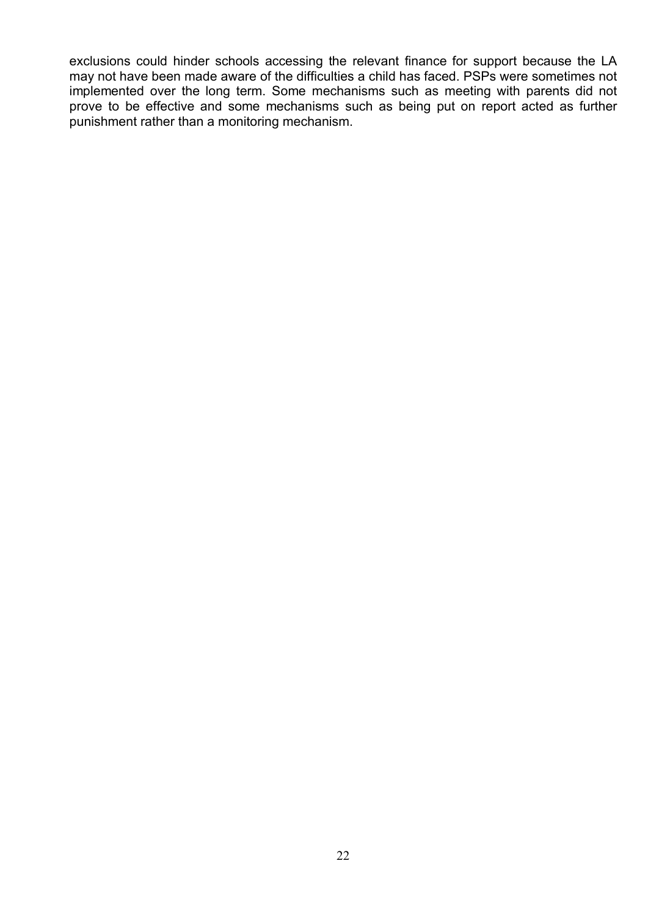exclusions could hinder schools accessing the relevant finance for support because the LA may not have been made aware of the difficulties a child has faced. PSPs were sometimes not implemented over the long term. Some mechanisms such as meeting with parents did not prove to be effective and some mechanisms such as being put on report acted as further punishment rather than a monitoring mechanism.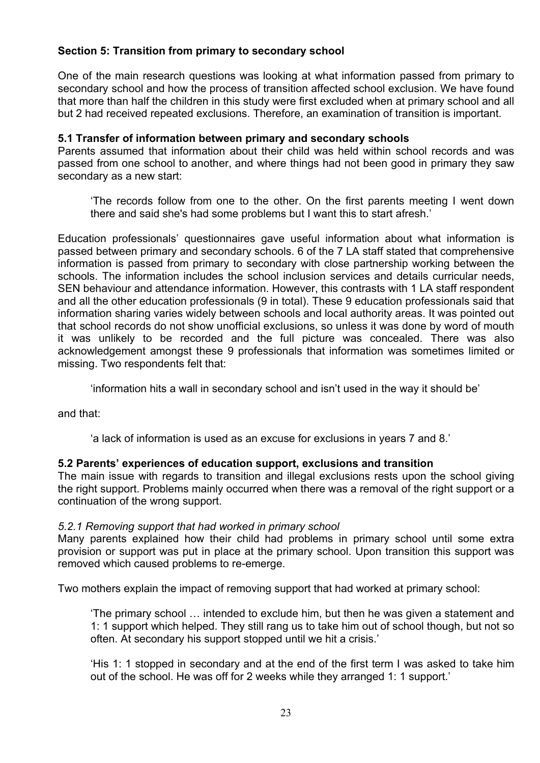## Section 5: Transition from primary to secondary school

One of the main research questions was looking at what information passed from primary to secondary school and how the process of transition affected school exclusion. We have found that more than half the children in this study were first excluded when at primary school and all but 2 had received repeated exclusions. Therefore, an examination of transition is important.

### 5.1 Transfer of information between primary and secondary schools

Parents assumed that information about their child was held within school records and was passed from one school to another, and where things had not been good in primary they saw secondary as a new start:

> 'The records follow from one to the other. On the first parents meeting I went down there and said she's had some problems but I want this to start afresh.'

Education professionals' questionnaires gave useful information about what information is passed between primary and secondary schools. 6 of the 7 LA staff stated that comprehensive information is passed from primary to secondary with close partnership working between the schools. The information includes the school inclusion services and details curricular needs, SEN behaviour and attendance information. However, this contrasts with 1 LA staff respondent and all the other education professionals (9 in total). These 9 education professionals said that information sharing varies widely between schools and local authority areas. It was pointed out that school records do not show unofficial exclusions, so unless it was done by word of mouth it was unlikely to be recorded and the full picture was concealed. There was also acknowledgement amongst these 9 professionals that information was sometimes limited or missing. Two respondents felt that:

> 'information hits a wall in secondary school and isn't used in the way it should be'

and that:

> 'a lack of information is used as an excuse for exclusions in years 7 and 8.'

### 5.2 Parents' experiences of education support, exclusions and transition

The main issue with regards to transition and illegal exclusions rests upon the school giving the right support. Problems mainly occurred when there was a removal of the right support or a continuation of the wrong support.

#### *5.2.1 Removing support that had worked in primary school*

Many parents explained how their child had problems in primary school until some extra provision or support was put in place at the primary school. Upon transition this support was removed which caused problems to re-emerge.

Two mothers explain the impact of removing support that had worked at primary school:

> 'The primary school … intended to exclude him, but then he was given a statement and 1: 1 support which helped. They still rang us to take him out of school though, but not so often. At secondary his support stopped until we hit a crisis.'

> 'His 1: 1 stopped in secondary and at the end of the first term I was asked to take him out of the school. He was off for 2 weeks while they arranged 1: 1 support.'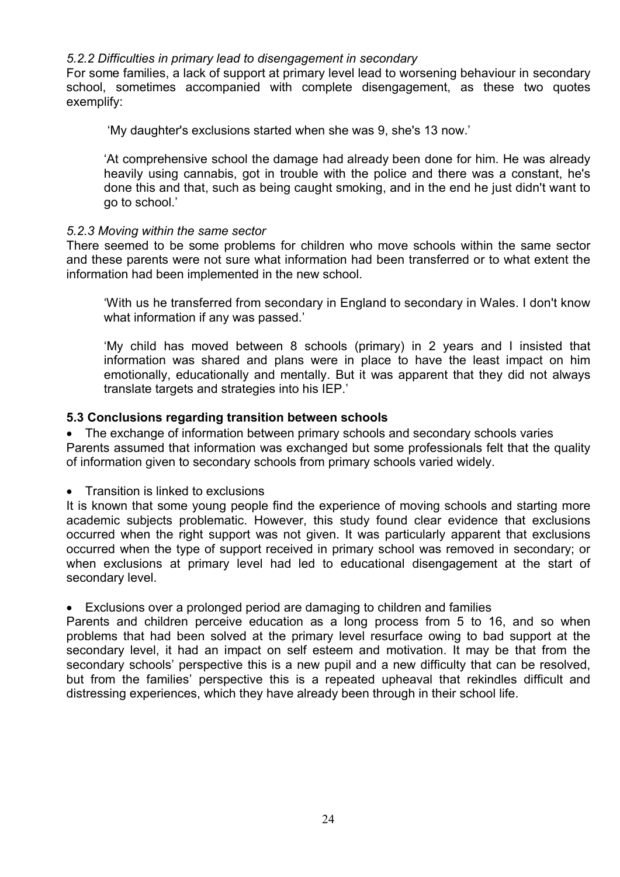*5.2.2 Difficulties in primary lead to disengagement in secondary*

For some families, a lack of support at primary level lead to worsening behaviour in secondary school, sometimes accompanied with complete disengagement, as these two quotes exemplify:

> 'My daughter's exclusions started when she was 9, she's 13 now.'

> 'At comprehensive school the damage had already been done for him. He was already heavily using cannabis, got in trouble with the police and there was a constant, he's done this and that, such as being caught smoking, and in the end he just didn't want to go to school.'

*5.2.3 Moving within the same sector*

There seemed to be some problems for children who move schools within the same sector and these parents were not sure what information had been transferred or to what extent the information had been implemented in the new school.

> 'With us he transferred from secondary in England to secondary in Wales. I don't know what information if any was passed.'

> 'My child has moved between 8 schools (primary) in 2 years and I insisted that information was shared and plans were in place to have the least impact on him emotionally, educationally and mentally. But it was apparent that they did not always translate targets and strategies into his IEP.'

**5.3 Conclusions regarding transition between schools**

- The exchange of information between primary schools and secondary schools varies

Parents assumed that information was exchanged but some professionals felt that the quality of information given to secondary schools from primary schools varied widely.

- Transition is linked to exclusions

It is known that some young people find the experience of moving schools and starting more academic subjects problematic. However, this study found clear evidence that exclusions occurred when the right support was not given. It was particularly apparent that exclusions occurred when the type of support received in primary school was removed in secondary; or when exclusions at primary level had led to educational disengagement at the start of secondary level.

- Exclusions over a prolonged period are damaging to children and families

Parents and children perceive education as a long process from 5 to 16, and so when problems that had been solved at the primary level resurface owing to bad support at the secondary level, it had an impact on self esteem and motivation. It may be that from the secondary schools' perspective this is a new pupil and a new difficulty that can be resolved, but from the families' perspective this is a repeated upheaval that rekindles difficult and distressing experiences, which they have already been through in their school life.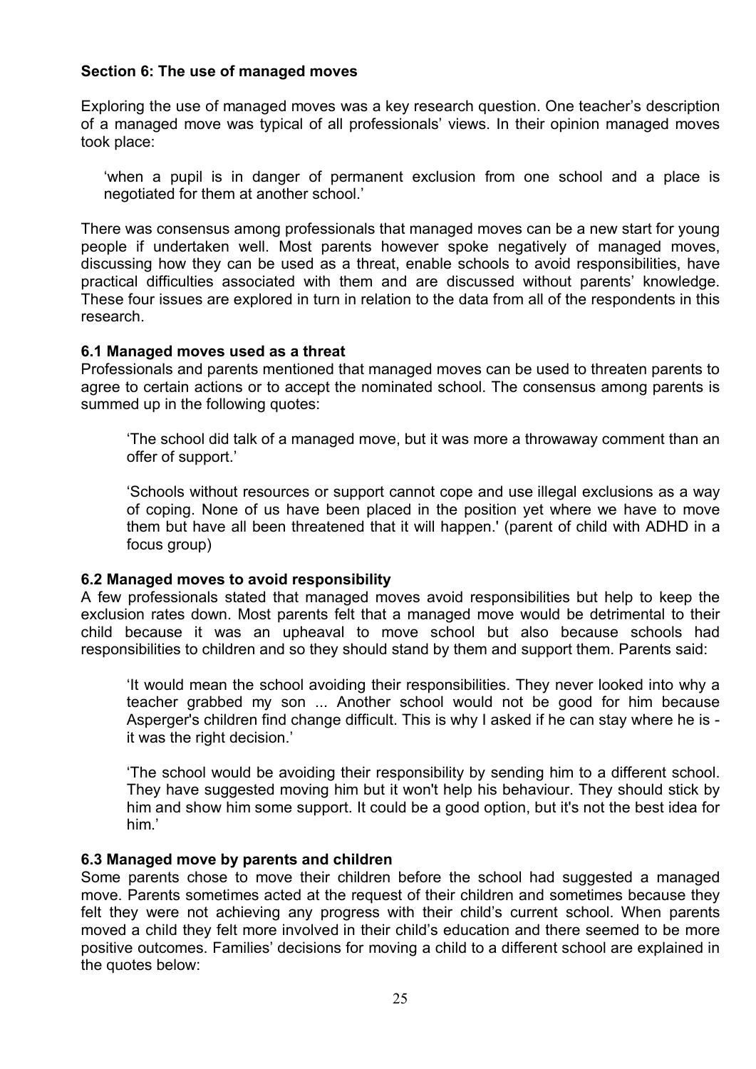## Section 6: The use of managed moves

Exploring the use of managed moves was a key research question. One teacher's description of a managed move was typical of all professionals' views. In their opinion managed moves took place:

> 'when a pupil is in danger of permanent exclusion from one school and a place is negotiated for them at another school.'

There was consensus among professionals that managed moves can be a new start for young people if undertaken well. Most parents however spoke negatively of managed moves, discussing how they can be used as a threat, enable schools to avoid responsibilities, have practical difficulties associated with them and are discussed without parents' knowledge. These four issues are explored in turn in relation to the data from all of the respondents in this research.

### 6.1 Managed moves used as a threat

Professionals and parents mentioned that managed moves can be used to threaten parents to agree to certain actions or to accept the nominated school. The consensus among parents is summed up in the following quotes:

> 'The school did talk of a managed move, but it was more a throwaway comment than an offer of support.'
>
> 'Schools without resources or support cannot cope and use illegal exclusions as a way of coping. None of us have been placed in the position yet where we have to move them but have all been threatened that it will happen.' (parent of child with ADHD in a focus group)

### 6.2 Managed moves to avoid responsibility

A few professionals stated that managed moves avoid responsibilities but help to keep the exclusion rates down. Most parents felt that a managed move would be detrimental to their child because it was an upheaval to move school but also because schools had responsibilities to children and so they should stand by them and support them. Parents said:

> 'It would mean the school avoiding their responsibilities. They never looked into why a teacher grabbed my son ... Another school would not be good for him because Asperger's children find change difficult. This is why I asked if he can stay where he is - it was the right decision.'
>
> 'The school would be avoiding their responsibility by sending him to a different school. They have suggested moving him but it won't help his behaviour. They should stick by him and show him some support. It could be a good option, but it's not the best idea for him.'

### 6.3 Managed move by parents and children

Some parents chose to move their children before the school had suggested a managed move. Parents sometimes acted at the request of their children and sometimes because they felt they were not achieving any progress with their child's current school. When parents moved a child they felt more involved in their child's education and there seemed to be more positive outcomes. Families' decisions for moving a child to a different school are explained in the quotes below: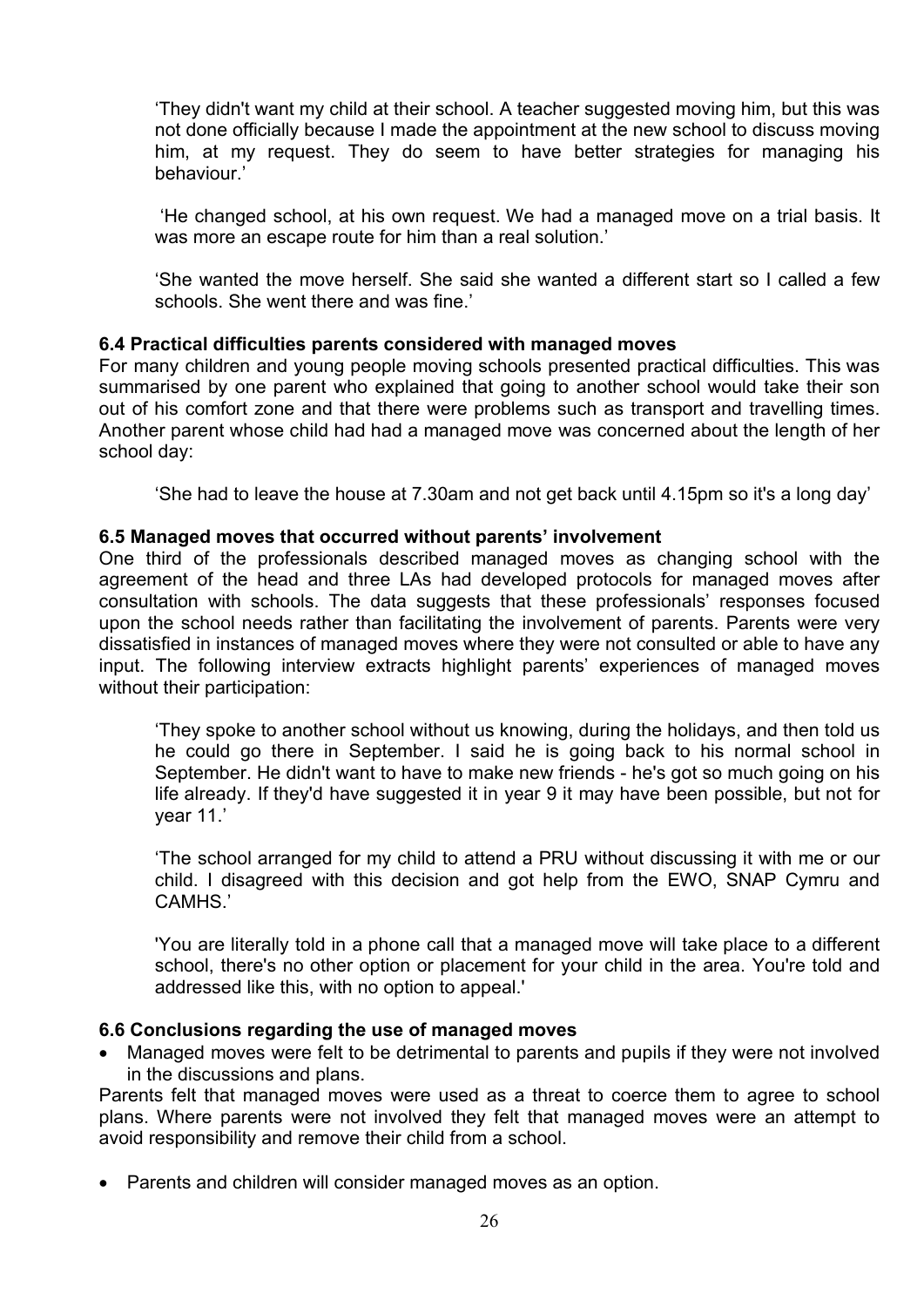> 'They didn't want my child at their school. A teacher suggested moving him, but this was not done officially because I made the appointment at the new school to discuss moving him, at my request. They do seem to have better strategies for managing his behaviour.'

> 'He changed school, at his own request. We had a managed move on a trial basis. It was more an escape route for him than a real solution.'

> 'She wanted the move herself. She said she wanted a different start so I called a few schools. She went there and was fine.'

### 6.4 Practical difficulties parents considered with managed moves

For many children and young people moving schools presented practical difficulties. This was summarised by one parent who explained that going to another school would take their son out of his comfort zone and that there were problems such as transport and travelling times. Another parent whose child had had a managed move was concerned about the length of her school day:

> 'She had to leave the house at 7.30am and not get back until 4.15pm so it's a long day'

### 6.5 Managed moves that occurred without parents' involvement

One third of the professionals described managed moves as changing school with the agreement of the head and three LAs had developed protocols for managed moves after consultation with schools. The data suggests that these professionals' responses focused upon the school needs rather than facilitating the involvement of parents. Parents were very dissatisfied in instances of managed moves where they were not consulted or able to have any input. The following interview extracts highlight parents' experiences of managed moves without their participation:

> 'They spoke to another school without us knowing, during the holidays, and then told us he could go there in September. I said he is going back to his normal school in September. He didn't want to have to make new friends - he's got so much going on his life already. If they'd have suggested it in year 9 it may have been possible, but not for year 11.'

> 'The school arranged for my child to attend a PRU without discussing it with me or our child. I disagreed with this decision and got help from the EWO, SNAP Cymru and CAMHS.'

> 'You are literally told in a phone call that a managed move will take place to a different school, there's no other option or placement for your child in the area. You're told and addressed like this, with no option to appeal.'

### 6.6 Conclusions regarding the use of managed moves

- Managed moves were felt to be detrimental to parents and pupils if they were not involved in the discussions and plans.

Parents felt that managed moves were used as a threat to coerce them to agree to school plans. Where parents were not involved they felt that managed moves were an attempt to avoid responsibility and remove their child from a school.

- Parents and children will consider managed moves as an option.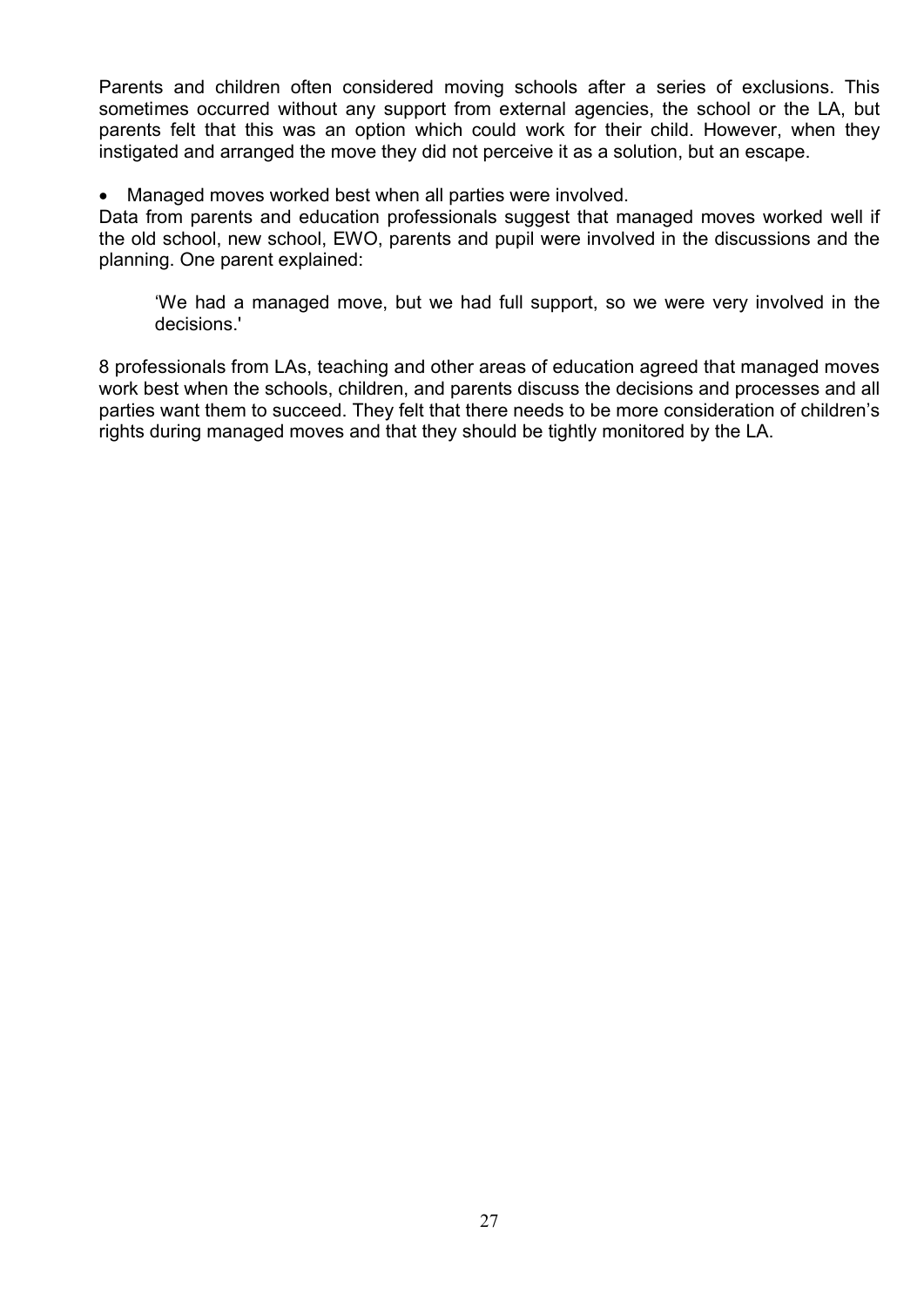Parents and children often considered moving schools after a series of exclusions. This sometimes occurred without any support from external agencies, the school or the LA, but parents felt that this was an option which could work for their child. However, when they instigated and arranged the move they did not perceive it as a solution, but an escape.

- Managed moves worked best when all parties were involved.

Data from parents and education professionals suggest that managed moves worked well if the old school, new school, EWO, parents and pupil were involved in the discussions and the planning. One parent explained:

> 'We had a managed move, but we had full support, so we were very involved in the decisions.'

8 professionals from LAs, teaching and other areas of education agreed that managed moves work best when the schools, children, and parents discuss the decisions and processes and all parties want them to succeed. They felt that there needs to be more consideration of children's rights during managed moves and that they should be tightly monitored by the LA.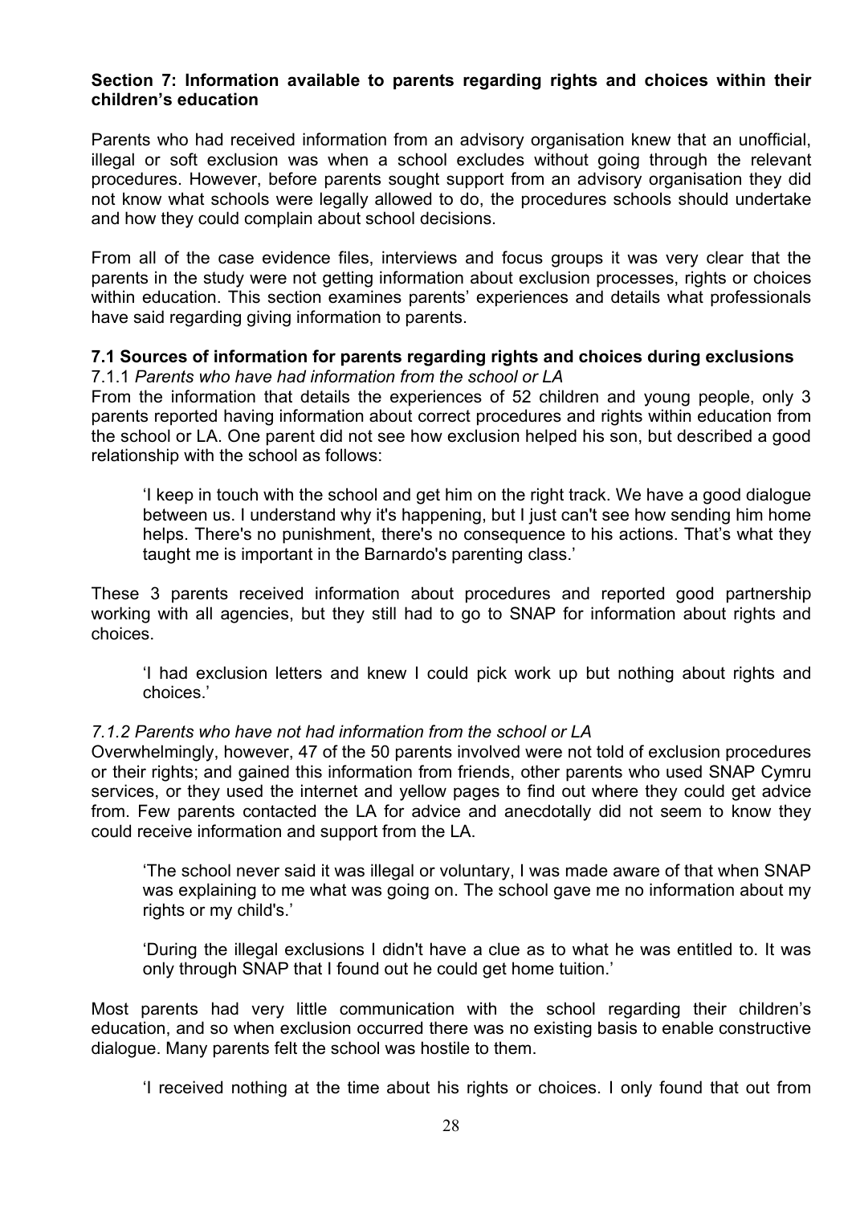## Section 7: Information available to parents regarding rights and choices within their children's education

Parents who had received information from an advisory organisation knew that an unofficial, illegal or soft exclusion was when a school excludes without going through the relevant procedures. However, before parents sought support from an advisory organisation they did not know what schools were legally allowed to do, the procedures schools should undertake and how they could complain about school decisions.

From all of the case evidence files, interviews and focus groups it was very clear that the parents in the study were not getting information about exclusion processes, rights or choices within education. This section examines parents' experiences and details what professionals have said regarding giving information to parents.

### 7.1 Sources of information for parents regarding rights and choices during exclusions

#### 7.1.1 *Parents who have had information from the school or LA*

From the information that details the experiences of 52 children and young people, only 3 parents reported having information about correct procedures and rights within education from the school or LA. One parent did not see how exclusion helped his son, but described a good relationship with the school as follows:

> 'I keep in touch with the school and get him on the right track. We have a good dialogue between us. I understand why it's happening, but I just can't see how sending him home helps. There's no punishment, there's no consequence to his actions. That's what they taught me is important in the Barnardo's parenting class.'

These 3 parents received information about procedures and reported good partnership working with all agencies, but they still had to go to SNAP for information about rights and choices.

> 'I had exclusion letters and knew I could pick work up but nothing about rights and choices.'

#### *7.1.2 Parents who have not had information from the school or LA*

Overwhelmingly, however, 47 of the 50 parents involved were not told of exclusion procedures or their rights; and gained this information from friends, other parents who used SNAP Cymru services, or they used the internet and yellow pages to find out where they could get advice from. Few parents contacted the LA for advice and anecdotally did not seem to know they could receive information and support from the LA.

> 'The school never said it was illegal or voluntary, I was made aware of that when SNAP was explaining to me what was going on. The school gave me no information about my rights or my child's.'

> 'During the illegal exclusions I didn't have a clue as to what he was entitled to. It was only through SNAP that I found out he could get home tuition.'

Most parents had very little communication with the school regarding their children's education, and so when exclusion occurred there was no existing basis to enable constructive dialogue. Many parents felt the school was hostile to them.

> 'I received nothing at the time about his rights or choices. I only found that out from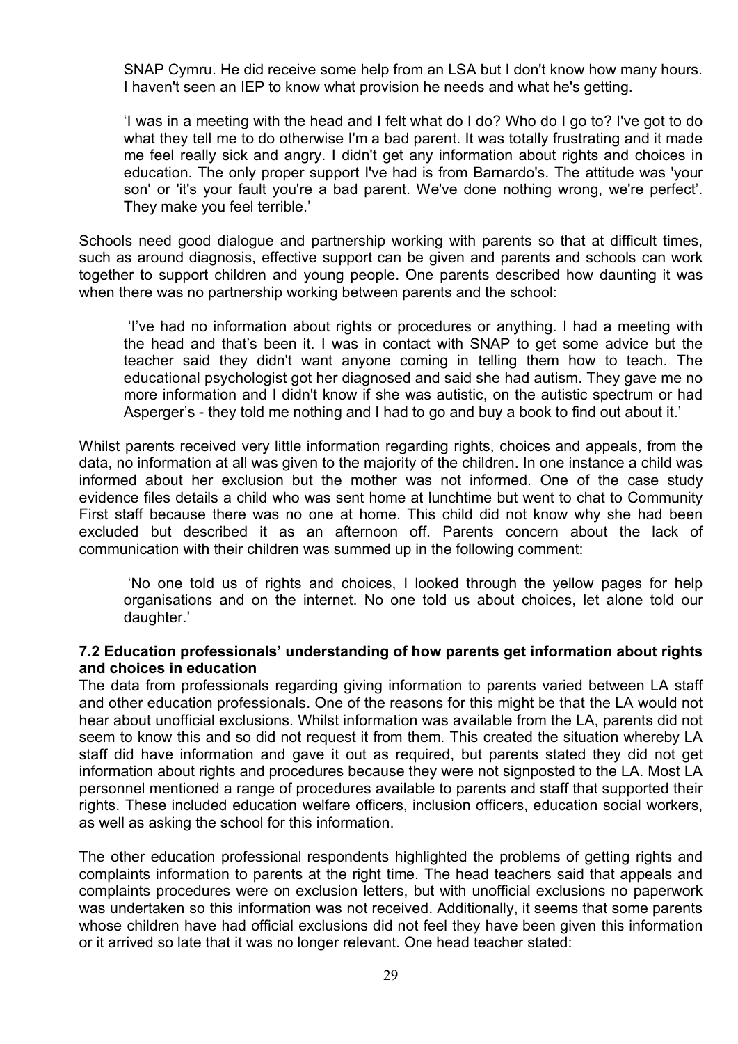SNAP Cymru. He did receive some help from an LSA but I don't know how many hours. I haven't seen an IEP to know what provision he needs and what he's getting.

'I was in a meeting with the head and I felt what do I do? Who do I go to? I've got to do what they tell me to do otherwise I'm a bad parent. It was totally frustrating and it made me feel really sick and angry. I didn't get any information about rights and choices in education. The only proper support I've had is from Barnardo's. The attitude was 'your son' or 'it's your fault you're a bad parent. We've done nothing wrong, we're perfect'. They make you feel terrible.'

Schools need good dialogue and partnership working with parents so that at difficult times, such as around diagnosis, effective support can be given and parents and schools can work together to support children and young people. One parents described how daunting it was when there was no partnership working between parents and the school:

'I've had no information about rights or procedures or anything. I had a meeting with the head and that's been it. I was in contact with SNAP to get some advice but the teacher said they didn't want anyone coming in telling them how to teach. The educational psychologist got her diagnosed and said she had autism. They gave me no more information and I didn't know if she was autistic, on the autistic spectrum or had Asperger's - they told me nothing and I had to go and buy a book to find out about it.'

Whilst parents received very little information regarding rights, choices and appeals, from the data, no information at all was given to the majority of the children. In one instance a child was informed about her exclusion but the mother was not informed. One of the case study evidence files details a child who was sent home at lunchtime but went to chat to Community First staff because there was no one at home. This child did not know why she had been excluded but described it as an afternoon off. Parents concern about the lack of communication with their children was summed up in the following comment:

'No one told us of rights and choices, I looked through the yellow pages for help organisations and on the internet. No one told us about choices, let alone told our daughter.'

### 7.2 Education professionals' understanding of how parents get information about rights and choices in education

The data from professionals regarding giving information to parents varied between LA staff and other education professionals. One of the reasons for this might be that the LA would not hear about unofficial exclusions. Whilst information was available from the LA, parents did not seem to know this and so did not request it from them. This created the situation whereby LA staff did have information and gave it out as required, but parents stated they did not get information about rights and procedures because they were not signposted to the LA. Most LA personnel mentioned a range of procedures available to parents and staff that supported their rights. These included education welfare officers, inclusion officers, education social workers, as well as asking the school for this information.

The other education professional respondents highlighted the problems of getting rights and complaints information to parents at the right time. The head teachers said that appeals and complaints procedures were on exclusion letters, but with unofficial exclusions no paperwork was undertaken so this information was not received. Additionally, it seems that some parents whose children have had official exclusions did not feel they have been given this information or it arrived so late that it was no longer relevant. One head teacher stated: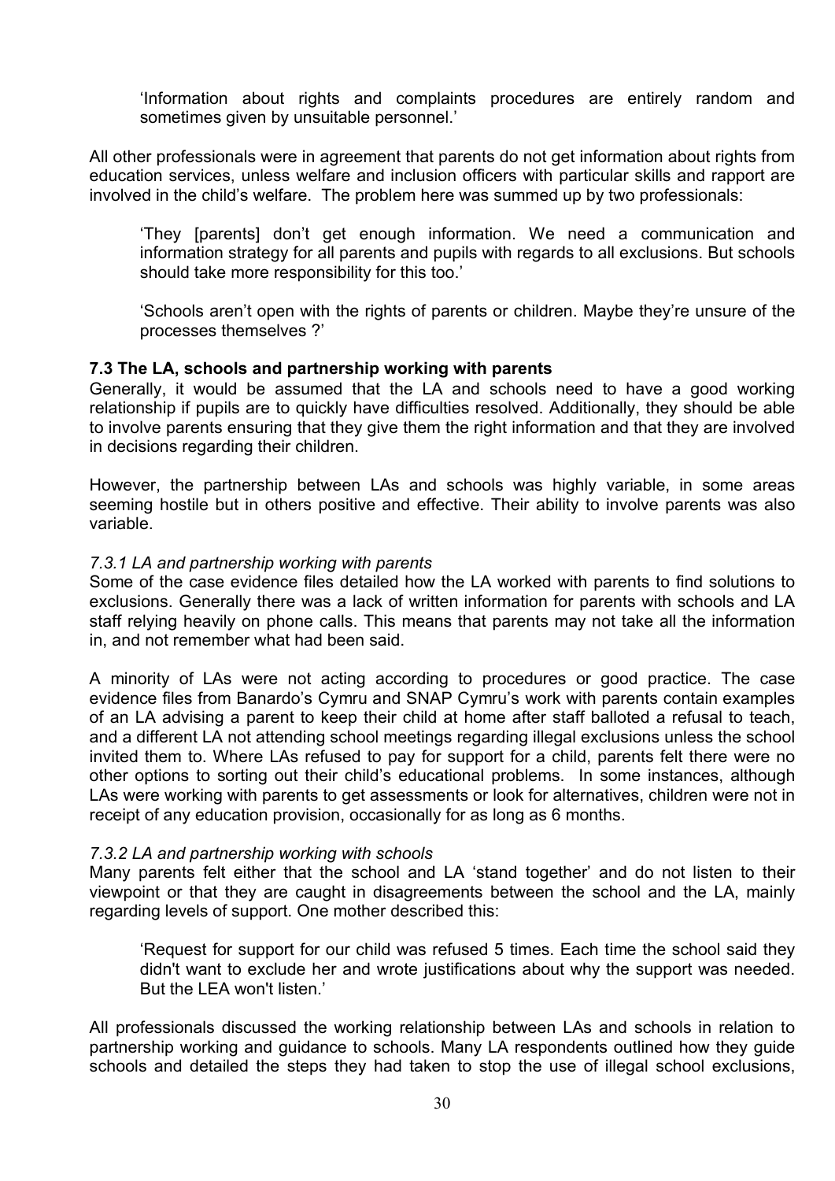> 'Information about rights and complaints procedures are entirely random and sometimes given by unsuitable personnel.'

All other professionals were in agreement that parents do not get information about rights from education services, unless welfare and inclusion officers with particular skills and rapport are involved in the child's welfare. The problem here was summed up by two professionals:

> 'They [parents] don't get enough information. We need a communication and information strategy for all parents and pupils with regards to all exclusions. But schools should take more responsibility for this too.'

> 'Schools aren't open with the rights of parents or children. Maybe they're unsure of the processes themselves ?'

### 7.3 The LA, schools and partnership working with parents

Generally, it would be assumed that the LA and schools need to have a good working relationship if pupils are to quickly have difficulties resolved. Additionally, they should be able to involve parents ensuring that they give them the right information and that they are involved in decisions regarding their children.

However, the partnership between LAs and schools was highly variable, in some areas seeming hostile but in others positive and effective. Their ability to involve parents was also variable.

#### *7.3.1 LA and partnership working with parents*

Some of the case evidence files detailed how the LA worked with parents to find solutions to exclusions. Generally there was a lack of written information for parents with schools and LA staff relying heavily on phone calls. This means that parents may not take all the information in, and not remember what had been said.

A minority of LAs were not acting according to procedures or good practice. The case evidence files from Banardo's Cymru and SNAP Cymru's work with parents contain examples of an LA advising a parent to keep their child at home after staff balloted a refusal to teach, and a different LA not attending school meetings regarding illegal exclusions unless the school invited them to. Where LAs refused to pay for support for a child, parents felt there were no other options to sorting out their child's educational problems. In some instances, although LAs were working with parents to get assessments or look for alternatives, children were not in receipt of any education provision, occasionally for as long as 6 months.

#### *7.3.2 LA and partnership working with schools*

Many parents felt either that the school and LA 'stand together' and do not listen to their viewpoint or that they are caught in disagreements between the school and the LA, mainly regarding levels of support. One mother described this:

> 'Request for support for our child was refused 5 times. Each time the school said they didn't want to exclude her and wrote justifications about why the support was needed. But the LEA won't listen.'

All professionals discussed the working relationship between LAs and schools in relation to partnership working and guidance to schools. Many LA respondents outlined how they guide schools and detailed the steps they had taken to stop the use of illegal school exclusions,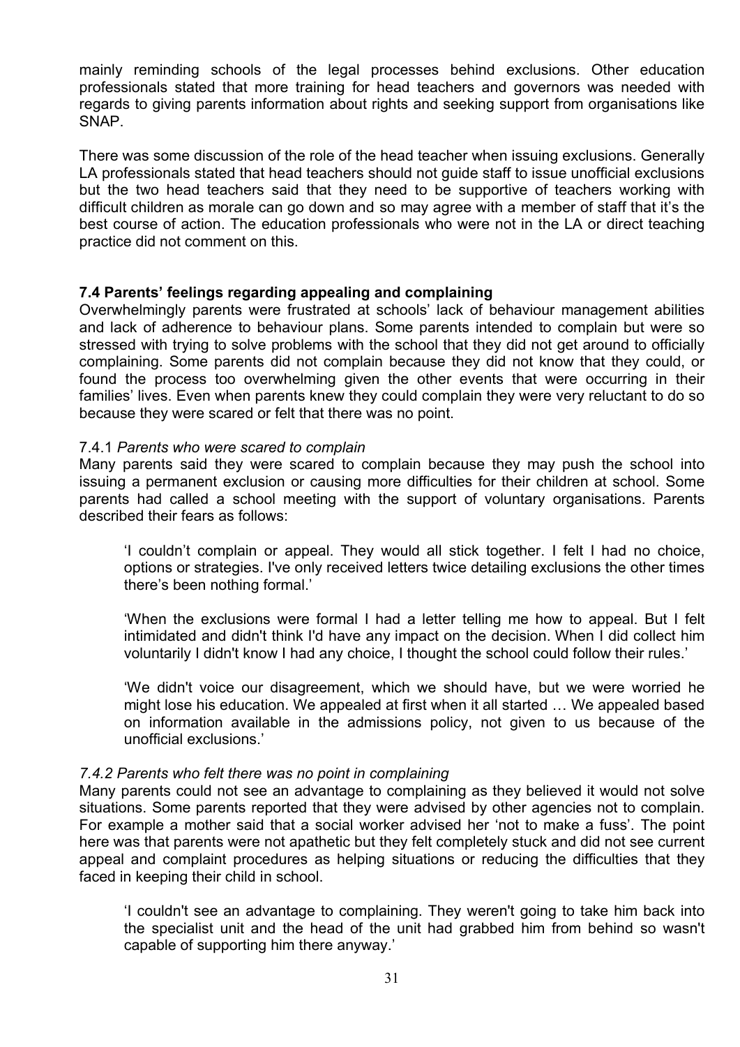mainly reminding schools of the legal processes behind exclusions. Other education professionals stated that more training for head teachers and governors was needed with regards to giving parents information about rights and seeking support from organisations like SNAP.

There was some discussion of the role of the head teacher when issuing exclusions. Generally LA professionals stated that head teachers should not guide staff to issue unofficial exclusions but the two head teachers said that they need to be supportive of teachers working with difficult children as morale can go down and so may agree with a member of staff that it's the best course of action. The education professionals who were not in the LA or direct teaching practice did not comment on this.

### 7.4 Parents' feelings regarding appealing and complaining

Overwhelmingly parents were frustrated at schools' lack of behaviour management abilities and lack of adherence to behaviour plans. Some parents intended to complain but were so stressed with trying to solve problems with the school that they did not get around to officially complaining. Some parents did not complain because they did not know that they could, or found the process too overwhelming given the other events that were occurring in their families' lives. Even when parents knew they could complain they were very reluctant to do so because they were scared or felt that there was no point.

#### 7.4.1 *Parents who were scared to complain*

Many parents said they were scared to complain because they may push the school into issuing a permanent exclusion or causing more difficulties for their children at school. Some parents had called a school meeting with the support of voluntary organisations. Parents described their fears as follows:

> 'I couldn't complain or appeal. They would all stick together. I felt I had no choice, options or strategies. I've only received letters twice detailing exclusions the other times there's been nothing formal.'

> 'When the exclusions were formal I had a letter telling me how to appeal. But I felt intimidated and didn't think I'd have any impact on the decision. When I did collect him voluntarily I didn't know I had any choice, I thought the school could follow their rules.'

> 'We didn't voice our disagreement, which we should have, but we were worried he might lose his education. We appealed at first when it all started … We appealed based on information available in the admissions policy, not given to us because of the unofficial exclusions.'

#### *7.4.2 Parents who felt there was no point in complaining*

Many parents could not see an advantage to complaining as they believed it would not solve situations. Some parents reported that they were advised by other agencies not to complain. For example a mother said that a social worker advised her 'not to make a fuss'. The point here was that parents were not apathetic but they felt completely stuck and did not see current appeal and complaint procedures as helping situations or reducing the difficulties that they faced in keeping their child in school.

> 'I couldn't see an advantage to complaining. They weren't going to take him back into the specialist unit and the head of the unit had grabbed him from behind so wasn't capable of supporting him there anyway.'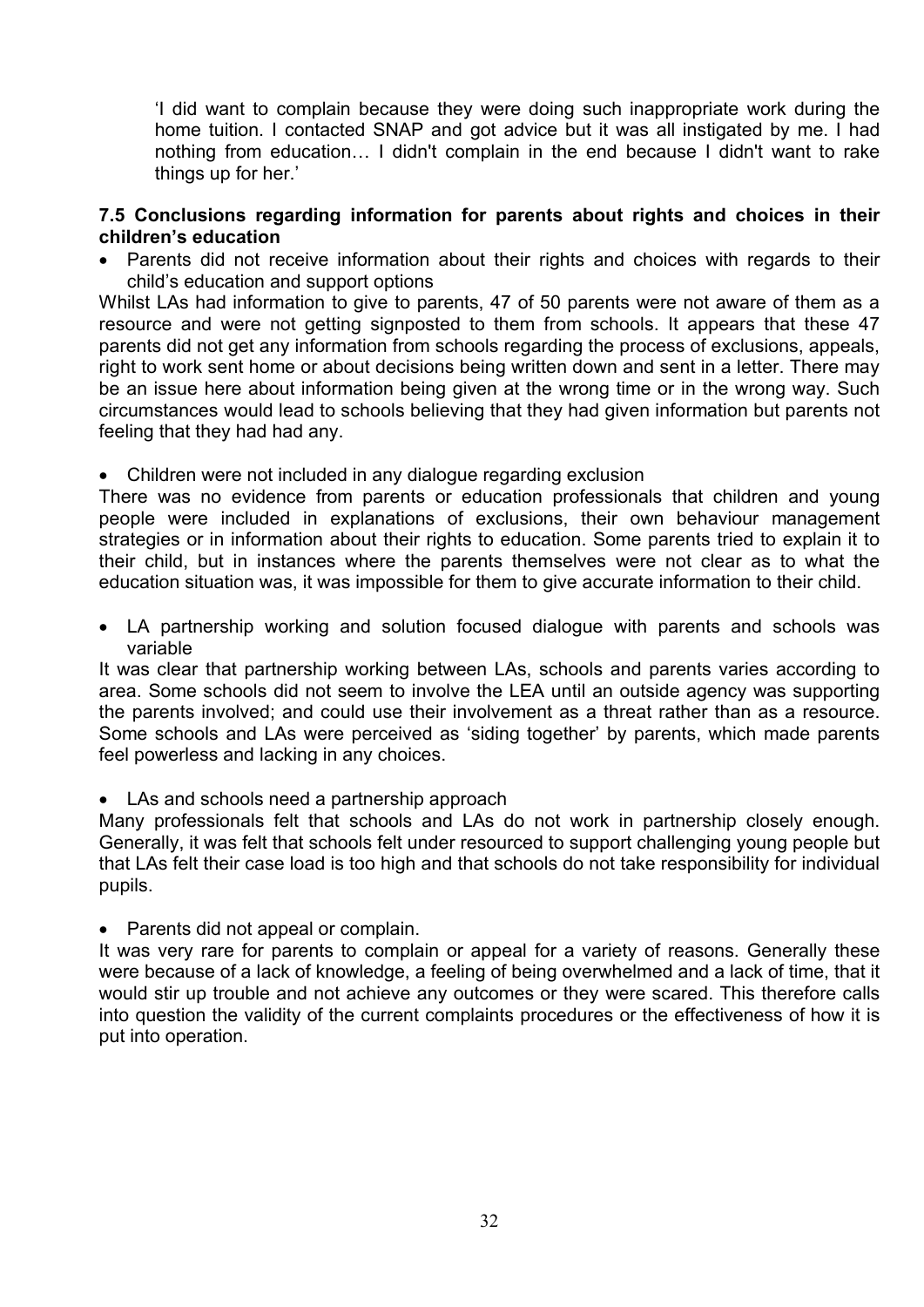> 'I did want to complain because they were doing such inappropriate work during the home tuition. I contacted SNAP and got advice but it was all instigated by me. I had nothing from education… I didn't complain in the end because I didn't want to rake things up for her.'

### 7.5 Conclusions regarding information for parents about rights and choices in their children's education

- Parents did not receive information about their rights and choices with regards to their child's education and support options

Whilst LAs had information to give to parents, 47 of 50 parents were not aware of them as a resource and were not getting signposted to them from schools. It appears that these 47 parents did not get any information from schools regarding the process of exclusions, appeals, right to work sent home or about decisions being written down and sent in a letter. There may be an issue here about information being given at the wrong time or in the wrong way. Such circumstances would lead to schools believing that they had given information but parents not feeling that they had had any.

- Children were not included in any dialogue regarding exclusion

There was no evidence from parents or education professionals that children and young people were included in explanations of exclusions, their own behaviour management strategies or in information about their rights to education. Some parents tried to explain it to their child, but in instances where the parents themselves were not clear as to what the education situation was, it was impossible for them to give accurate information to their child.

- LA partnership working and solution focused dialogue with parents and schools was variable

It was clear that partnership working between LAs, schools and parents varies according to area. Some schools did not seem to involve the LEA until an outside agency was supporting the parents involved; and could use their involvement as a threat rather than as a resource. Some schools and LAs were perceived as 'siding together' by parents, which made parents feel powerless and lacking in any choices.

- LAs and schools need a partnership approach

Many professionals felt that schools and LAs do not work in partnership closely enough. Generally, it was felt that schools felt under resourced to support challenging young people but that LAs felt their case load is too high and that schools do not take responsibility for individual pupils.

- Parents did not appeal or complain.

It was very rare for parents to complain or appeal for a variety of reasons. Generally these were because of a lack of knowledge, a feeling of being overwhelmed and a lack of time, that it would stir up trouble and not achieve any outcomes or they were scared. This therefore calls into question the validity of the current complaints procedures or the effectiveness of how it is put into operation.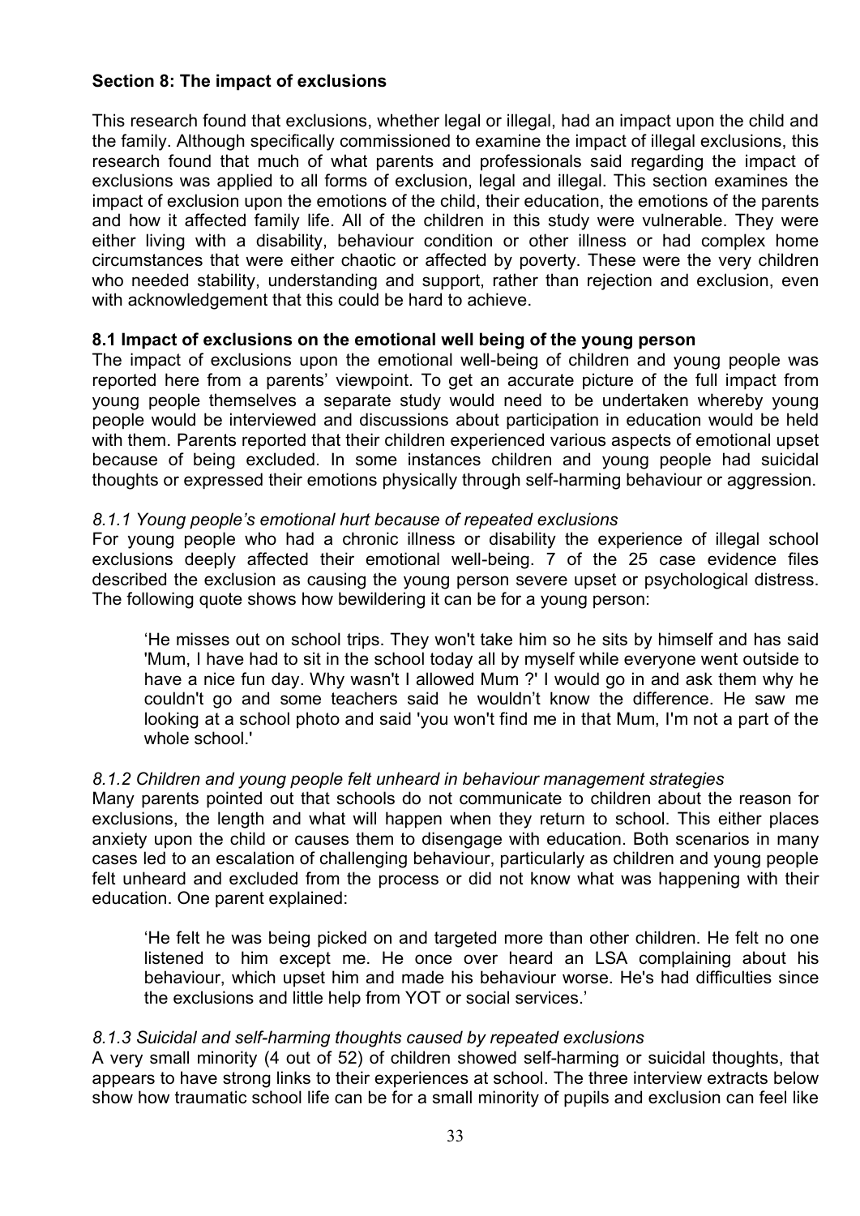## Section 8: The impact of exclusions

This research found that exclusions, whether legal or illegal, had an impact upon the child and the family. Although specifically commissioned to examine the impact of illegal exclusions, this research found that much of what parents and professionals said regarding the impact of exclusions was applied to all forms of exclusion, legal and illegal. This section examines the impact of exclusion upon the emotions of the child, their education, the emotions of the parents and how it affected family life. All of the children in this study were vulnerable. They were either living with a disability, behaviour condition or other illness or had complex home circumstances that were either chaotic or affected by poverty. These were the very children who needed stability, understanding and support, rather than rejection and exclusion, even with acknowledgement that this could be hard to achieve.

### 8.1 Impact of exclusions on the emotional well being of the young person

The impact of exclusions upon the emotional well-being of children and young people was reported here from a parents' viewpoint. To get an accurate picture of the full impact from young people themselves a separate study would need to be undertaken whereby young people would be interviewed and discussions about participation in education would be held with them. Parents reported that their children experienced various aspects of emotional upset because of being excluded. In some instances children and young people had suicidal thoughts or expressed their emotions physically through self-harming behaviour or aggression.

#### *8.1.1 Young people's emotional hurt because of repeated exclusions*

For young people who had a chronic illness or disability the experience of illegal school exclusions deeply affected their emotional well-being. 7 of the 25 case evidence files described the exclusion as causing the young person severe upset or psychological distress. The following quote shows how bewildering it can be for a young person:

> 'He misses out on school trips. They won't take him so he sits by himself and has said 'Mum, I have had to sit in the school today all by myself while everyone went outside to have a nice fun day. Why wasn't I allowed Mum ?' I would go in and ask them why he couldn't go and some teachers said he wouldn't know the difference. He saw me looking at a school photo and said 'you won't find me in that Mum, I'm not a part of the whole school.'

#### *8.1.2 Children and young people felt unheard in behaviour management strategies*

Many parents pointed out that schools do not communicate to children about the reason for exclusions, the length and what will happen when they return to school. This either places anxiety upon the child or causes them to disengage with education. Both scenarios in many cases led to an escalation of challenging behaviour, particularly as children and young people felt unheard and excluded from the process or did not know what was happening with their education. One parent explained:

> 'He felt he was being picked on and targeted more than other children. He felt no one listened to him except me. He once over heard an LSA complaining about his behaviour, which upset him and made his behaviour worse. He's had difficulties since the exclusions and little help from YOT or social services.'

#### *8.1.3 Suicidal and self-harming thoughts caused by repeated exclusions*

A very small minority (4 out of 52) of children showed self-harming or suicidal thoughts, that appears to have strong links to their experiences at school. The three interview extracts below show how traumatic school life can be for a small minority of pupils and exclusion can feel like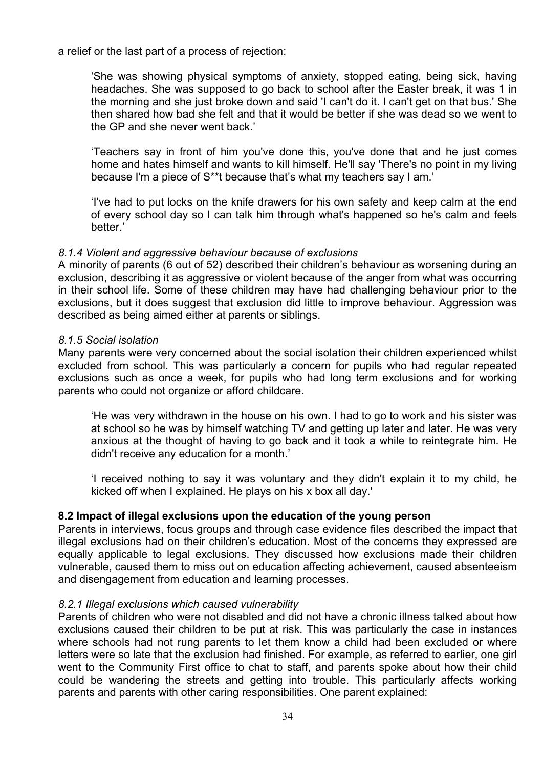a relief or the last part of a process of rejection:

> 'She was showing physical symptoms of anxiety, stopped eating, being sick, having headaches. She was supposed to go back to school after the Easter break, it was 1 in the morning and she just broke down and said 'I can't do it. I can't get on that bus.' She then shared how bad she felt and that it would be better if she was dead so we went to the GP and she never went back.'

> 'Teachers say in front of him you've done this, you've done that and he just comes home and hates himself and wants to kill himself. He'll say 'There's no point in my living because I'm a piece of S**t because that's what my teachers say I am.'

> 'I've had to put locks on the knife drawers for his own safety and keep calm at the end of every school day so I can talk him through what's happened so he's calm and feels better.'

#### *8.1.4 Violent and aggressive behaviour because of exclusions*

A minority of parents (6 out of 52) described their children's behaviour as worsening during an exclusion, describing it as aggressive or violent because of the anger from what was occurring in their school life. Some of these children may have had challenging behaviour prior to the exclusions, but it does suggest that exclusion did little to improve behaviour. Aggression was described as being aimed either at parents or siblings.

#### *8.1.5 Social isolation*

Many parents were very concerned about the social isolation their children experienced whilst excluded from school. This was particularly a concern for pupils who had regular repeated exclusions such as once a week, for pupils who had long term exclusions and for working parents who could not organize or afford childcare.

> 'He was very withdrawn in the house on his own. I had to go to work and his sister was at school so he was by himself watching TV and getting up later and later. He was very anxious at the thought of having to go back and it took a while to reintegrate him. He didn't receive any education for a month.'

> 'I received nothing to say it was voluntary and they didn't explain it to my child, he kicked off when I explained. He plays on his x box all day.'

### **8.2 Impact of illegal exclusions upon the education of the young person**

Parents in interviews, focus groups and through case evidence files described the impact that illegal exclusions had on their children's education. Most of the concerns they expressed are equally applicable to legal exclusions. They discussed how exclusions made their children vulnerable, caused them to miss out on education affecting achievement, caused absenteeism and disengagement from education and learning processes.

#### *8.2.1 Illegal exclusions which caused vulnerability*

Parents of children who were not disabled and did not have a chronic illness talked about how exclusions caused their children to be put at risk. This was particularly the case in instances where schools had not rung parents to let them know a child had been excluded or where letters were so late that the exclusion had finished. For example, as referred to earlier, one girl went to the Community First office to chat to staff, and parents spoke about how their child could be wandering the streets and getting into trouble. This particularly affects working parents and parents with other caring responsibilities. One parent explained: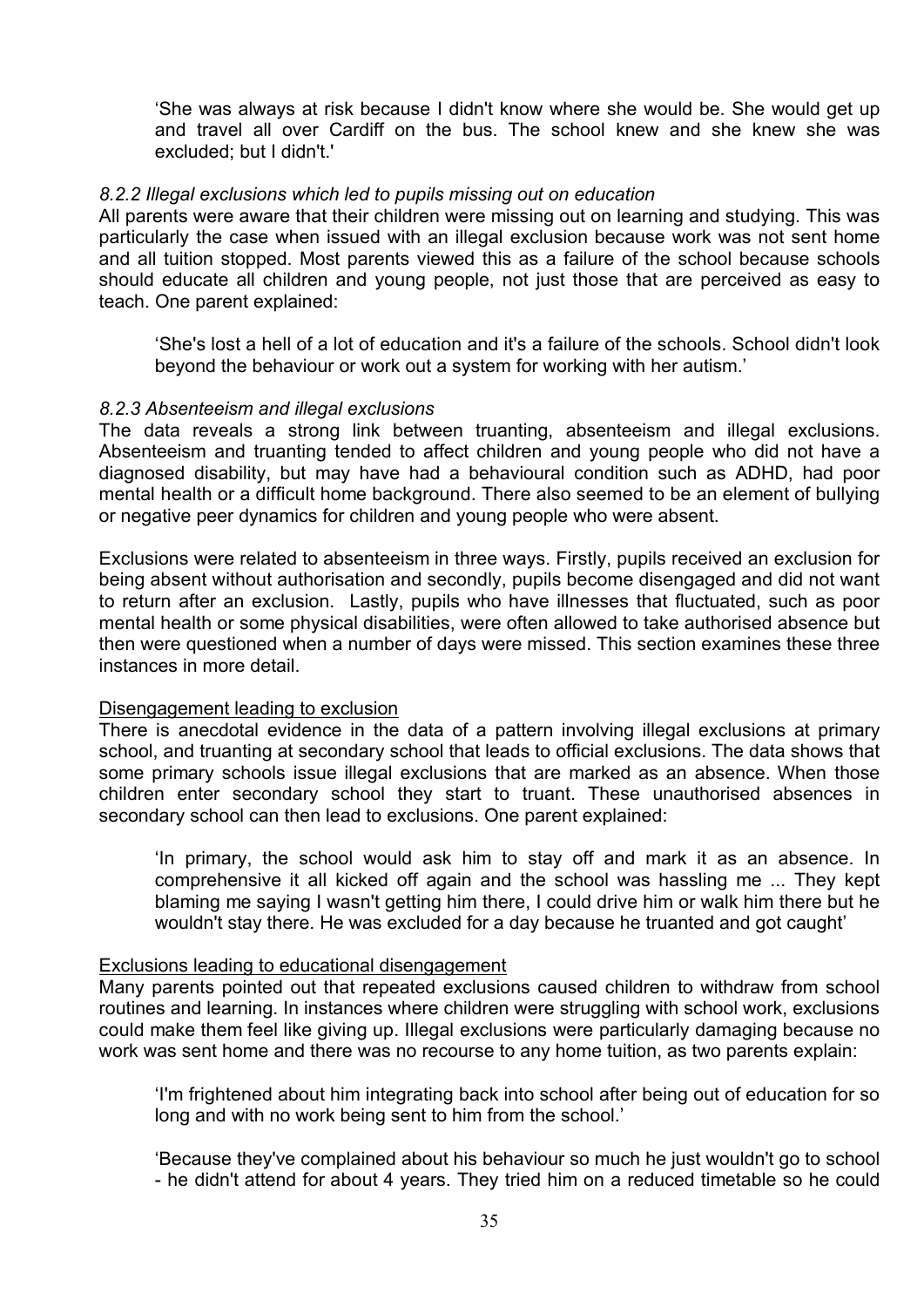> 'She was always at risk because I didn't know where she would be. She would get up and travel all over Cardiff on the bus. The school knew and she knew she was excluded; but I didn't.'

### *8.2.2 Illegal exclusions which led to pupils missing out on education*

All parents were aware that their children were missing out on learning and studying. This was particularly the case when issued with an illegal exclusion because work was not sent home and all tuition stopped. Most parents viewed this as a failure of the school because schools should educate all children and young people, not just those that are perceived as easy to teach. One parent explained:

> 'She's lost a hell of a lot of education and it's a failure of the schools. School didn't look beyond the behaviour or work out a system for working with her autism.'

### *8.2.3 Absenteeism and illegal exclusions*

The data reveals a strong link between truanting, absenteeism and illegal exclusions. Absenteeism and truanting tended to affect children and young people who did not have a diagnosed disability, but may have had a behavioural condition such as ADHD, had poor mental health or a difficult home background. There also seemed to be an element of bullying or negative peer dynamics for children and young people who were absent.

Exclusions were related to absenteeism in three ways. Firstly, pupils received an exclusion for being absent without authorisation and secondly, pupils become disengaged and did not want to return after an exclusion. Lastly, pupils who have illnesses that fluctuated, such as poor mental health or some physical disabilities, were often allowed to take authorised absence but then were questioned when a number of days were missed. This section examines these three instances in more detail.

<u>Disengagement leading to exclusion</u>

There is anecdotal evidence in the data of a pattern involving illegal exclusions at primary school, and truanting at secondary school that leads to official exclusions. The data shows that some primary schools issue illegal exclusions that are marked as an absence. When those children enter secondary school they start to truant. These unauthorised absences in secondary school can then lead to exclusions. One parent explained:

> 'In primary, the school would ask him to stay off and mark it as an absence. In comprehensive it all kicked off again and the school was hassling me ... They kept blaming me saying I wasn't getting him there, I could drive him or walk him there but he wouldn't stay there. He was excluded for a day because he truanted and got caught'

<u>Exclusions leading to educational disengagement</u>

Many parents pointed out that repeated exclusions caused children to withdraw from school routines and learning. In instances where children were struggling with school work, exclusions could make them feel like giving up. Illegal exclusions were particularly damaging because no work was sent home and there was no recourse to any home tuition, as two parents explain:

> 'I'm frightened about him integrating back into school after being out of education for so long and with no work being sent to him from the school.'

> 'Because they've complained about his behaviour so much he just wouldn't go to school - he didn't attend for about 4 years. They tried him on a reduced timetable so he could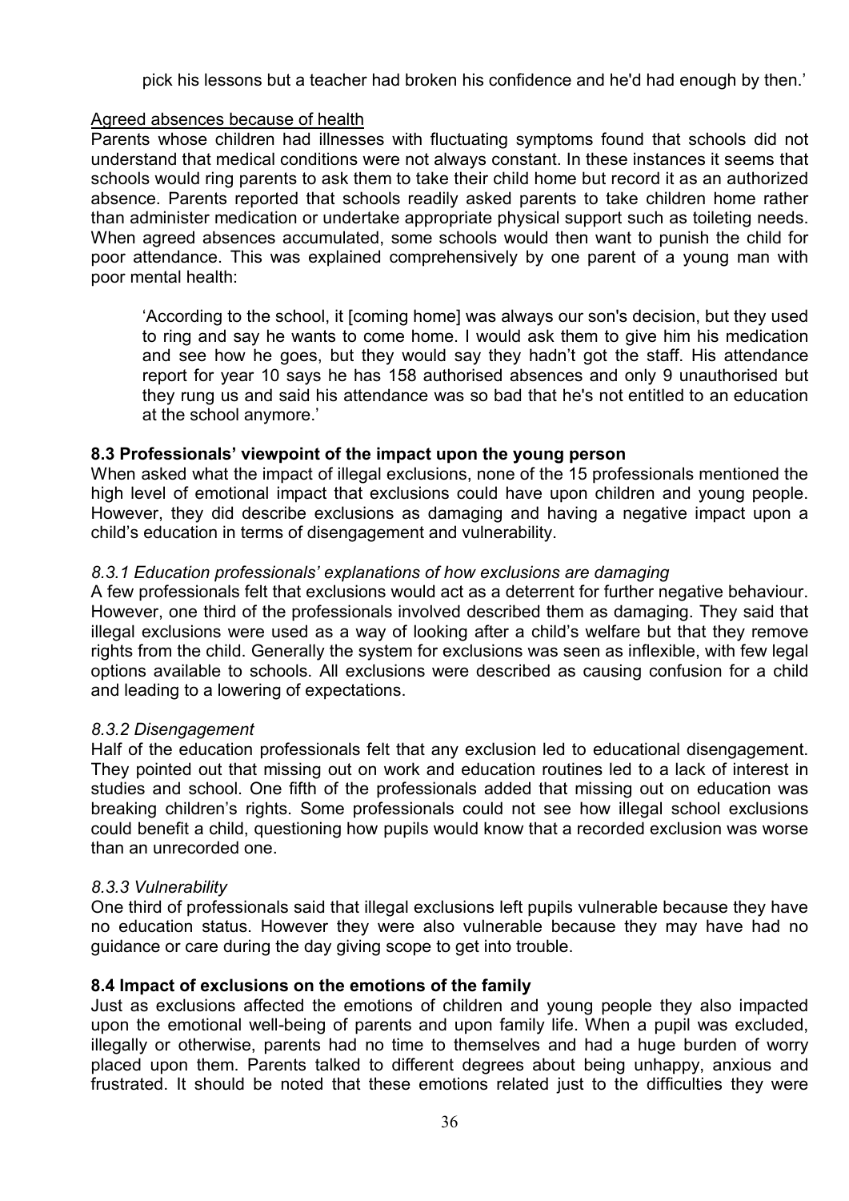pick his lessons but a teacher had broken his confidence and he'd had enough by then.'

Agreed absences because of health

Parents whose children had illnesses with fluctuating symptoms found that schools did not understand that medical conditions were not always constant. In these instances it seems that schools would ring parents to ask them to take their child home but record it as an authorized absence. Parents reported that schools readily asked parents to take children home rather than administer medication or undertake appropriate physical support such as toileting needs. When agreed absences accumulated, some schools would then want to punish the child for poor attendance. This was explained comprehensively by one parent of a young man with poor mental health:

> 'According to the school, it [coming home] was always our son's decision, but they used to ring and say he wants to come home. I would ask them to give him his medication and see how he goes, but they would say they hadn't got the staff. His attendance report for year 10 says he has 158 authorised absences and only 9 unauthorised but they rung us and said his attendance was so bad that he's not entitled to an education at the school anymore.'

### 8.3 Professionals' viewpoint of the impact upon the young person

When asked what the impact of illegal exclusions, none of the 15 professionals mentioned the high level of emotional impact that exclusions could have upon children and young people. However, they did describe exclusions as damaging and having a negative impact upon a child's education in terms of disengagement and vulnerability.

#### *8.3.1 Education professionals' explanations of how exclusions are damaging*

A few professionals felt that exclusions would act as a deterrent for further negative behaviour. However, one third of the professionals involved described them as damaging. They said that illegal exclusions were used as a way of looking after a child's welfare but that they remove rights from the child. Generally the system for exclusions was seen as inflexible, with few legal options available to schools. All exclusions were described as causing confusion for a child and leading to a lowering of expectations.

#### *8.3.2 Disengagement*

Half of the education professionals felt that any exclusion led to educational disengagement. They pointed out that missing out on work and education routines led to a lack of interest in studies and school. One fifth of the professionals added that missing out on education was breaking children's rights. Some professionals could not see how illegal school exclusions could benefit a child, questioning how pupils would know that a recorded exclusion was worse than an unrecorded one.

#### *8.3.3 Vulnerability*

One third of professionals said that illegal exclusions left pupils vulnerable because they have no education status. However they were also vulnerable because they may have had no guidance or care during the day giving scope to get into trouble.

### 8.4 Impact of exclusions on the emotions of the family

Just as exclusions affected the emotions of children and young people they also impacted upon the emotional well-being of parents and upon family life. When a pupil was excluded, illegally or otherwise, parents had no time to themselves and had a huge burden of worry placed upon them. Parents talked to different degrees about being unhappy, anxious and frustrated. It should be noted that these emotions related just to the difficulties they were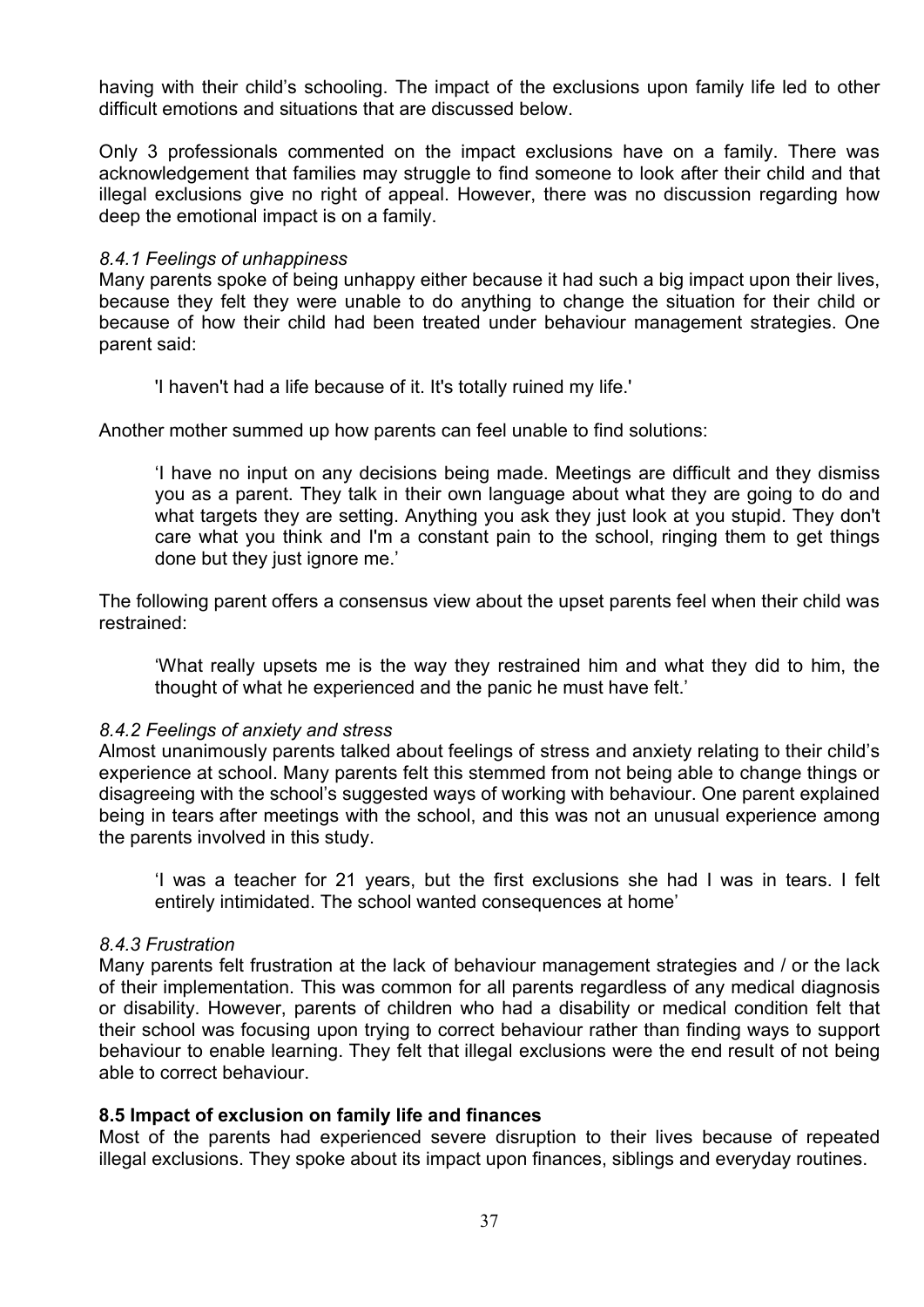having with their child's schooling. The impact of the exclusions upon family life led to other difficult emotions and situations that are discussed below.

Only 3 professionals commented on the impact exclusions have on a family. There was acknowledgement that families may struggle to find someone to look after their child and that illegal exclusions give no right of appeal. However, there was no discussion regarding how deep the emotional impact is on a family.

#### *8.4.1 Feelings of unhappiness*

Many parents spoke of being unhappy either because it had such a big impact upon their lives, because they felt they were unable to do anything to change the situation for their child or because of how their child had been treated under behaviour management strategies. One parent said:

> 'I haven't had a life because of it. It's totally ruined my life.'

Another mother summed up how parents can feel unable to find solutions:

> 'I have no input on any decisions being made. Meetings are difficult and they dismiss you as a parent. They talk in their own language about what they are going to do and what targets they are setting. Anything you ask they just look at you stupid. They don't care what you think and I'm a constant pain to the school, ringing them to get things done but they just ignore me.'

The following parent offers a consensus view about the upset parents feel when their child was restrained:

> 'What really upsets me is the way they restrained him and what they did to him, the thought of what he experienced and the panic he must have felt.'

#### *8.4.2 Feelings of anxiety and stress*

Almost unanimously parents talked about feelings of stress and anxiety relating to their child's experience at school. Many parents felt this stemmed from not being able to change things or disagreeing with the school's suggested ways of working with behaviour. One parent explained being in tears after meetings with the school, and this was not an unusual experience among the parents involved in this study.

> 'I was a teacher for 21 years, but the first exclusions she had I was in tears. I felt entirely intimidated. The school wanted consequences at home'

#### *8.4.3 Frustration*

Many parents felt frustration at the lack of behaviour management strategies and / or the lack of their implementation. This was common for all parents regardless of any medical diagnosis or disability. However, parents of children who had a disability or medical condition felt that their school was focusing upon trying to correct behaviour rather than finding ways to support behaviour to enable learning. They felt that illegal exclusions were the end result of not being able to correct behaviour.

### **8.5 Impact of exclusion on family life and finances**

Most of the parents had experienced severe disruption to their lives because of repeated illegal exclusions. They spoke about its impact upon finances, siblings and everyday routines.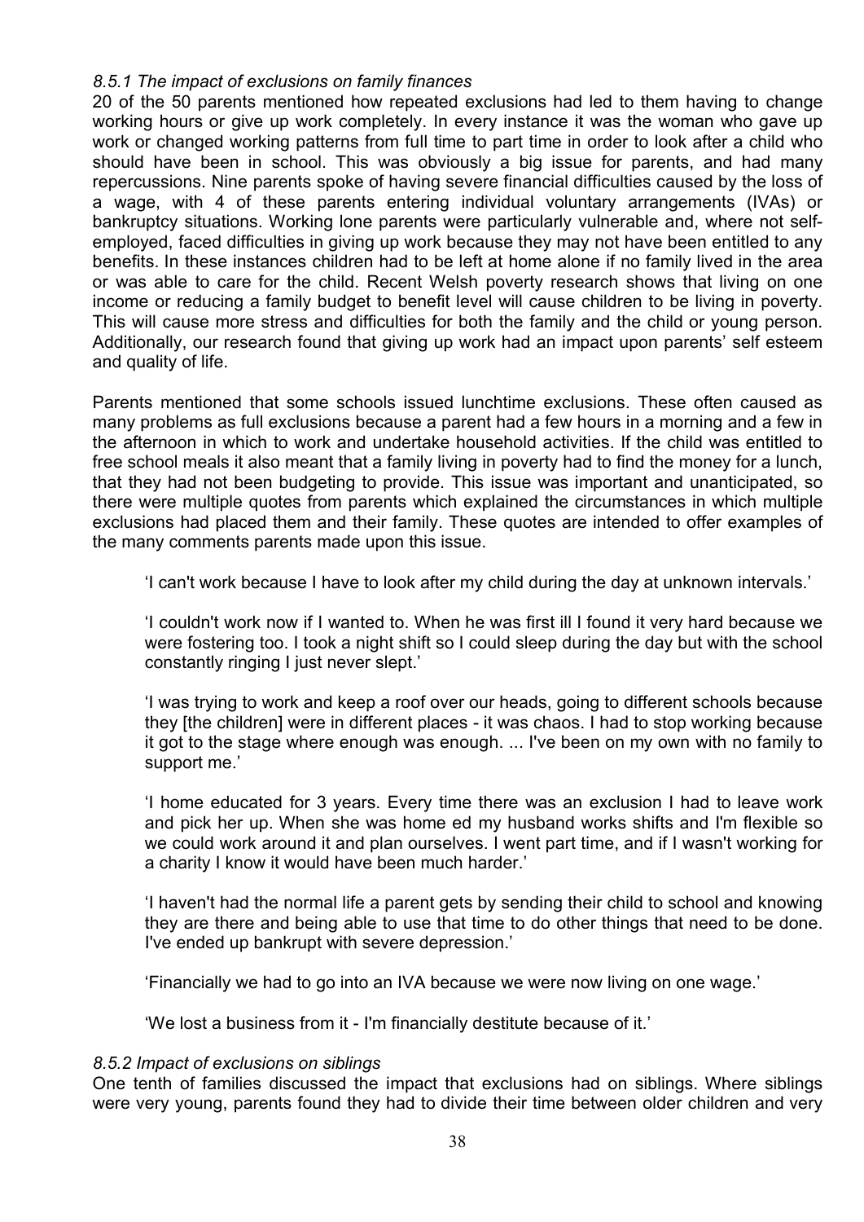### *8.5.1 The impact of exclusions on family finances*

20 of the 50 parents mentioned how repeated exclusions had led to them having to change working hours or give up work completely. In every instance it was the woman who gave up work or changed working patterns from full time to part time in order to look after a child who should have been in school. This was obviously a big issue for parents, and had many repercussions. Nine parents spoke of having severe financial difficulties caused by the loss of a wage, with 4 of these parents entering individual voluntary arrangements (IVAs) or bankruptcy situations. Working lone parents were particularly vulnerable and, where not self-employed, faced difficulties in giving up work because they may not have been entitled to any benefits. In these instances children had to be left at home alone if no family lived in the area or was able to care for the child. Recent Welsh poverty research shows that living on one income or reducing a family budget to benefit level will cause children to be living in poverty. This will cause more stress and difficulties for both the family and the child or young person. Additionally, our research found that giving up work had an impact upon parents' self esteem and quality of life.

Parents mentioned that some schools issued lunchtime exclusions. These often caused as many problems as full exclusions because a parent had a few hours in a morning and a few in the afternoon in which to work and undertake household activities. If the child was entitled to free school meals it also meant that a family living in poverty had to find the money for a lunch, that they had not been budgeting to provide. This issue was important and unanticipated, so there were multiple quotes from parents which explained the circumstances in which multiple exclusions had placed them and their family. These quotes are intended to offer examples of the many comments parents made upon this issue.

> 'I can't work because I have to look after my child during the day at unknown intervals.'
>
> 'I couldn't work now if I wanted to. When he was first ill I found it very hard because we were fostering too. I took a night shift so I could sleep during the day but with the school constantly ringing I just never slept.'
>
> 'I was trying to work and keep a roof over our heads, going to different schools because they [the children] were in different places - it was chaos. I had to stop working because it got to the stage where enough was enough. ... I've been on my own with no family to support me.'
>
> 'I home educated for 3 years. Every time there was an exclusion I had to leave work and pick her up. When she was home ed my husband works shifts and I'm flexible so we could work around it and plan ourselves. I went part time, and if I wasn't working for a charity I know it would have been much harder.'
>
> 'I haven't had the normal life a parent gets by sending their child to school and knowing they are there and being able to use that time to do other things that need to be done. I've ended up bankrupt with severe depression.'
>
> 'Financially we had to go into an IVA because we were now living on one wage.'
>
> 'We lost a business from it - I'm financially destitute because of it.'

### *8.5.2 Impact of exclusions on siblings*

One tenth of families discussed the impact that exclusions had on siblings. Where siblings were very young, parents found they had to divide their time between older children and very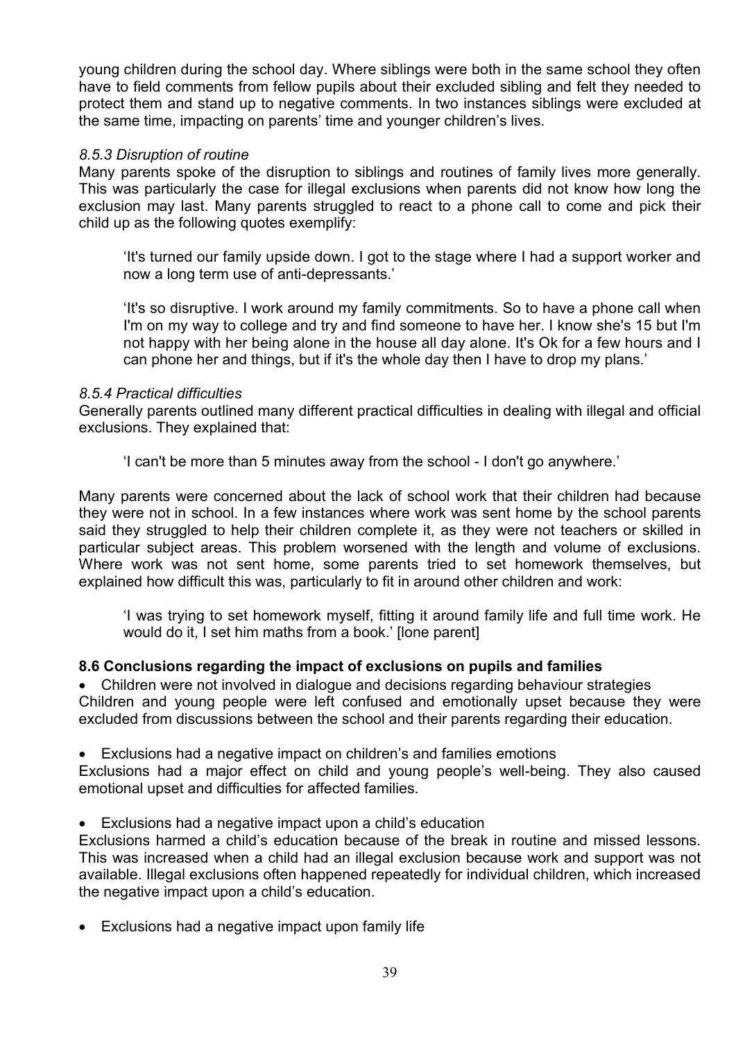young children during the school day. Where siblings were both in the same school they often have to field comments from fellow pupils about their excluded sibling and felt they needed to protect them and stand up to negative comments. In two instances siblings were excluded at the same time, impacting on parents' time and younger children's lives.

#### *8.5.3 Disruption of routine*

Many parents spoke of the disruption to siblings and routines of family lives more generally. This was particularly the case for illegal exclusions when parents did not know how long the exclusion may last. Many parents struggled to react to a phone call to come and pick their child up as the following quotes exemplify:

> 'It's turned our family upside down. I got to the stage where I had a support worker and now a long term use of anti-depressants.'

> 'It's so disruptive. I work around my family commitments. So to have a phone call when I'm on my way to college and try and find someone to have her. I know she's 15 but I'm not happy with her being alone in the house all day alone. It's Ok for a few hours and I can phone her and things, but if it's the whole day then I have to drop my plans.'

#### *8.5.4 Practical difficulties*

Generally parents outlined many different practical difficulties in dealing with illegal and official exclusions. They explained that:

> 'I can't be more than 5 minutes away from the school - I don't go anywhere.'

Many parents were concerned about the lack of school work that their children had because they were not in school. In a few instances where work was sent home by the school parents said they struggled to help their children complete it, as they were not teachers or skilled in particular subject areas. This problem worsened with the length and volume of exclusions. Where work was not sent home, some parents tried to set homework themselves, but explained how difficult this was, particularly to fit in around other children and work:

> 'I was trying to set homework myself, fitting it around family life and full time work. He would do it, I set him maths from a book.' [lone parent]

### **8.6 Conclusions regarding the impact of exclusions on pupils and families**

- Children were not involved in dialogue and decisions regarding behaviour strategies

Children and young people were left confused and emotionally upset because they were excluded from discussions between the school and their parents regarding their education.

- Exclusions had a negative impact on children's and families emotions

Exclusions had a major effect on child and young people's well-being. They also caused emotional upset and difficulties for affected families.

- Exclusions had a negative impact upon a child's education

Exclusions harmed a child's education because of the break in routine and missed lessons. This was increased when a child had an illegal exclusion because work and support was not available. Illegal exclusions often happened repeatedly for individual children, which increased the negative impact upon a child's education.

- Exclusions had a negative impact upon family life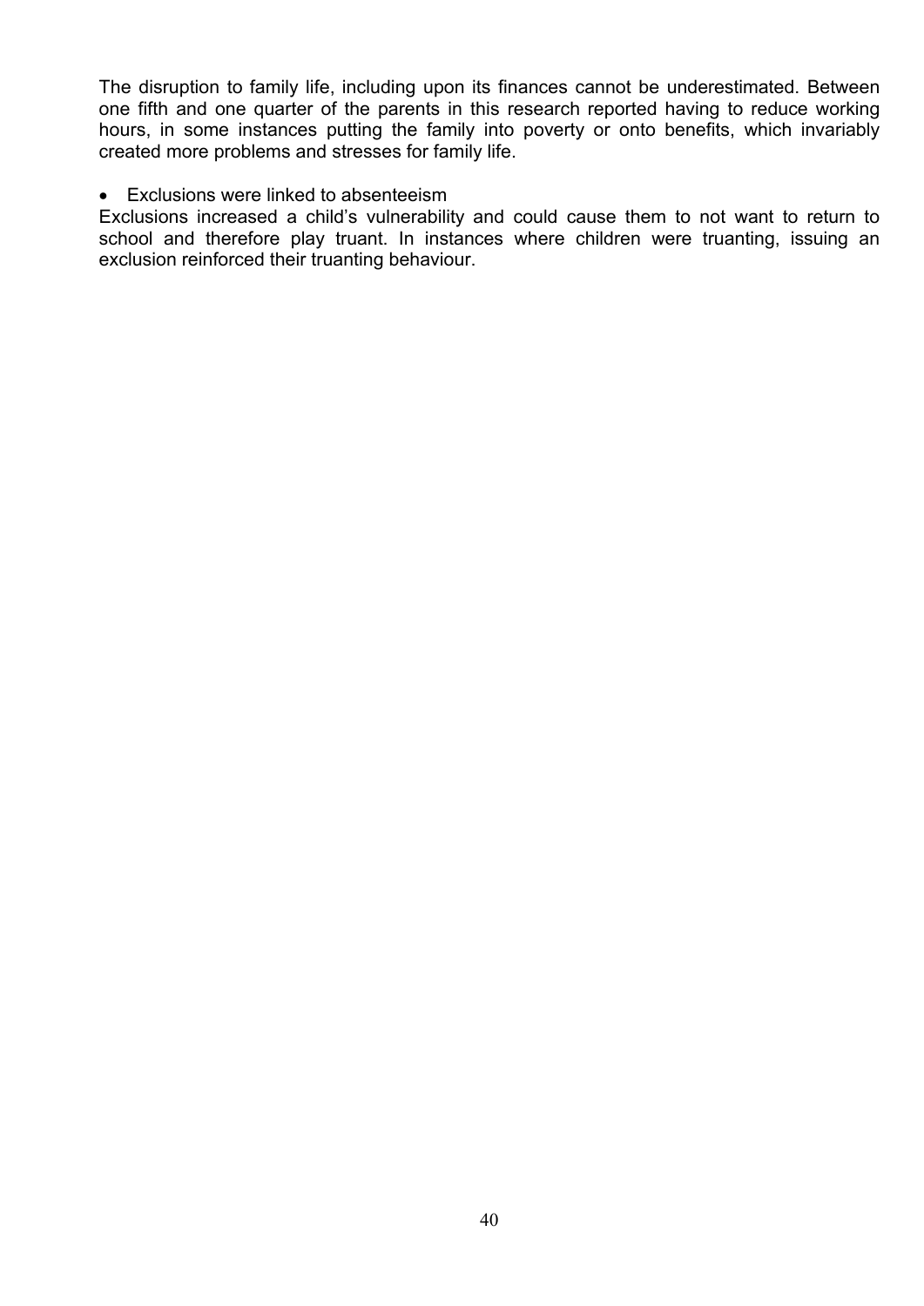The disruption to family life, including upon its finances cannot be underestimated. Between one fifth and one quarter of the parents in this research reported having to reduce working hours, in some instances putting the family into poverty or onto benefits, which invariably created more problems and stresses for family life.

- Exclusions were linked to absenteeism

Exclusions increased a child's vulnerability and could cause them to not want to return to school and therefore play truant. In instances where children were truanting, issuing an exclusion reinforced their truanting behaviour.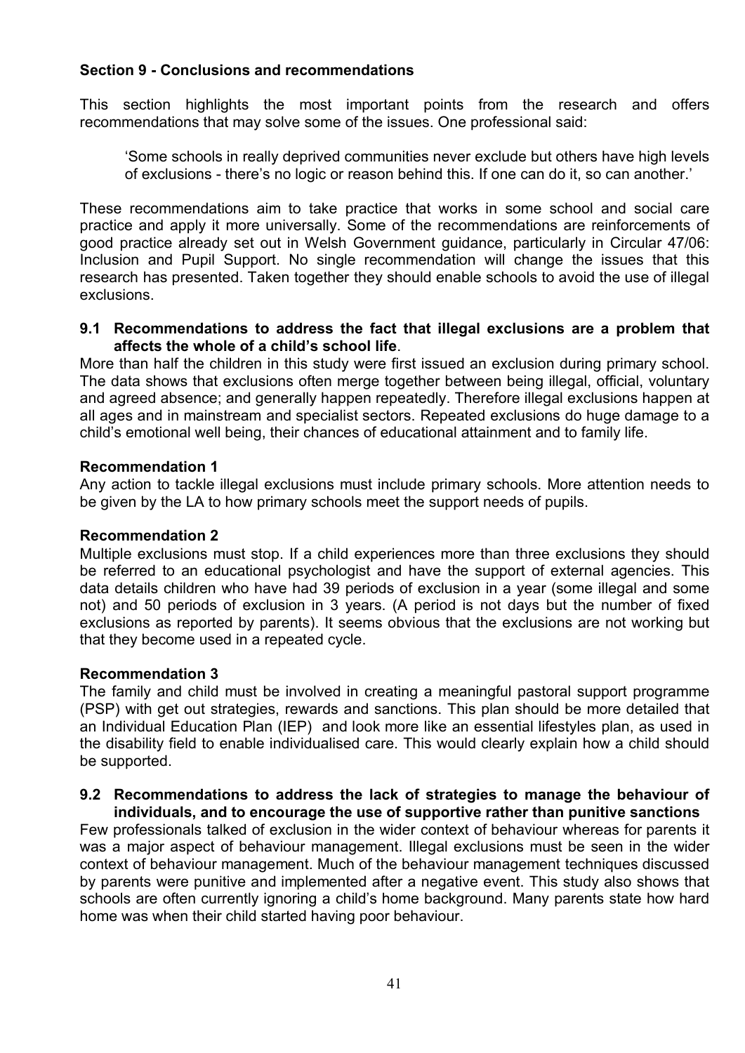## Section 9 - Conclusions and recommendations

This section highlights the most important points from the research and offers recommendations that may solve some of the issues. One professional said:

> 'Some schools in really deprived communities never exclude but others have high levels of exclusions - there's no logic or reason behind this. If one can do it, so can another.'

These recommendations aim to take practice that works in some school and social care practice and apply it more universally. Some of the recommendations are reinforcements of good practice already set out in Welsh Government guidance, particularly in Circular 47/06: Inclusion and Pupil Support. No single recommendation will change the issues that this research has presented. Taken together they should enable schools to avoid the use of illegal exclusions.

### 9.1 Recommendations to address the fact that illegal exclusions are a problem that affects the whole of a child's school life.

More than half the children in this study were first issued an exclusion during primary school. The data shows that exclusions often merge together between being illegal, official, voluntary and agreed absence; and generally happen repeatedly. Therefore illegal exclusions happen at all ages and in mainstream and specialist sectors. Repeated exclusions do huge damage to a child's emotional well being, their chances of educational attainment and to family life.

**Recommendation 1**

Any action to tackle illegal exclusions must include primary schools. More attention needs to be given by the LA to how primary schools meet the support needs of pupils.

**Recommendation 2**

Multiple exclusions must stop. If a child experiences more than three exclusions they should be referred to an educational psychologist and have the support of external agencies. This data details children who have had 39 periods of exclusion in a year (some illegal and some not) and 50 periods of exclusion in 3 years. (A period is not days but the number of fixed exclusions as reported by parents). It seems obvious that the exclusions are not working but that they become used in a repeated cycle.

**Recommendation 3**

The family and child must be involved in creating a meaningful pastoral support programme (PSP) with get out strategies, rewards and sanctions. This plan should be more detailed that an Individual Education Plan (IEP) and look more like an essential lifestyles plan, as used in the disability field to enable individualised care. This would clearly explain how a child should be supported.

### 9.2 Recommendations to address the lack of strategies to manage the behaviour of individuals, and to encourage the use of supportive rather than punitive sanctions

Few professionals talked of exclusion in the wider context of behaviour whereas for parents it was a major aspect of behaviour management. Illegal exclusions must be seen in the wider context of behaviour management. Much of the behaviour management techniques discussed by parents were punitive and implemented after a negative event. This study also shows that schools are often currently ignoring a child's home background. Many parents state how hard home was when their child started having poor behaviour.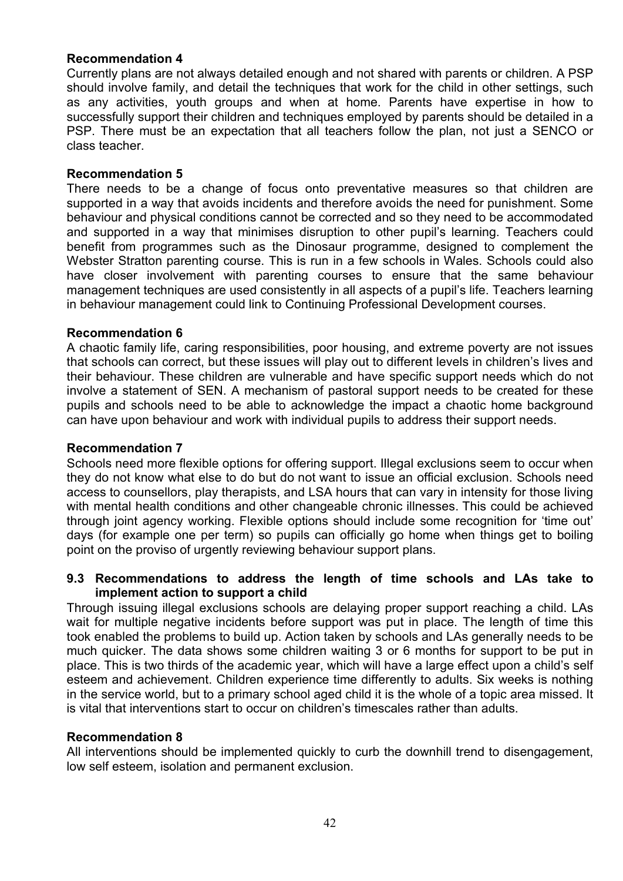**Recommendation 4**

Currently plans are not always detailed enough and not shared with parents or children. A PSP should involve family, and detail the techniques that work for the child in other settings, such as any activities, youth groups and when at home. Parents have expertise in how to successfully support their children and techniques employed by parents should be detailed in a PSP. There must be an expectation that all teachers follow the plan, not just a SENCO or class teacher.

**Recommendation 5**

There needs to be a change of focus onto preventative measures so that children are supported in a way that avoids incidents and therefore avoids the need for punishment. Some behaviour and physical conditions cannot be corrected and so they need to be accommodated and supported in a way that minimises disruption to other pupil's learning. Teachers could benefit from programmes such as the Dinosaur programme, designed to complement the Webster Stratton parenting course. This is run in a few schools in Wales. Schools could also have closer involvement with parenting courses to ensure that the same behaviour management techniques are used consistently in all aspects of a pupil's life. Teachers learning in behaviour management could link to Continuing Professional Development courses.

**Recommendation 6**

A chaotic family life, caring responsibilities, poor housing, and extreme poverty are not issues that schools can correct, but these issues will play out to different levels in children's lives and their behaviour. These children are vulnerable and have specific support needs which do not involve a statement of SEN. A mechanism of pastoral support needs to be created for these pupils and schools need to be able to acknowledge the impact a chaotic home background can have upon behaviour and work with individual pupils to address their support needs.

**Recommendation 7**

Schools need more flexible options for offering support. Illegal exclusions seem to occur when they do not know what else to do but do not want to issue an official exclusion. Schools need access to counsellors, play therapists, and LSA hours that can vary in intensity for those living with mental health conditions and other changeable chronic illnesses. This could be achieved through joint agency working. Flexible options should include some recognition for 'time out' days (for example one per term) so pupils can officially go home when things get to boiling point on the proviso of urgently reviewing behaviour support plans.

### 9.3 Recommendations to address the length of time schools and LAs take to implement action to support a child

Through issuing illegal exclusions schools are delaying proper support reaching a child. LAs wait for multiple negative incidents before support was put in place. The length of time this took enabled the problems to build up. Action taken by schools and LAs generally needs to be much quicker. The data shows some children waiting 3 or 6 months for support to be put in place. This is two thirds of the academic year, which will have a large effect upon a child's self esteem and achievement. Children experience time differently to adults. Six weeks is nothing in the service world, but to a primary school aged child it is the whole of a topic area missed. It is vital that interventions start to occur on children's timescales rather than adults.

**Recommendation 8**

All interventions should be implemented quickly to curb the downhill trend to disengagement, low self esteem, isolation and permanent exclusion.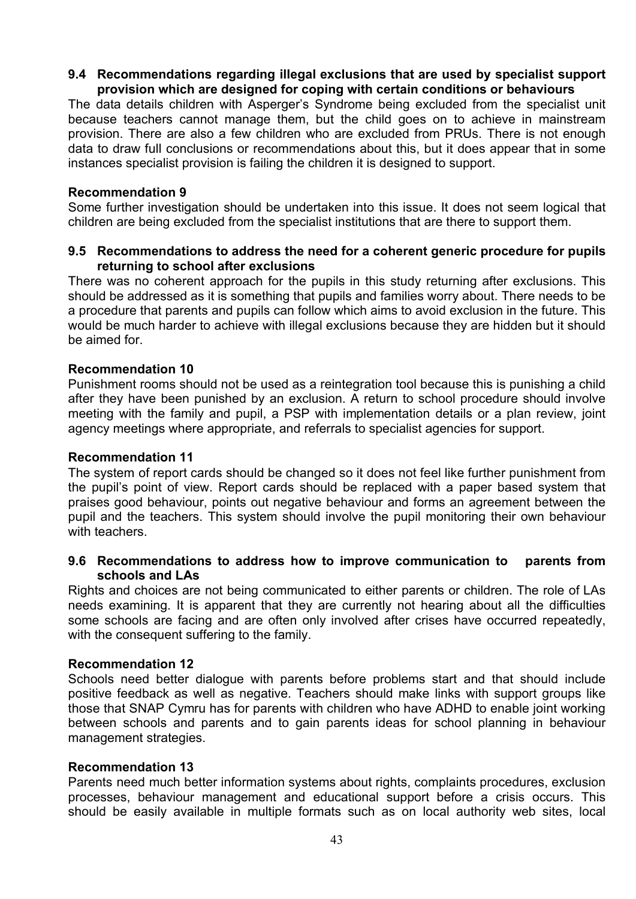### 9.4 Recommendations regarding illegal exclusions that are used by specialist support provision which are designed for coping with certain conditions or behaviours

The data details children with Asperger's Syndrome being excluded from the specialist unit because teachers cannot manage them, but the child goes on to achieve in mainstream provision. There are also a few children who are excluded from PRUs. There is not enough data to draw full conclusions or recommendations about this, but it does appear that in some instances specialist provision is failing the children it is designed to support.

**Recommendation 9**

Some further investigation should be undertaken into this issue. It does not seem logical that children are being excluded from the specialist institutions that are there to support them.

### 9.5 Recommendations to address the need for a coherent generic procedure for pupils returning to school after exclusions

There was no coherent approach for the pupils in this study returning after exclusions. This should be addressed as it is something that pupils and families worry about. There needs to be a procedure that parents and pupils can follow which aims to avoid exclusion in the future. This would be much harder to achieve with illegal exclusions because they are hidden but it should be aimed for.

**Recommendation 10**

Punishment rooms should not be used as a reintegration tool because this is punishing a child after they have been punished by an exclusion. A return to school procedure should involve meeting with the family and pupil, a PSP with implementation details or a plan review, joint agency meetings where appropriate, and referrals to specialist agencies for support.

**Recommendation 11**

The system of report cards should be changed so it does not feel like further punishment from the pupil's point of view. Report cards should be replaced with a paper based system that praises good behaviour, points out negative behaviour and forms an agreement between the pupil and the teachers. This system should involve the pupil monitoring their own behaviour with teachers.

### 9.6 Recommendations to address how to improve communication to parents from schools and LAs

Rights and choices are not being communicated to either parents or children. The role of LAs needs examining. It is apparent that they are currently not hearing about all the difficulties some schools are facing and are often only involved after crises have occurred repeatedly, with the consequent suffering to the family.

**Recommendation 12**

Schools need better dialogue with parents before problems start and that should include positive feedback as well as negative. Teachers should make links with support groups like those that SNAP Cymru has for parents with children who have ADHD to enable joint working between schools and parents and to gain parents ideas for school planning in behaviour management strategies.

**Recommendation 13**

Parents need much better information systems about rights, complaints procedures, exclusion processes, behaviour management and educational support before a crisis occurs. This should be easily available in multiple formats such as on local authority web sites, local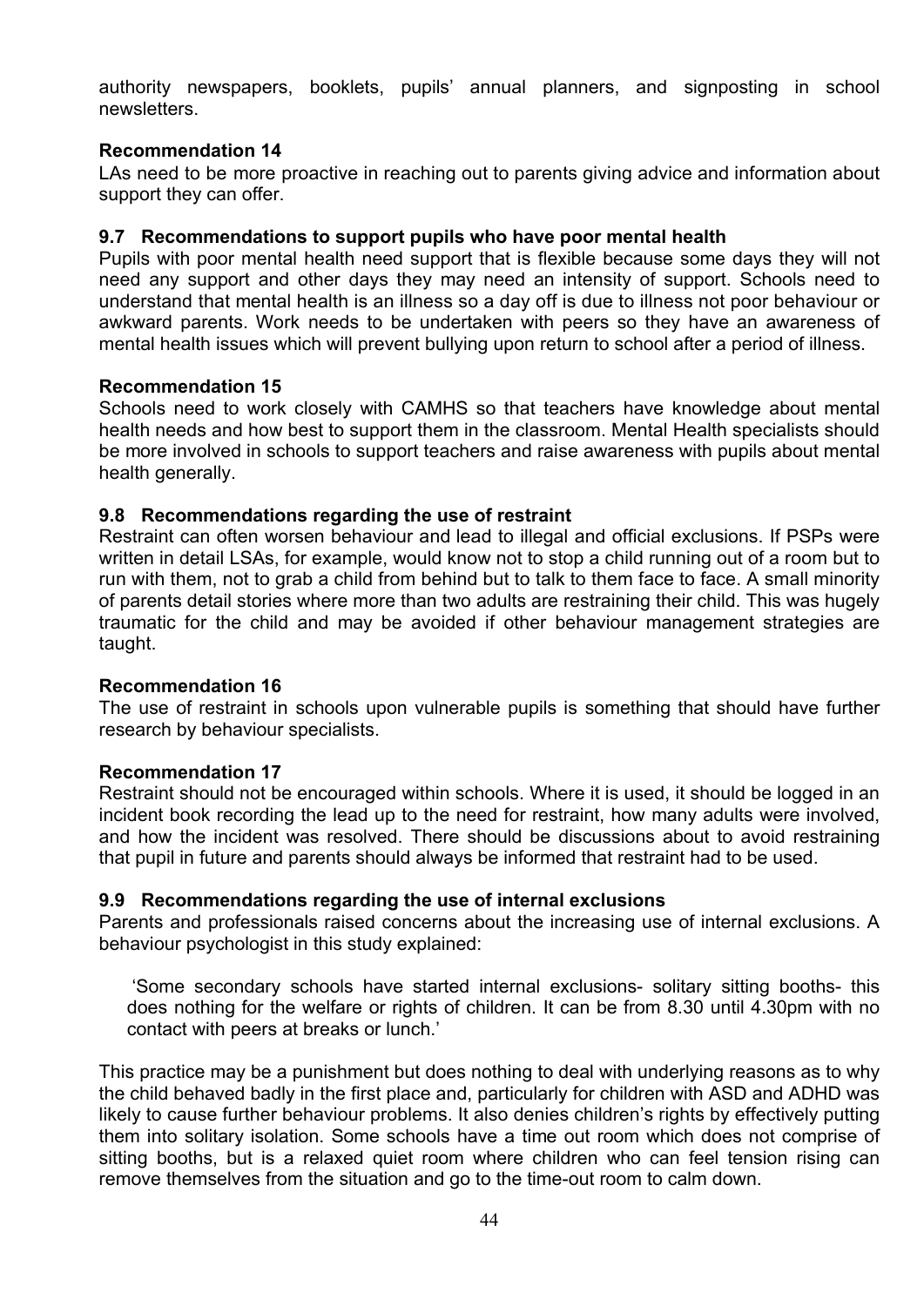authority newspapers, booklets, pupils' annual planners, and signposting in school newsletters.

**Recommendation 14**

LAs need to be more proactive in reaching out to parents giving advice and information about support they can offer.

### 9.7 Recommendations to support pupils who have poor mental health

Pupils with poor mental health need support that is flexible because some days they will not need any support and other days they may need an intensity of support. Schools need to understand that mental health is an illness so a day off is due to illness not poor behaviour or awkward parents. Work needs to be undertaken with peers so they have an awareness of mental health issues which will prevent bullying upon return to school after a period of illness.

**Recommendation 15**

Schools need to work closely with CAMHS so that teachers have knowledge about mental health needs and how best to support them in the classroom. Mental Health specialists should be more involved in schools to support teachers and raise awareness with pupils about mental health generally.

### 9.8 Recommendations regarding the use of restraint

Restraint can often worsen behaviour and lead to illegal and official exclusions. If PSPs were written in detail LSAs, for example, would know not to stop a child running out of a room but to run with them, not to grab a child from behind but to talk to them face to face. A small minority of parents detail stories where more than two adults are restraining their child. This was hugely traumatic for the child and may be avoided if other behaviour management strategies are taught.

**Recommendation 16**

The use of restraint in schools upon vulnerable pupils is something that should have further research by behaviour specialists.

**Recommendation 17**

Restraint should not be encouraged within schools. Where it is used, it should be logged in an incident book recording the lead up to the need for restraint, how many adults were involved, and how the incident was resolved. There should be discussions about to avoid restraining that pupil in future and parents should always be informed that restraint had to be used.

### 9.9 Recommendations regarding the use of internal exclusions

Parents and professionals raised concerns about the increasing use of internal exclusions. A behaviour psychologist in this study explained:

> 'Some secondary schools have started internal exclusions- solitary sitting booths- this does nothing for the welfare or rights of children. It can be from 8.30 until 4.30pm with no contact with peers at breaks or lunch.'

This practice may be a punishment but does nothing to deal with underlying reasons as to why the child behaved badly in the first place and, particularly for children with ASD and ADHD was likely to cause further behaviour problems. It also denies children's rights by effectively putting them into solitary isolation. Some schools have a time out room which does not comprise of sitting booths, but is a relaxed quiet room where children who can feel tension rising can remove themselves from the situation and go to the time-out room to calm down.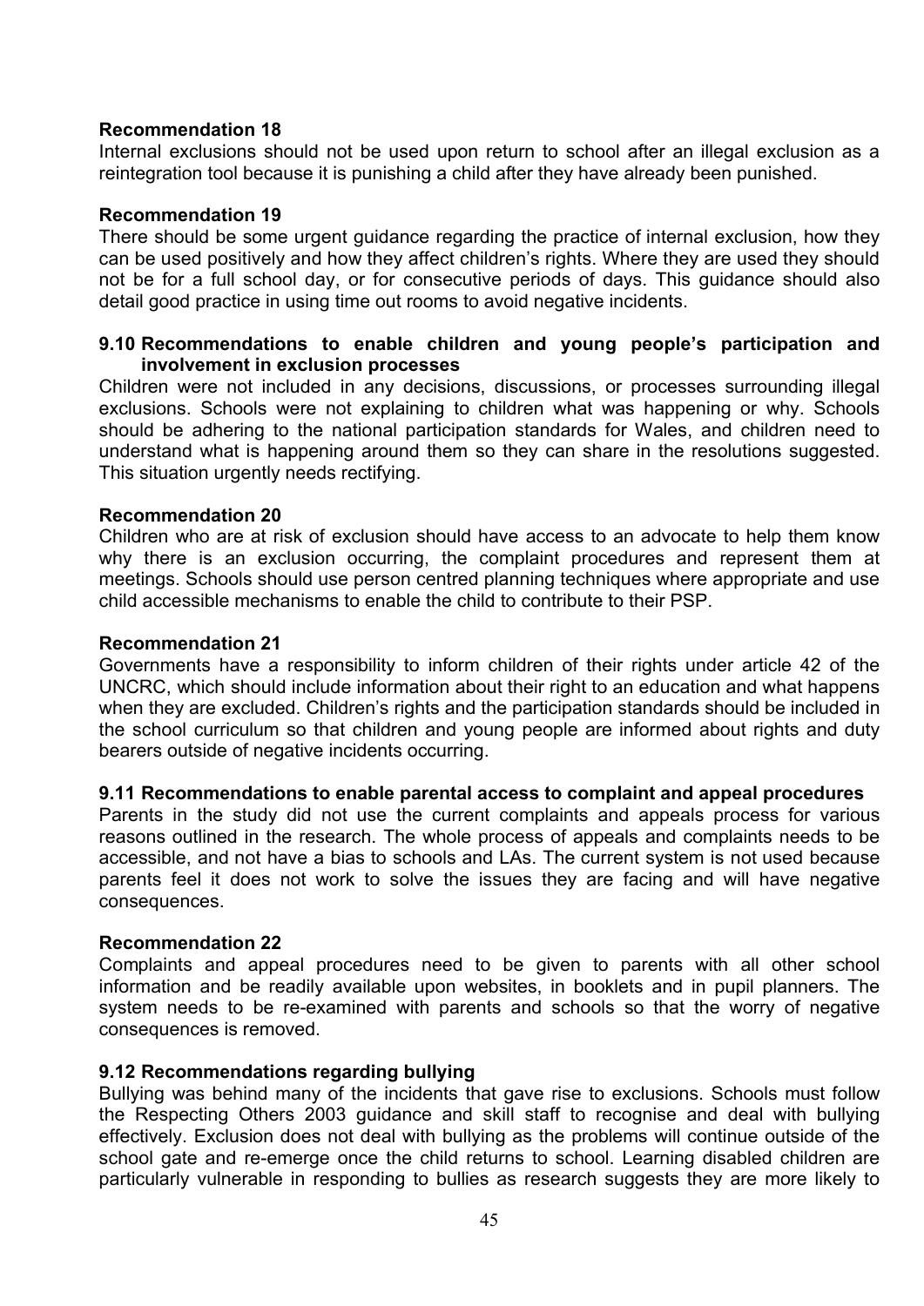**Recommendation 18**
Internal exclusions should not be used upon return to school after an illegal exclusion as a reintegration tool because it is punishing a child after they have already been punished.

**Recommendation 19**
There should be some urgent guidance regarding the practice of internal exclusion, how they can be used positively and how they affect children's rights. Where they are used they should not be for a full school day, or for consecutive periods of days. This guidance should also detail good practice in using time out rooms to avoid negative incidents.

### 9.10 Recommendations to enable children and young people's participation and involvement in exclusion processes

Children were not included in any decisions, discussions, or processes surrounding illegal exclusions. Schools were not explaining to children what was happening or why. Schools should be adhering to the national participation standards for Wales, and children need to understand what is happening around them so they can share in the resolutions suggested. This situation urgently needs rectifying.

**Recommendation 20**
Children who are at risk of exclusion should have access to an advocate to help them know why there is an exclusion occurring, the complaint procedures and represent them at meetings. Schools should use person centred planning techniques where appropriate and use child accessible mechanisms to enable the child to contribute to their PSP.

**Recommendation 21**
Governments have a responsibility to inform children of their rights under article 42 of the UNCRC, which should include information about their right to an education and what happens when they are excluded. Children's rights and the participation standards should be included in the school curriculum so that children and young people are informed about rights and duty bearers outside of negative incidents occurring.

### 9.11 Recommendations to enable parental access to complaint and appeal procedures

Parents in the study did not use the current complaints and appeals process for various reasons outlined in the research. The whole process of appeals and complaints needs to be accessible, and not have a bias to schools and LAs. The current system is not used because parents feel it does not work to solve the issues they are facing and will have negative consequences.

**Recommendation 22**
Complaints and appeal procedures need to be given to parents with all other school information and be readily available upon websites, in booklets and in pupil planners. The system needs to be re-examined with parents and schools so that the worry of negative consequences is removed.

### 9.12 Recommendations regarding bullying

Bullying was behind many of the incidents that gave rise to exclusions. Schools must follow the Respecting Others 2003 guidance and skill staff to recognise and deal with bullying effectively. Exclusion does not deal with bullying as the problems will continue outside of the school gate and re-emerge once the child returns to school. Learning disabled children are particularly vulnerable in responding to bullies as research suggests they are more likely to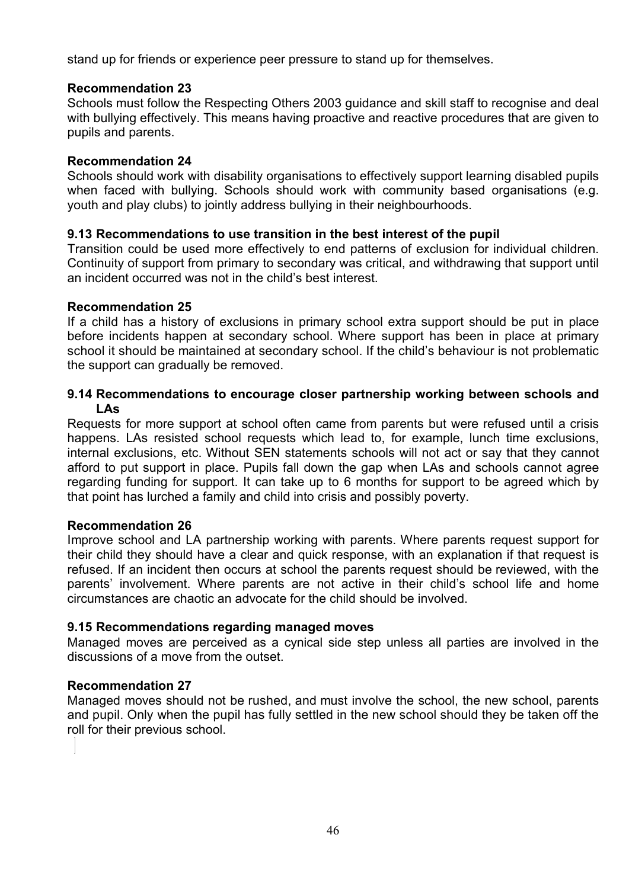stand up for friends or experience peer pressure to stand up for themselves.

**Recommendation 23**

Schools must follow the Respecting Others 2003 guidance and skill staff to recognise and deal with bullying effectively. This means having proactive and reactive procedures that are given to pupils and parents.

**Recommendation 24**

Schools should work with disability organisations to effectively support learning disabled pupils when faced with bullying. Schools should work with community based organisations (e.g. youth and play clubs) to jointly address bullying in their neighbourhoods.

### 9.13 Recommendations to use transition in the best interest of the pupil

Transition could be used more effectively to end patterns of exclusion for individual children. Continuity of support from primary to secondary was critical, and withdrawing that support until an incident occurred was not in the child's best interest.

**Recommendation 25**

If a child has a history of exclusions in primary school extra support should be put in place before incidents happen at secondary school. Where support has been in place at primary school it should be maintained at secondary school. If the child's behaviour is not problematic the support can gradually be removed.

### 9.14 Recommendations to encourage closer partnership working between schools and LAs

Requests for more support at school often came from parents but were refused until a crisis happens. LAs resisted school requests which lead to, for example, lunch time exclusions, internal exclusions, etc. Without SEN statements schools will not act or say that they cannot afford to put support in place. Pupils fall down the gap when LAs and schools cannot agree regarding funding for support. It can take up to 6 months for support to be agreed which by that point has lurched a family and child into crisis and possibly poverty.

**Recommendation 26**

Improve school and LA partnership working with parents. Where parents request support for their child they should have a clear and quick response, with an explanation if that request is refused. If an incident then occurs at school the parents request should be reviewed, with the parents' involvement. Where parents are not active in their child's school life and home circumstances are chaotic an advocate for the child should be involved.

### 9.15 Recommendations regarding managed moves

Managed moves are perceived as a cynical side step unless all parties are involved in the discussions of a move from the outset.

**Recommendation 27**

Managed moves should not be rushed, and must involve the school, the new school, parents and pupil. Only when the pupil has fully settled in the new school should they be taken off the roll for their previous school.